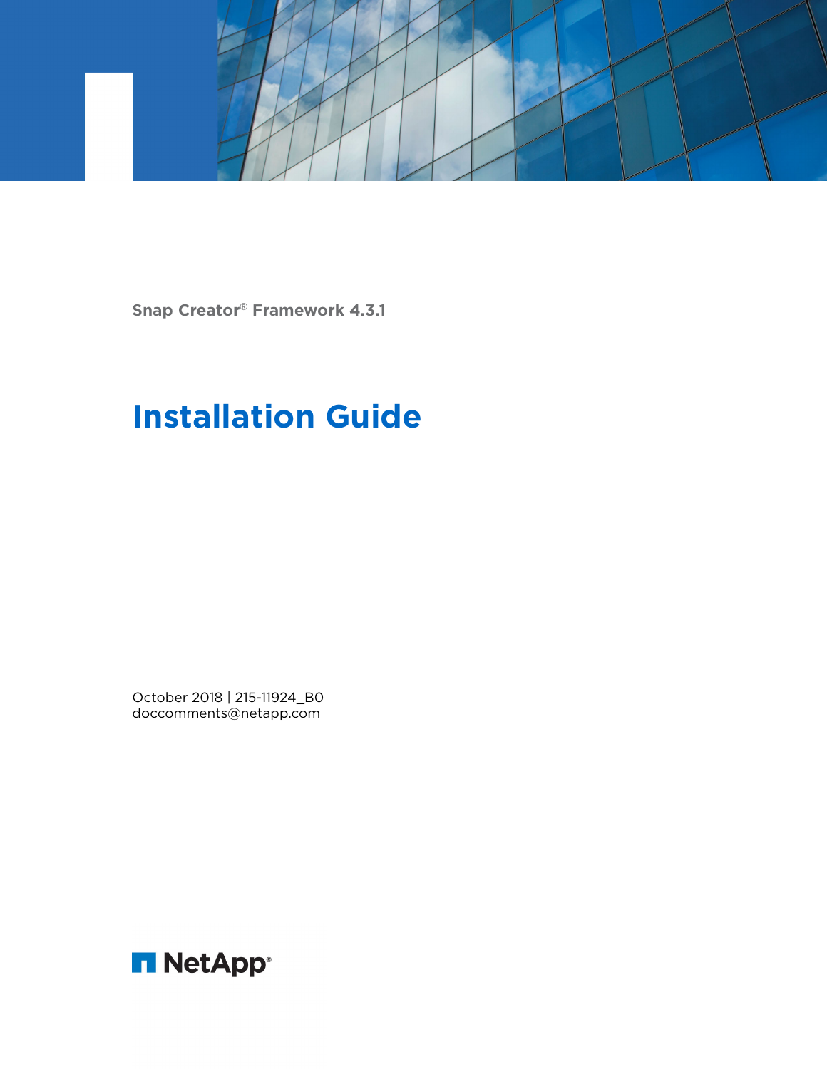Snap Creator® Framework 4.3.1

# Installation Guide

October 2018 | 215-11924_B0
doccomments@netapp.com

NetApp®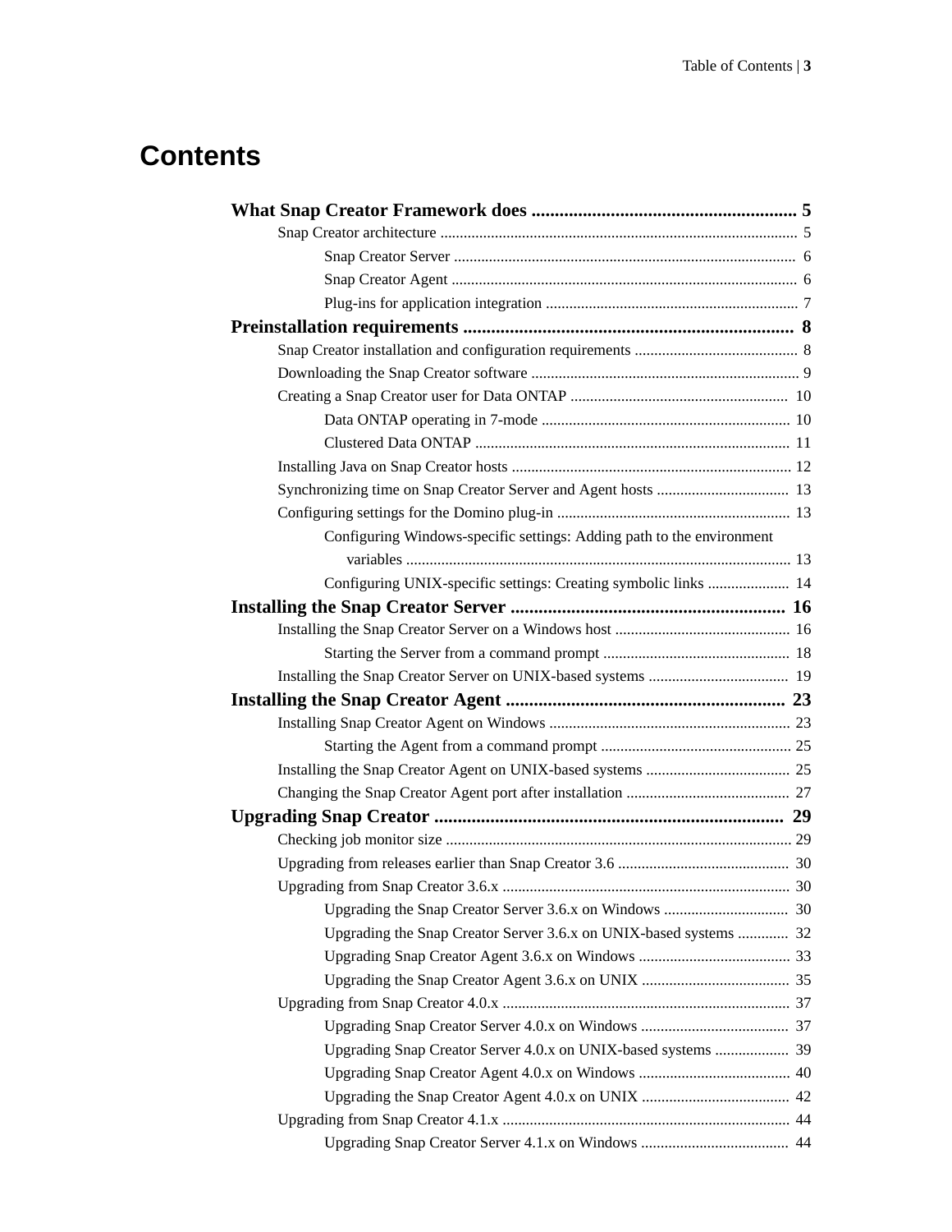# Contents

**What Snap Creator Framework does** ........................................................ **5**

- Snap Creator architecture ........................................................................................ 5
  - Snap Creator Server ....................................................................................... 6
  - Snap Creator Agent ........................................................................................ 6
  - Plug-ins for application integration ................................................................ 7

**Preinstallation requirements** ...................................................................... **8**

- Snap Creator installation and configuration requirements .......................................... 8
- Downloading the Snap Creator software .................................................................... 9
- Creating a Snap Creator user for Data ONTAP ....................................................... 10
  - Data ONTAP operating in 7-mode ............................................................... 10
  - Clustered Data ONTAP ................................................................................ 11
- Installing Java on Snap Creator hosts ....................................................................... 12
- Synchronizing time on Snap Creator Server and Agent hosts .................................. 13
- Configuring settings for the Domino plug-in ........................................................... 13
  - Configuring Windows-specific settings: Adding path to the environment variables .................................................................................................. 13
  - Configuring UNIX-specific settings: Creating symbolic links ..................... 14

**Installing the Snap Creator Server** .......................................................... **16**

- Installing the Snap Creator Server on a Windows host ............................................ 16
  - Starting the Server from a command prompt ................................................ 18
- Installing the Snap Creator Server on UNIX-based systems .................................... 19

**Installing the Snap Creator Agent** ........................................................... **23**

- Installing Snap Creator Agent on Windows ............................................................. 23
  - Starting the Agent from a command prompt ................................................ 25
- Installing the Snap Creator Agent on UNIX-based systems ..................................... 25
- Changing the Snap Creator Agent port after installation .......................................... 27

**Upgrading Snap Creator** .......................................................................... **29**

- Checking job monitor size ........................................................................................ 29
- Upgrading from releases earlier than Snap Creator 3.6 ............................................ 30
- Upgrading from Snap Creator 3.6.x ......................................................................... 30
  - Upgrading the Snap Creator Server 3.6.x on Windows ................................ 30
  - Upgrading the Snap Creator Server 3.6.x on UNIX-based systems ............. 32
  - Upgrading Snap Creator Agent 3.6.x on Windows ...................................... 33
  - Upgrading the Snap Creator Agent 3.6.x on UNIX ..................................... 35
- Upgrading from Snap Creator 4.0.x ......................................................................... 37
  - Upgrading Snap Creator Server 4.0.x on Windows ..................................... 37
  - Upgrading Snap Creator Server 4.0.x on UNIX-based systems ................... 39
  - Upgrading Snap Creator Agent 4.0.x on Windows ...................................... 40
  - Upgrading the Snap Creator Agent 4.0.x on UNIX ..................................... 42
- Upgrading from Snap Creator 4.1.x ......................................................................... 44
  - Upgrading Snap Creator Server 4.1.x on Windows ..................................... 44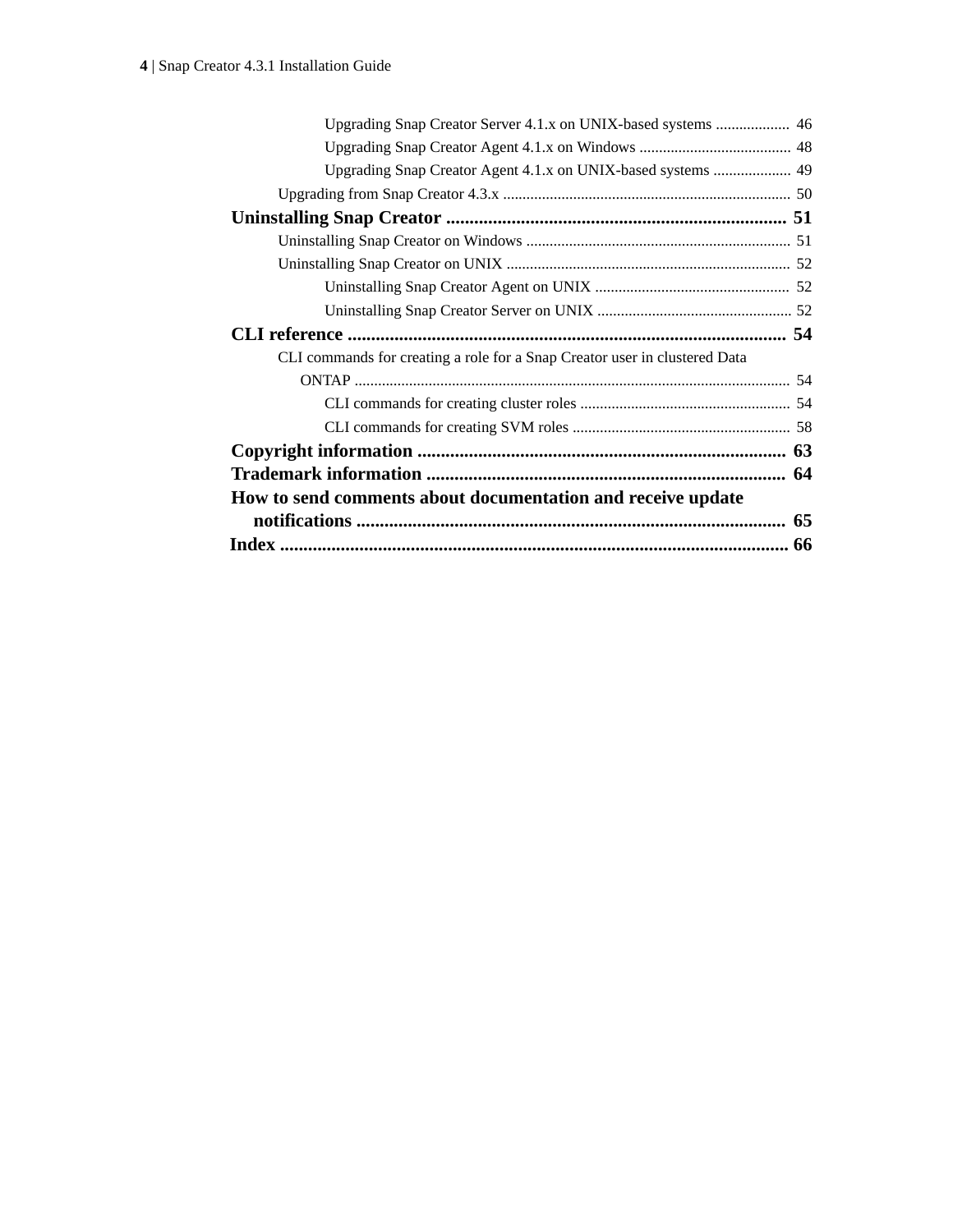Upgrading Snap Creator Server 4.1.x on UNIX-based systems ... 46
Upgrading Snap Creator Agent 4.1.x on Windows ... 48
Upgrading Snap Creator Agent 4.1.x on UNIX-based systems ... 49
Upgrading from Snap Creator 4.3.x ... 50

**Uninstalling Snap Creator ... 51**

Uninstalling Snap Creator on Windows ... 51
Uninstalling Snap Creator on UNIX ... 52
Uninstalling Snap Creator Agent on UNIX ... 52
Uninstalling Snap Creator Server on UNIX ... 52

**CLI reference ... 54**

CLI commands for creating a role for a Snap Creator user in clustered Data ONTAP ... 54
CLI commands for creating cluster roles ... 54
CLI commands for creating SVM roles ... 58

**Copyright information ... 63**

**Trademark information ... 64**

**How to send comments about documentation and receive update notifications ... 65**

**Index ... 66**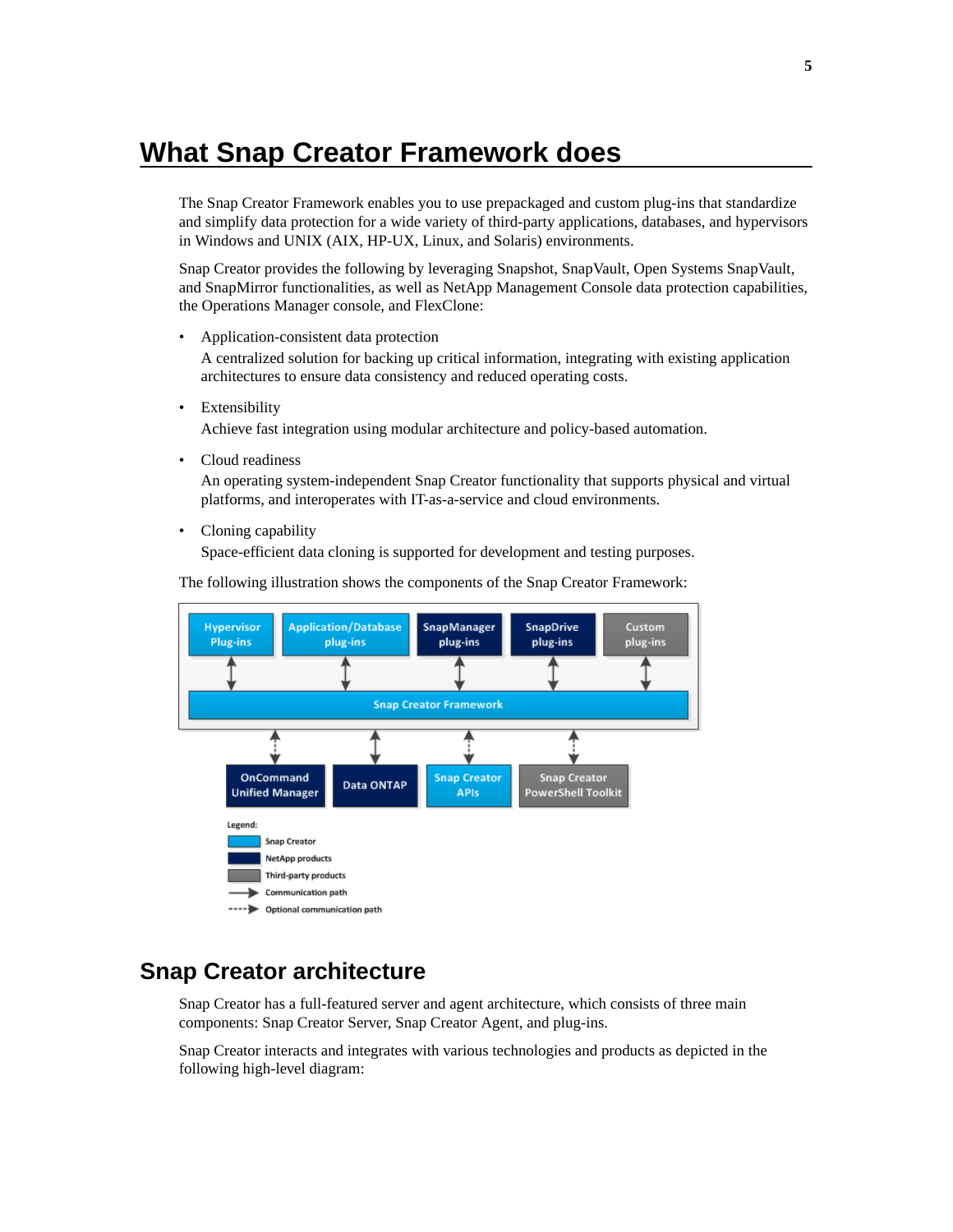# What Snap Creator Framework does

The Snap Creator Framework enables you to use prepackaged and custom plug-ins that standardize and simplify data protection for a wide variety of third-party applications, databases, and hypervisors in Windows and UNIX (AIX, HP-UX, Linux, and Solaris) environments.

Snap Creator provides the following by leveraging Snapshot, SnapVault, Open Systems SnapVault, and SnapMirror functionalities, as well as NetApp Management Console data protection capabilities, the Operations Manager console, and FlexClone:

- Application-consistent data protection
  A centralized solution for backing up critical information, integrating with existing application architectures to ensure data consistency and reduced operating costs.
- Extensibility
  Achieve fast integration using modular architecture and policy-based automation.
- Cloud readiness
  An operating system-independent Snap Creator functionality that supports physical and virtual platforms, and interoperates with IT-as-a-service and cloud environments.
- Cloning capability
  Space-efficient data cloning is supported for development and testing purposes.

The following illustration shows the components of the Snap Creator Framework:

Hypervisor Plug-ins | Application/Database plug-ins | SnapManager plug-ins | SnapDrive plug-ins | Custom plug-ins

Snap Creator Framework

OnCommand Unified Manager | Data ONTAP | Snap Creator APIs | Snap Creator PowerShell Toolkit

Legend:
- Snap Creator
- NetApp products
- Third-party products
- Communication path
- Optional communication path

## Snap Creator architecture

Snap Creator has a full-featured server and agent architecture, which consists of three main components: Snap Creator Server, Snap Creator Agent, and plug-ins.

Snap Creator interacts and integrates with various technologies and products as depicted in the following high-level diagram: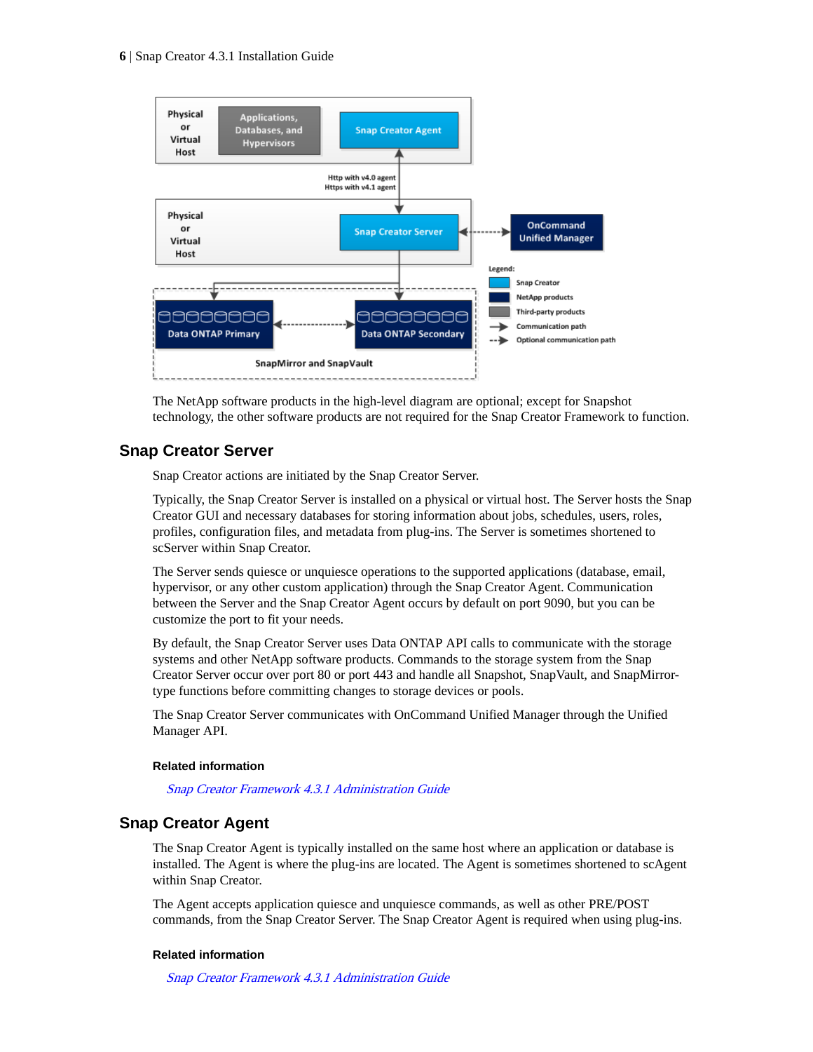The NetApp software products in the high-level diagram are optional; except for Snapshot technology, the other software products are not required for the Snap Creator Framework to function.

## Snap Creator Server

Snap Creator actions are initiated by the Snap Creator Server.

Typically, the Snap Creator Server is installed on a physical or virtual host. The Server hosts the Snap Creator GUI and necessary databases for storing information about jobs, schedules, users, roles, profiles, configuration files, and metadata from plug-ins. The Server is sometimes shortened to scServer within Snap Creator.

The Server sends quiesce or unquiesce operations to the supported applications (database, email, hypervisor, or any other custom application) through the Snap Creator Agent. Communication between the Server and the Snap Creator Agent occurs by default on port 9090, but you can be customize the port to fit your needs.

By default, the Snap Creator Server uses Data ONTAP API calls to communicate with the storage systems and other NetApp software products. Commands to the storage system from the Snap Creator Server occur over port 80 or port 443 and handle all Snapshot, SnapVault, and SnapMirror-type functions before committing changes to storage devices or pools.

The Snap Creator Server communicates with OnCommand Unified Manager through the Unified Manager API.

#### Related information

*Snap Creator Framework 4.3.1 Administration Guide*

## Snap Creator Agent

The Snap Creator Agent is typically installed on the same host where an application or database is installed. The Agent is where the plug-ins are located. The Agent is sometimes shortened to scAgent within Snap Creator.

The Agent accepts application quiesce and unquiesce commands, as well as other PRE/POST commands, from the Snap Creator Server. The Snap Creator Agent is required when using plug-ins.

#### Related information

*Snap Creator Framework 4.3.1 Administration Guide*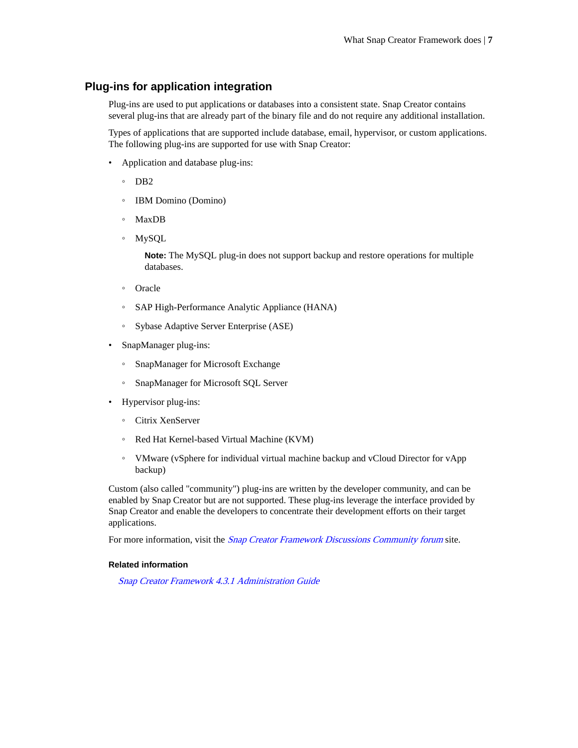## Plug-ins for application integration

Plug-ins are used to put applications or databases into a consistent state. Snap Creator contains several plug-ins that are already part of the binary file and do not require any additional installation.

Types of applications that are supported include database, email, hypervisor, or custom applications. The following plug-ins are supported for use with Snap Creator:

- Application and database plug-ins:
  - DB2
  - IBM Domino (Domino)
  - MaxDB
  - MySQL

    **Note:** The MySQL plug-in does not support backup and restore operations for multiple databases.

  - Oracle
  - SAP High-Performance Analytic Appliance (HANA)
  - Sybase Adaptive Server Enterprise (ASE)
- SnapManager plug-ins:
  - SnapManager for Microsoft Exchange
  - SnapManager for Microsoft SQL Server
- Hypervisor plug-ins:
  - Citrix XenServer
  - Red Hat Kernel-based Virtual Machine (KVM)
  - VMware (vSphere for individual virtual machine backup and vCloud Director for vApp backup)

Custom (also called "community") plug-ins are written by the developer community, and can be enabled by Snap Creator but are not supported. These plug-ins leverage the interface provided by Snap Creator and enable the developers to concentrate their development efforts on their target applications.

For more information, visit the *Snap Creator Framework Discussions Community forum* site.

#### Related information

*Snap Creator Framework 4.3.1 Administration Guide*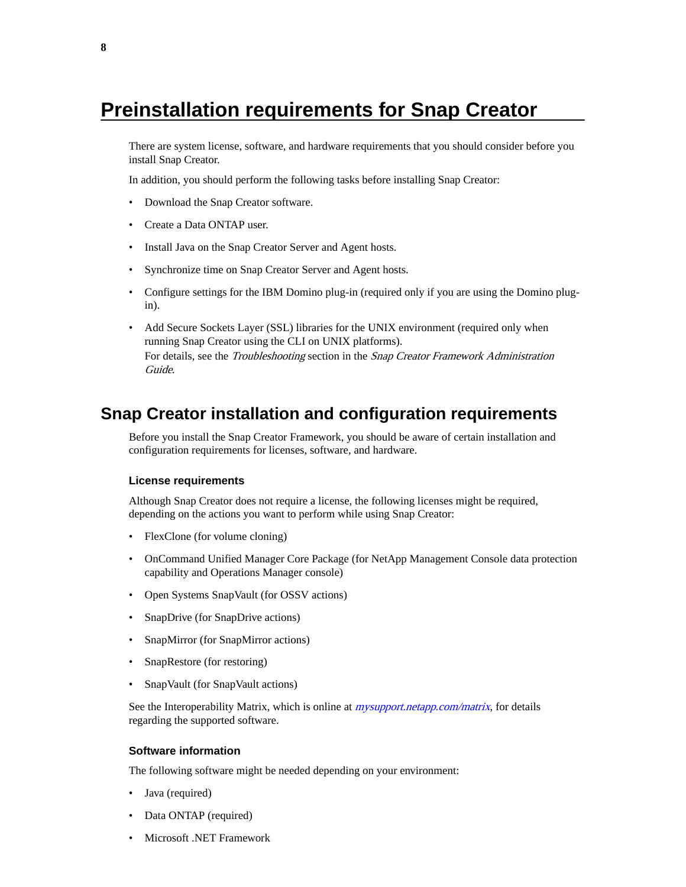# Preinstallation requirements for Snap Creator

There are system license, software, and hardware requirements that you should consider before you install Snap Creator.

In addition, you should perform the following tasks before installing Snap Creator:

- Download the Snap Creator software.
- Create a Data ONTAP user.
- Install Java on the Snap Creator Server and Agent hosts.
- Synchronize time on Snap Creator Server and Agent hosts.
- Configure settings for the IBM Domino plug-in (required only if you are using the Domino plug-in).
- Add Secure Sockets Layer (SSL) libraries for the UNIX environment (required only when running Snap Creator using the CLI on UNIX platforms).
  For details, see the *Troubleshooting* section in the *Snap Creator Framework Administration Guide*.

## Snap Creator installation and configuration requirements

Before you install the Snap Creator Framework, you should be aware of certain installation and configuration requirements for licenses, software, and hardware.

### License requirements

Although Snap Creator does not require a license, the following licenses might be required, depending on the actions you want to perform while using Snap Creator:

- FlexClone (for volume cloning)
- OnCommand Unified Manager Core Package (for NetApp Management Console data protection capability and Operations Manager console)
- Open Systems SnapVault (for OSSV actions)
- SnapDrive (for SnapDrive actions)
- SnapMirror (for SnapMirror actions)
- SnapRestore (for restoring)
- SnapVault (for SnapVault actions)

See the Interoperability Matrix, which is online at *mysupport.netapp.com/matrix*, for details regarding the supported software.

### Software information

The following software might be needed depending on your environment:

- Java (required)
- Data ONTAP (required)
- Microsoft .NET Framework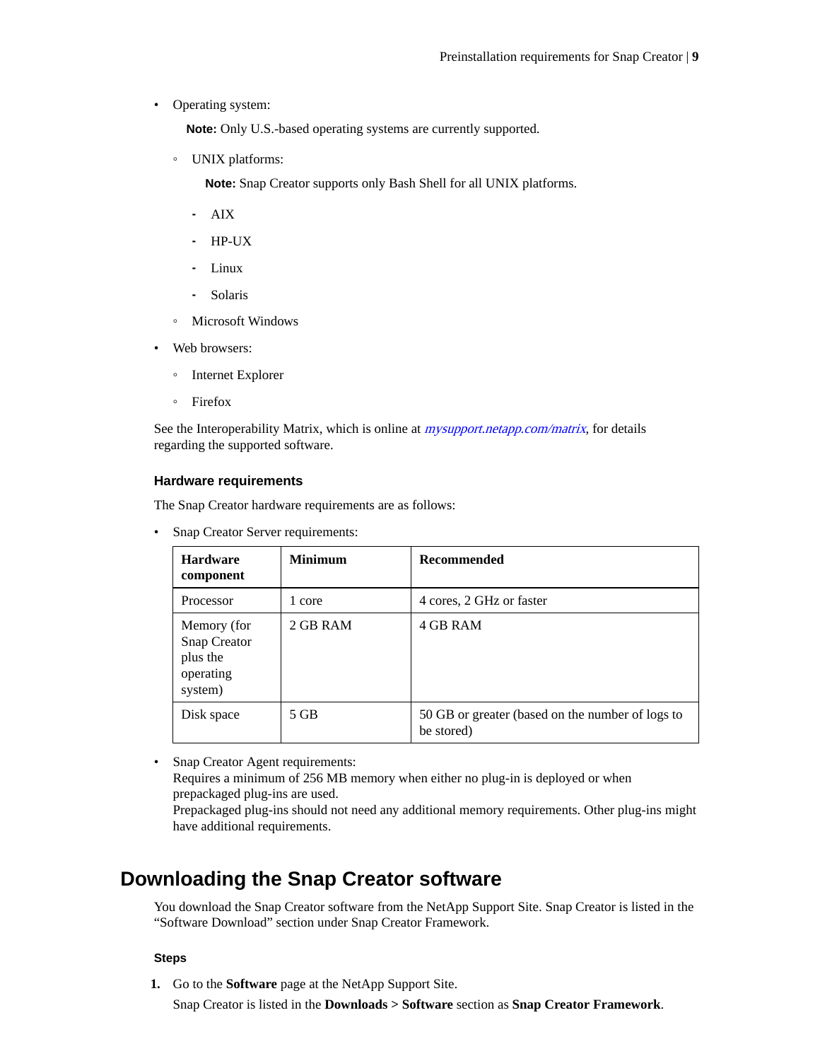- Operating system:

  **Note:** Only U.S.-based operating systems are currently supported.

  - UNIX platforms:

    **Note:** Snap Creator supports only Bash Shell for all UNIX platforms.

    - AIX
    - HP-UX
    - Linux
    - Solaris
  - Microsoft Windows
- Web browsers:
  - Internet Explorer
  - Firefox

See the Interoperability Matrix, which is online at *mysupport.netapp.com/matrix*, for details regarding the supported software.

### Hardware requirements

The Snap Creator hardware requirements are as follows:

- Snap Creator Server requirements:

| Hardware component | Minimum | Recommended |
|---|---|---|
| Processor | 1 core | 4 cores, 2 GHz or faster |
| Memory (for Snap Creator plus the operating system) | 2 GB RAM | 4 GB RAM |
| Disk space | 5 GB | 50 GB or greater (based on the number of logs to be stored) |

- Snap Creator Agent requirements:
  Requires a minimum of 256 MB memory when either no plug-in is deployed or when prepackaged plug-ins are used.
  Prepackaged plug-ins should not need any additional memory requirements. Other plug-ins might have additional requirements.

## Downloading the Snap Creator software

You download the Snap Creator software from the NetApp Support Site. Snap Creator is listed in the “Software Download” section under Snap Creator Framework.

### Steps

1. Go to the **Software** page at the NetApp Support Site.
   Snap Creator is listed in the **Downloads > Software** section as **Snap Creator Framework**.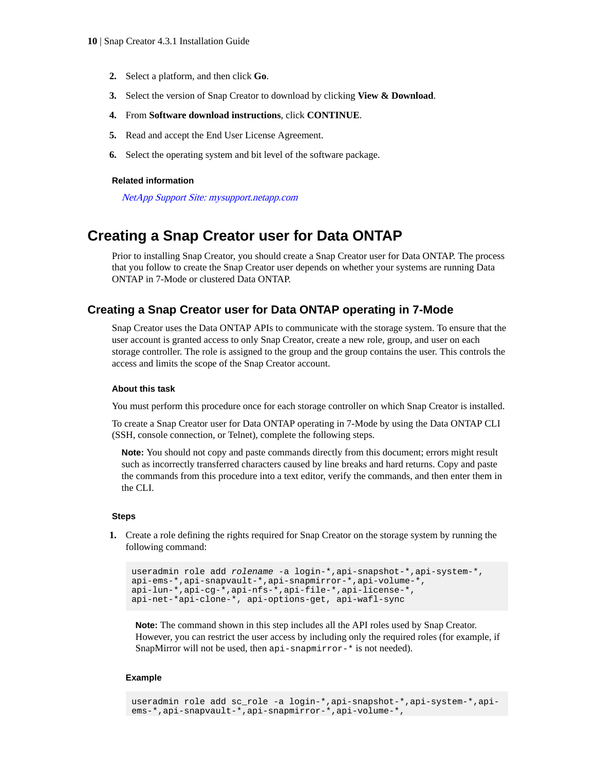2. Select a platform, and then click **Go**.
3. Select the version of Snap Creator to download by clicking **View & Download**.
4. From **Software download instructions**, click **CONTINUE**.
5. Read and accept the End User License Agreement.
6. Select the operating system and bit level of the software package.

#### Related information

*NetApp Support Site: mysupport.netapp.com*

## Creating a Snap Creator user for Data ONTAP

Prior to installing Snap Creator, you should create a Snap Creator user for Data ONTAP. The process that you follow to create the Snap Creator user depends on whether your systems are running Data ONTAP in 7-Mode or clustered Data ONTAP.

### Creating a Snap Creator user for Data ONTAP operating in 7-Mode

Snap Creator uses the Data ONTAP APIs to communicate with the storage system. To ensure that the user account is granted access to only Snap Creator, create a new role, group, and user on each storage controller. The role is assigned to the group and the group contains the user. This controls the access and limits the scope of the Snap Creator account.

#### About this task

You must perform this procedure once for each storage controller on which Snap Creator is installed.

To create a Snap Creator user for Data ONTAP operating in 7-Mode by using the Data ONTAP CLI (SSH, console connection, or Telnet), complete the following steps.

**Note:** You should not copy and paste commands directly from this document; errors might result such as incorrectly transferred characters caused by line breaks and hard returns. Copy and paste the commands from this procedure into a text editor, verify the commands, and then enter them in the CLI.

#### Steps

1. Create a role defining the rights required for Snap Creator on the storage system by running the following command:

```
useradmin role add rolename -a login-*,api-snapshot-*,api-system-*,
api-ems-*,api-snapvault-*,api-snapmirror-*,api-volume-*,
api-lun-*,api-cg-*,api-nfs-*,api-file-*,api-license-*,
api-net-*api-clone-*, api-options-get, api-wafl-sync
```

**Note:** The command shown in this step includes all the API roles used by Snap Creator. However, you can restrict the user access by including only the required roles (for example, if SnapMirror will not be used, then `api-snapmirror-*` is not needed).

**Example**

```
useradmin role add sc_role -a login-*,api-snapshot-*,api-system-*,api-
ems-*,api-snapvault-*,api-snapmirror-*,api-volume-*,
```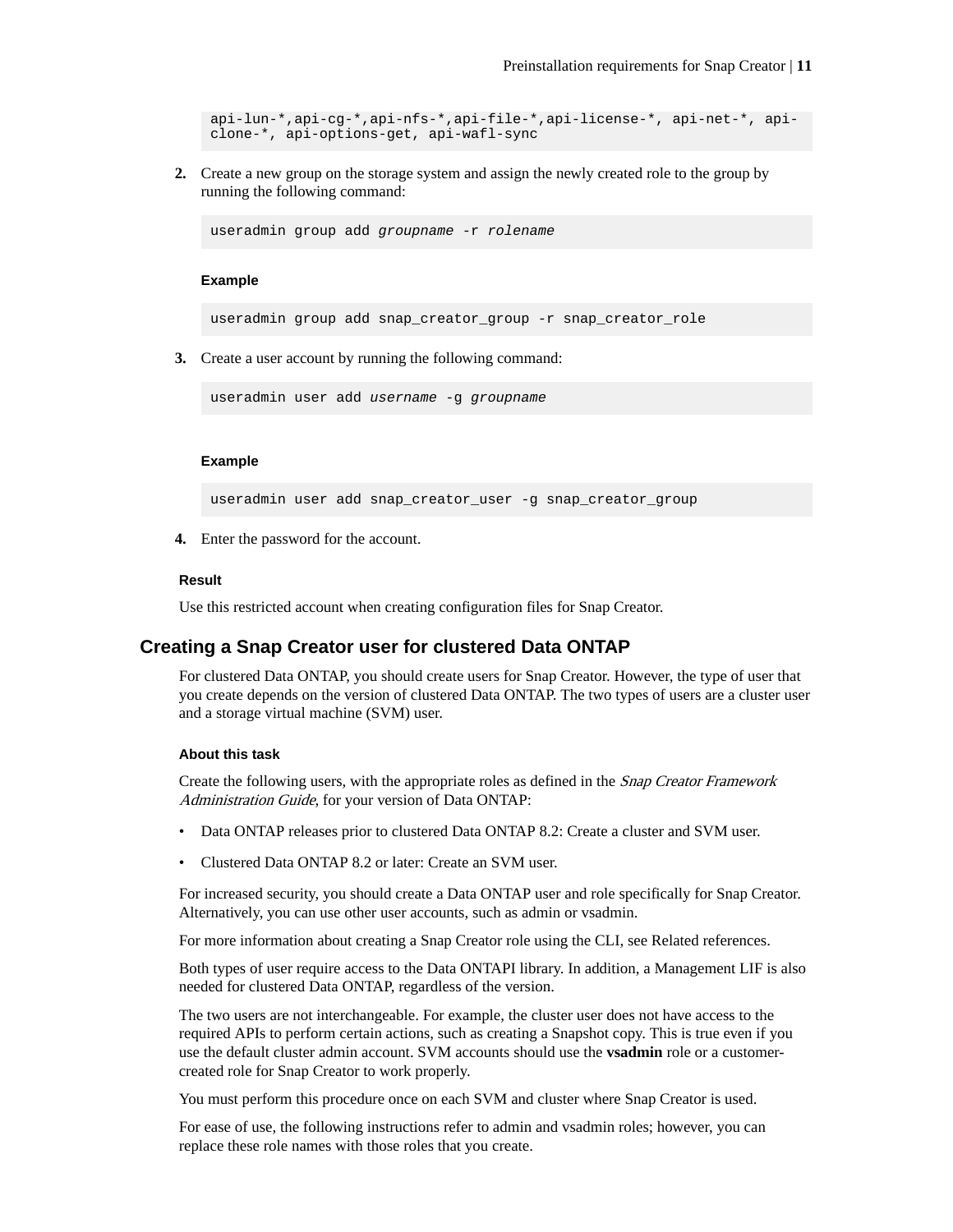```
api-lun-*,api-cg-*,api-nfs-*,api-file-*,api-license-*, api-net-*, api-clone-*, api-options-get, api-wafl-sync
```

2. Create a new group on the storage system and assign the newly created role to the group by running the following command:

```
useradmin group add groupname -r rolename
```

**Example**

```
useradmin group add snap_creator_group -r snap_creator_role
```

3. Create a user account by running the following command:

```
useradmin user add username -g groupname
```

**Example**

```
useradmin user add snap_creator_user -g snap_creator_group
```

4. Enter the password for the account.

**Result**

Use this restricted account when creating configuration files for Snap Creator.

## Creating a Snap Creator user for clustered Data ONTAP

For clustered Data ONTAP, you should create users for Snap Creator. However, the type of user that you create depends on the version of clustered Data ONTAP. The two types of users are a cluster user and a storage virtual machine (SVM) user.

**About this task**

Create the following users, with the appropriate roles as defined in the *Snap Creator Framework Administration Guide*, for your version of Data ONTAP:

- Data ONTAP releases prior to clustered Data ONTAP 8.2: Create a cluster and SVM user.
- Clustered Data ONTAP 8.2 or later: Create an SVM user.

For increased security, you should create a Data ONTAP user and role specifically for Snap Creator. Alternatively, you can use other user accounts, such as admin or vsadmin.

For more information about creating a Snap Creator role using the CLI, see Related references.

Both types of user require access to the Data ONTAPI library. In addition, a Management LIF is also needed for clustered Data ONTAP, regardless of the version.

The two users are not interchangeable. For example, the cluster user does not have access to the required APIs to perform certain actions, such as creating a Snapshot copy. This is true even if you use the default cluster admin account. SVM accounts should use the **vsadmin** role or a customer-created role for Snap Creator to work properly.

You must perform this procedure once on each SVM and cluster where Snap Creator is used.

For ease of use, the following instructions refer to admin and vsadmin roles; however, you can replace these role names with those roles that you create.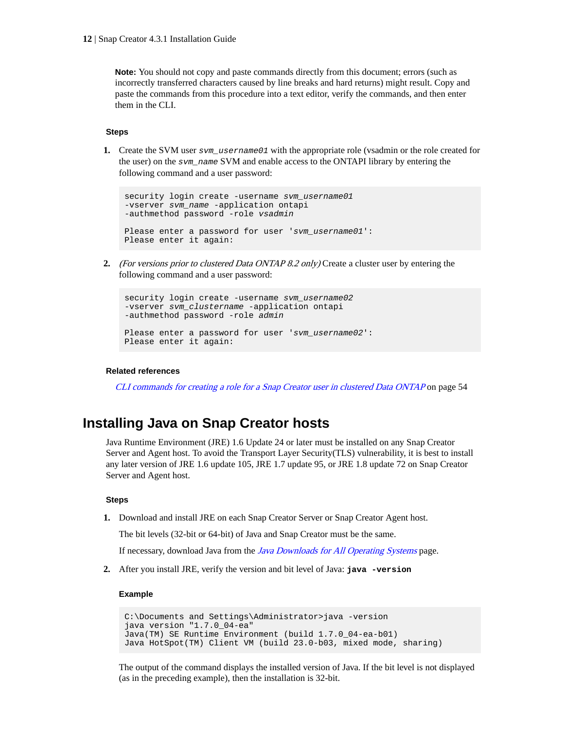**Note:** You should not copy and paste commands directly from this document; errors (such as incorrectly transferred characters caused by line breaks and hard returns) might result. Copy and paste the commands from this procedure into a text editor, verify the commands, and then enter them in the CLI.

#### Steps

1. Create the SVM user `svm_username01` with the appropriate role (vsadmin or the role created for the user) on the `svm_name` SVM and enable access to the ONTAPI library by entering the following command and a user password:

```
security login create -username svm_username01
-vserver svm_name -application ontapi
-authmethod password -role vsadmin

Please enter a password for user 'svm_username01':
Please enter it again:
```

2. *(For versions prior to clustered Data ONTAP 8.2 only)* Create a cluster user by entering the following command and a user password:

```
security login create -username svm_username02
-vserver svm_clustername -application ontapi
-authmethod password -role admin

Please enter a password for user 'svm_username02':
Please enter it again:
```

#### Related references

*CLI commands for creating a role for a Snap Creator user in clustered Data ONTAP* on page 54

## Installing Java on Snap Creator hosts

Java Runtime Environment (JRE) 1.6 Update 24 or later must be installed on any Snap Creator Server and Agent host. To avoid the Transport Layer Security(TLS) vulnerability, it is best to install any later version of JRE 1.6 update 105, JRE 1.7 update 95, or JRE 1.8 update 72 on Snap Creator Server and Agent host.

#### Steps

1. Download and install JRE on each Snap Creator Server or Snap Creator Agent host.

   The bit levels (32-bit or 64-bit) of Java and Snap Creator must be the same.

   If necessary, download Java from the *Java Downloads for All Operating Systems* page.

2. After you install JRE, verify the version and bit level of Java: **`java -version`**

   **Example**

```
C:\Documents and Settings\Administrator>java -version
java version "1.7.0_04-ea"
Java(TM) SE Runtime Environment (build 1.7.0_04-ea-b01)
Java HotSpot(TM) Client VM (build 23.0-b03, mixed mode, sharing)
```

   The output of the command displays the installed version of Java. If the bit level is not displayed (as in the preceding example), then the installation is 32-bit.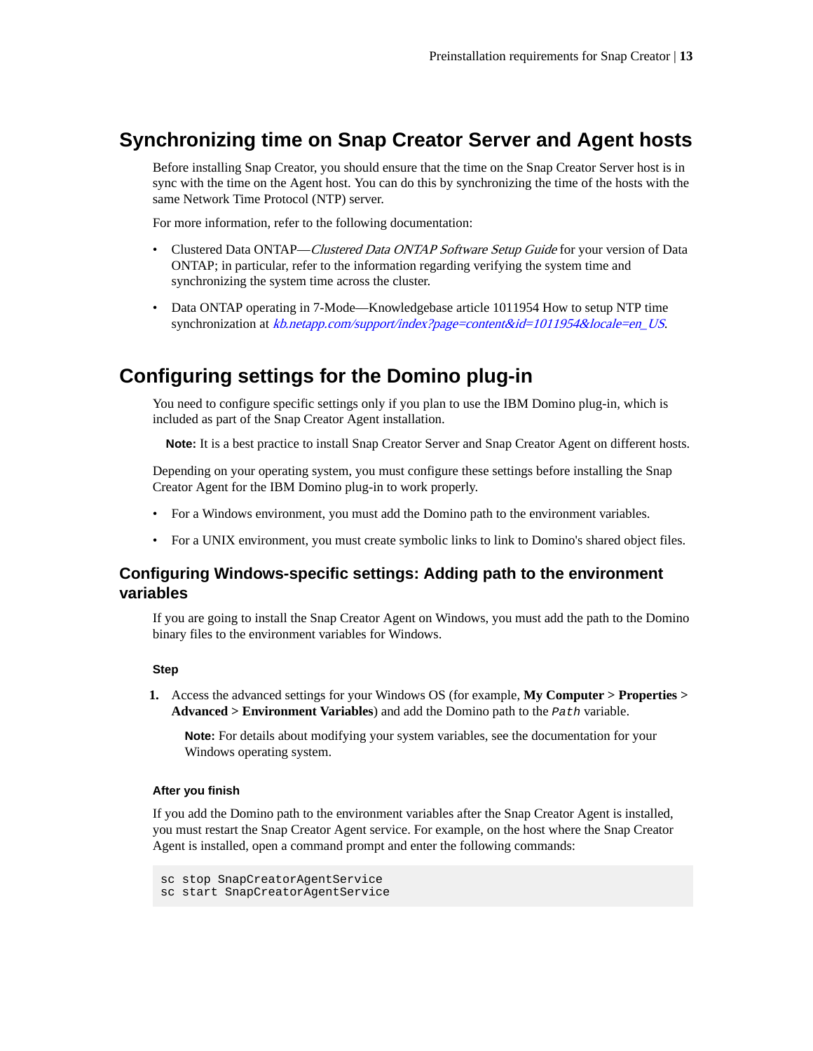## Synchronizing time on Snap Creator Server and Agent hosts

Before installing Snap Creator, you should ensure that the time on the Snap Creator Server host is in sync with the time on the Agent host. You can do this by synchronizing the time of the hosts with the same Network Time Protocol (NTP) server.

For more information, refer to the following documentation:

- Clustered Data ONTAP—*Clustered Data ONTAP Software Setup Guide* for your version of Data ONTAP; in particular, refer to the information regarding verifying the system time and synchronizing the system time across the cluster.
- Data ONTAP operating in 7-Mode—Knowledgebase article 1011954 How to setup NTP time synchronization at *kb.netapp.com/support/index?page=content&id=1011954&locale=en_US*.

## Configuring settings for the Domino plug-in

You need to configure specific settings only if you plan to use the IBM Domino plug-in, which is included as part of the Snap Creator Agent installation.

**Note:** It is a best practice to install Snap Creator Server and Snap Creator Agent on different hosts.

Depending on your operating system, you must configure these settings before installing the Snap Creator Agent for the IBM Domino plug-in to work properly.

- For a Windows environment, you must add the Domino path to the environment variables.
- For a UNIX environment, you must create symbolic links to link to Domino's shared object files.

### Configuring Windows-specific settings: Adding path to the environment variables

If you are going to install the Snap Creator Agent on Windows, you must add the path to the Domino binary files to the environment variables for Windows.

#### Step

1. Access the advanced settings for your Windows OS (for example, **My Computer > Properties > Advanced > Environment Variables**) and add the Domino path to the `Path` variable.

   **Note:** For details about modifying your system variables, see the documentation for your Windows operating system.

#### After you finish

If you add the Domino path to the environment variables after the Snap Creator Agent is installed, you must restart the Snap Creator Agent service. For example, on the host where the Snap Creator Agent is installed, open a command prompt and enter the following commands:

```
sc stop SnapCreatorAgentService
sc start SnapCreatorAgentService
```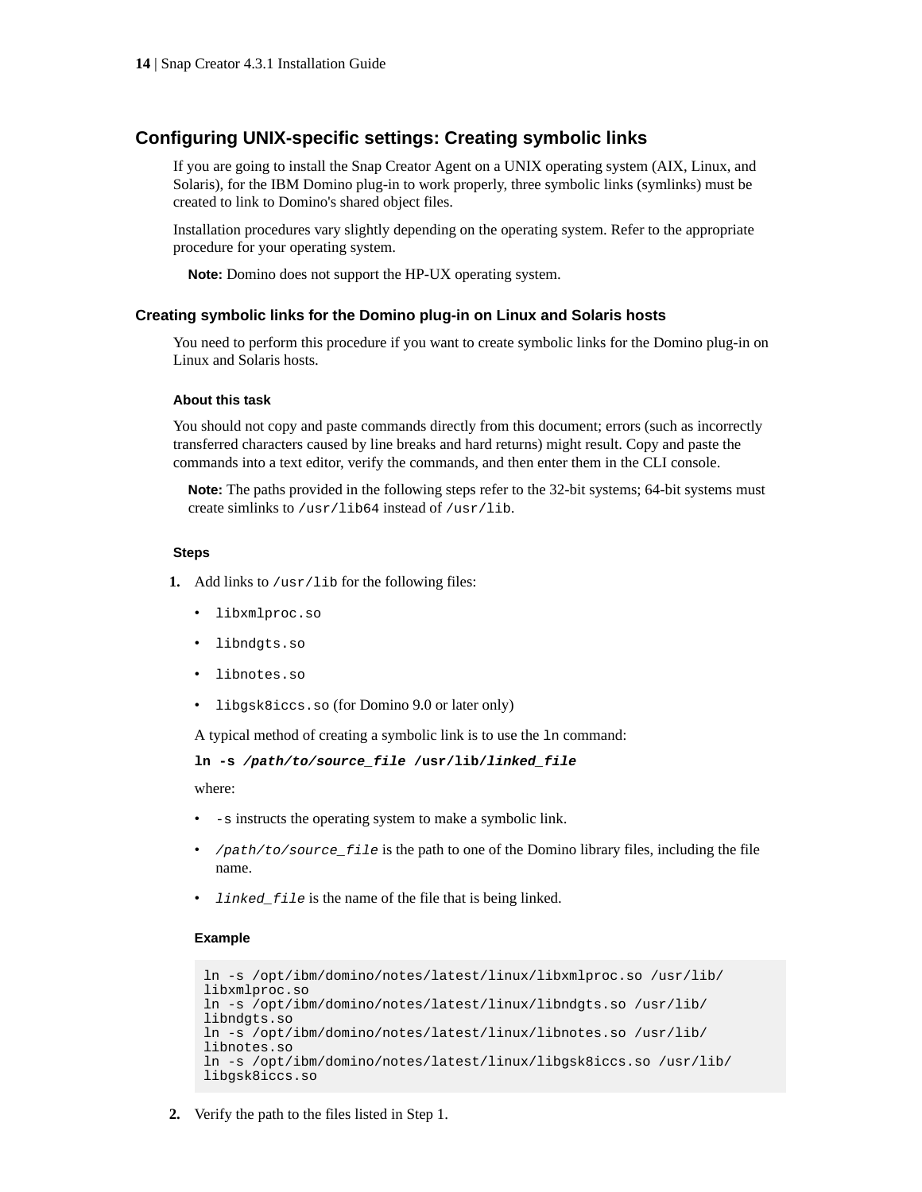## Configuring UNIX-specific settings: Creating symbolic links

If you are going to install the Snap Creator Agent on a UNIX operating system (AIX, Linux, and Solaris), for the IBM Domino plug-in to work properly, three symbolic links (symlinks) must be created to link to Domino's shared object files.

Installation procedures vary slightly depending on the operating system. Refer to the appropriate procedure for your operating system.

**Note:** Domino does not support the HP-UX operating system.

### Creating symbolic links for the Domino plug-in on Linux and Solaris hosts

You need to perform this procedure if you want to create symbolic links for the Domino plug-in on Linux and Solaris hosts.

#### About this task

You should not copy and paste commands directly from this document; errors (such as incorrectly transferred characters caused by line breaks and hard returns) might result. Copy and paste the commands into a text editor, verify the commands, and then enter them in the CLI console.

**Note:** The paths provided in the following steps refer to the 32-bit systems; 64-bit systems must create simlinks to `/usr/lib64` instead of `/usr/lib`.

#### Steps

1. Add links to `/usr/lib` for the following files:
   - `libxmlproc.so`
   - `libndgts.so`
   - `libnotes.so`
   - `libgsk8iccs.so` (for Domino 9.0 or later only)

   A typical method of creating a symbolic link is to use the `ln` command:

   **`ln -s`** ***`/path/to/source_file`*** **`/usr/lib/`*****`linked_file`***

   where:
   - `-s` instructs the operating system to make a symbolic link.
   - *`/path/to/source_file`* is the path to one of the Domino library files, including the file name.
   - *`linked_file`* is the name of the file that is being linked.

   **Example**

   ```
   ln -s /opt/ibm/domino/notes/latest/linux/libxmlproc.so /usr/lib/
   libxmlproc.so
   ln -s /opt/ibm/domino/notes/latest/linux/libndgts.so /usr/lib/
   libndgts.so
   ln -s /opt/ibm/domino/notes/latest/linux/libnotes.so /usr/lib/
   libnotes.so
   ln -s /opt/ibm/domino/notes/latest/linux/libgsk8iccs.so /usr/lib/
   libgsk8iccs.so
   ```

2. Verify the path to the files listed in Step 1.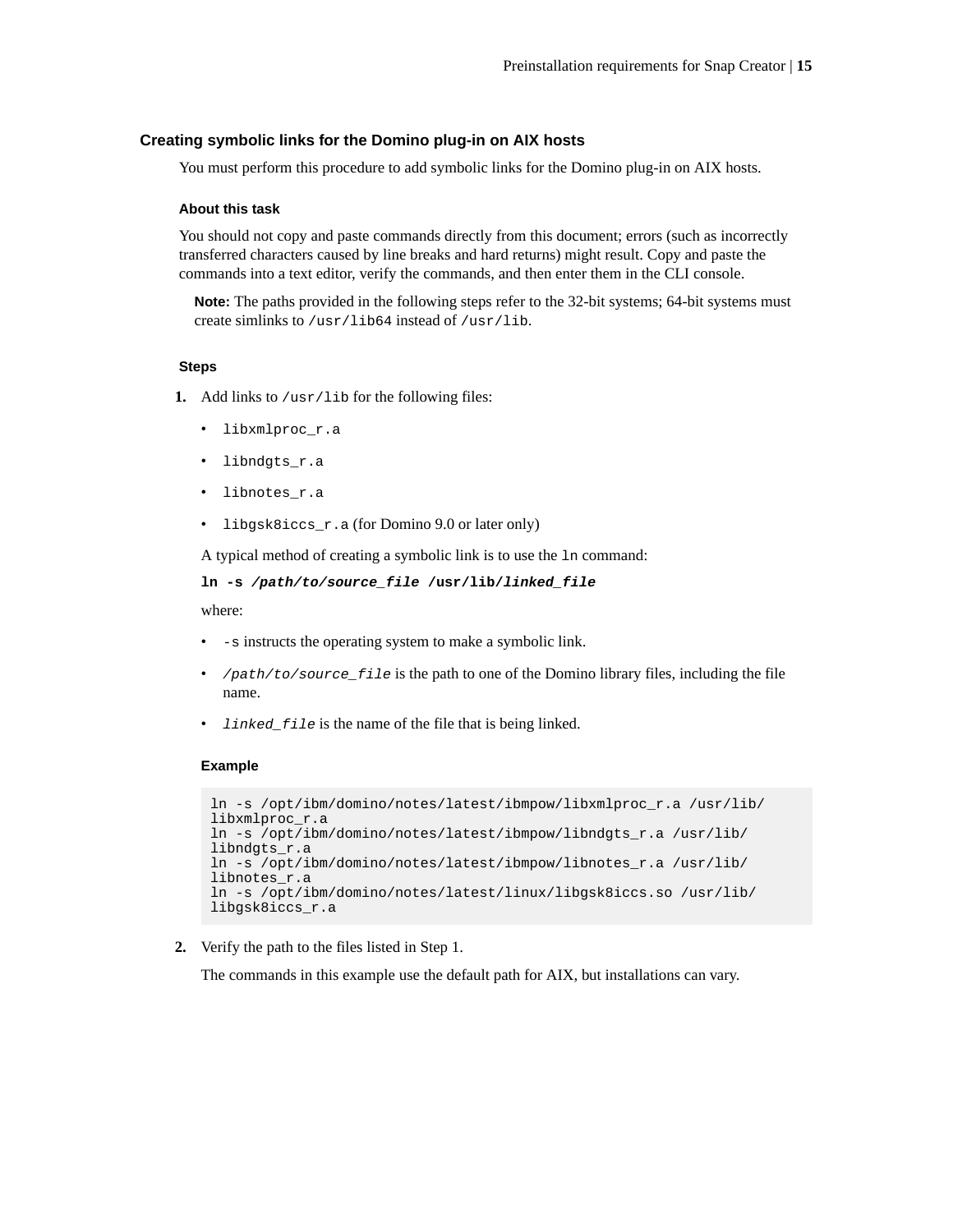### Creating symbolic links for the Domino plug-in on AIX hosts

You must perform this procedure to add symbolic links for the Domino plug-in on AIX hosts.

#### About this task

You should not copy and paste commands directly from this document; errors (such as incorrectly transferred characters caused by line breaks and hard returns) might result. Copy and paste the commands into a text editor, verify the commands, and then enter them in the CLI console.

> **Note:** The paths provided in the following steps refer to the 32-bit systems; 64-bit systems must create simlinks to `/usr/lib64` instead of `/usr/lib`.

#### Steps

1. Add links to `/usr/lib` for the following files:

   - `libxmlproc_r.a`
   - `libndgts_r.a`
   - `libnotes_r.a`
   - `libgsk8iccs_r.a` (for Domino 9.0 or later only)

   A typical method of creating a symbolic link is to use the `ln` command:

   **`ln -s`** ***`/path/to/source_file`*** **`/usr/lib/`*****`linked_file`***

   where:

   - `-s` instructs the operating system to make a symbolic link.
   - *`/path/to/source_file`* is the path to one of the Domino library files, including the file name.
   - *`linked_file`* is the name of the file that is being linked.

   **Example**

   ```
   ln -s /opt/ibm/domino/notes/latest/ibmpow/libxmlproc_r.a /usr/lib/
   libxmlproc_r.a
   ln -s /opt/ibm/domino/notes/latest/ibmpow/libndgts_r.a /usr/lib/
   libndgts_r.a
   ln -s /opt/ibm/domino/notes/latest/ibmpow/libnotes_r.a /usr/lib/
   libnotes_r.a
   ln -s /opt/ibm/domino/notes/latest/linux/libgsk8iccs.so /usr/lib/
   libgsk8iccs_r.a
   ```

2. Verify the path to the files listed in Step 1.

   The commands in this example use the default path for AIX, but installations can vary.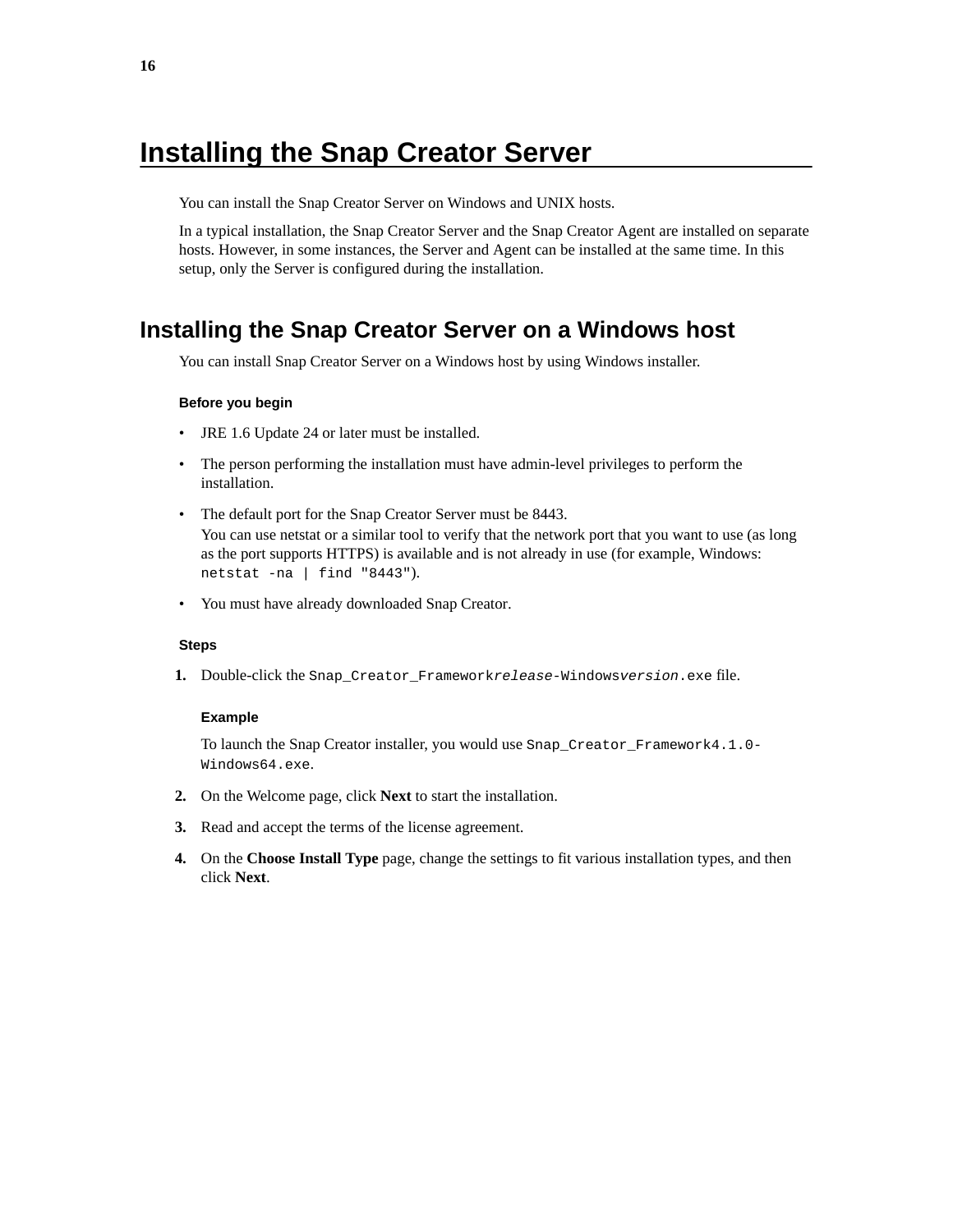# Installing the Snap Creator Server

You can install the Snap Creator Server on Windows and UNIX hosts.

In a typical installation, the Snap Creator Server and the Snap Creator Agent are installed on separate hosts. However, in some instances, the Server and Agent can be installed at the same time. In this setup, only the Server is configured during the installation.

## Installing the Snap Creator Server on a Windows host

You can install Snap Creator Server on a Windows host by using Windows installer.

#### Before you begin

- JRE 1.6 Update 24 or later must be installed.
- The person performing the installation must have admin-level privileges to perform the installation.
- The default port for the Snap Creator Server must be 8443.
  You can use netstat or a similar tool to verify that the network port that you want to use (as long as the port supports HTTPS) is available and is not already in use (for example, Windows: `netstat -na | find "8443"`).
- You must have already downloaded Snap Creator.

#### Steps

1. Double-click the `Snap_Creator_Framework`*`release`*`-Windows`*`version`*`.exe` file.

   **Example**

   To launch the Snap Creator installer, you would use `Snap_Creator_Framework4.1.0-Windows64.exe`.

2. On the Welcome page, click **Next** to start the installation.
3. Read and accept the terms of the license agreement.
4. On the **Choose Install Type** page, change the settings to fit various installation types, and then click **Next**.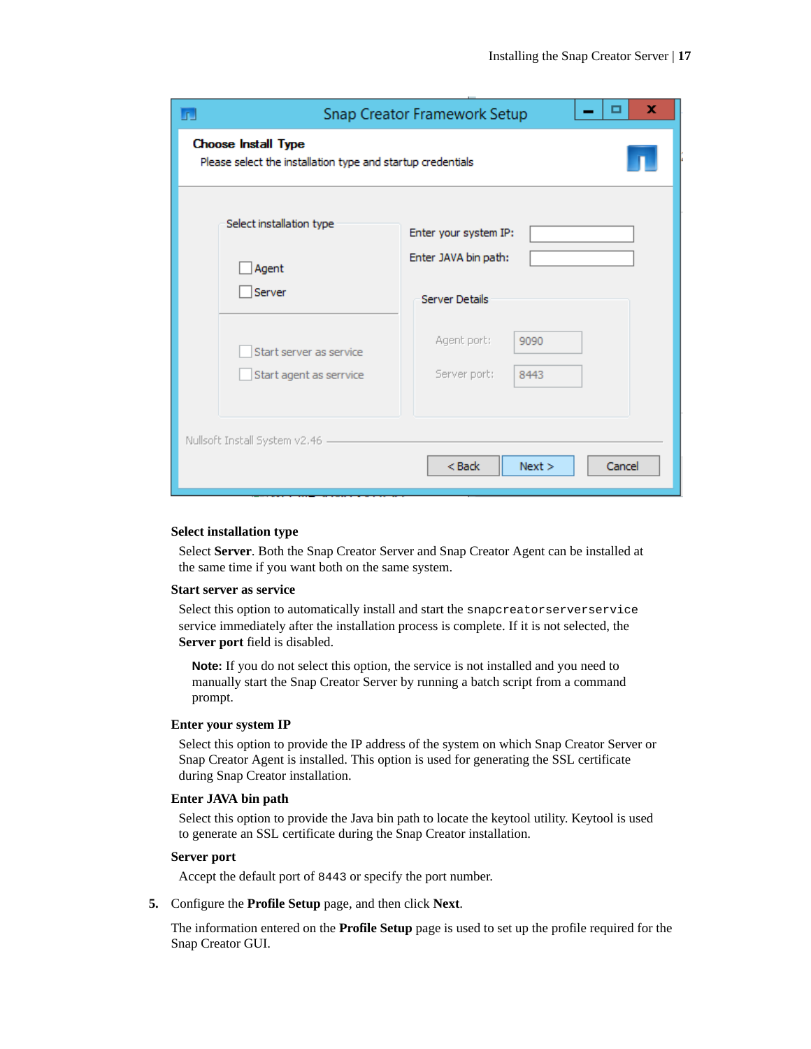**Select installation type**

Select **Server**. Both the Snap Creator Server and Snap Creator Agent can be installed at the same time if you want both on the same system.

**Start server as service**

Select this option to automatically install and start the `snapcreatorserverservice` service immediately after the installation process is complete. If it is not selected, the **Server port** field is disabled.

> **Note:** If you do not select this option, the service is not installed and you need to manually start the Snap Creator Server by running a batch script from a command prompt.

**Enter your system IP**

Select this option to provide the IP address of the system on which Snap Creator Server or Snap Creator Agent is installed. This option is used for generating the SSL certificate during Snap Creator installation.

**Enter JAVA bin path**

Select this option to provide the Java bin path to locate the keytool utility. Keytool is used to generate an SSL certificate during the Snap Creator installation.

**Server port**

Accept the default port of `8443` or specify the port number.

5. Configure the **Profile Setup** page, and then click **Next**.

   The information entered on the **Profile Setup** page is used to set up the profile required for the Snap Creator GUI.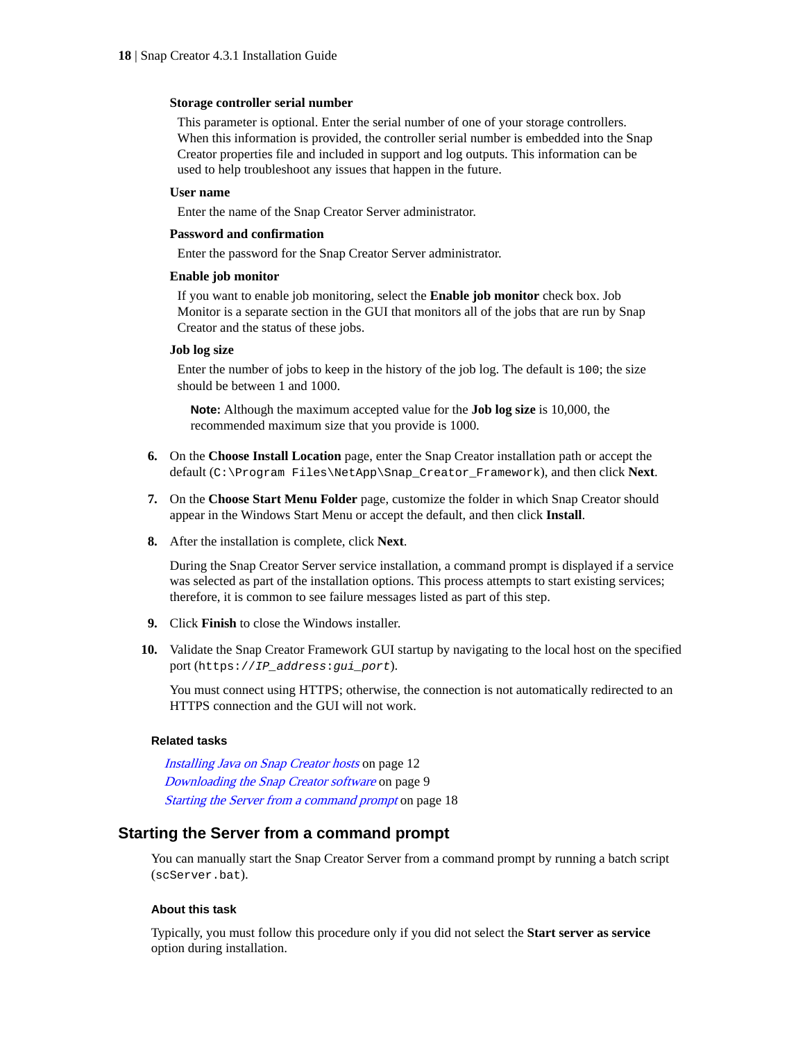**Storage controller serial number**

This parameter is optional. Enter the serial number of one of your storage controllers. When this information is provided, the controller serial number is embedded into the Snap Creator properties file and included in support and log outputs. This information can be used to help troubleshoot any issues that happen in the future.

**User name**

Enter the name of the Snap Creator Server administrator.

**Password and confirmation**

Enter the password for the Snap Creator Server administrator.

**Enable job monitor**

If you want to enable job monitoring, select the **Enable job monitor** check box. Job Monitor is a separate section in the GUI that monitors all of the jobs that are run by Snap Creator and the status of these jobs.

**Job log size**

Enter the number of jobs to keep in the history of the job log. The default is `100`; the size should be between 1 and 1000.

> **Note:** Although the maximum accepted value for the **Job log size** is 10,000, the recommended maximum size that you provide is 1000.

6. On the **Choose Install Location** page, enter the Snap Creator installation path or accept the default (`C:\Program Files\NetApp\Snap_Creator_Framework`), and then click **Next**.
7. On the **Choose Start Menu Folder** page, customize the folder in which Snap Creator should appear in the Windows Start Menu or accept the default, and then click **Install**.
8. After the installation is complete, click **Next**.

   During the Snap Creator Server service installation, a command prompt is displayed if a service was selected as part of the installation options. This process attempts to start existing services; therefore, it is common to see failure messages listed as part of this step.
9. Click **Finish** to close the Windows installer.
10. Validate the Snap Creator Framework GUI startup by navigating to the local host on the specified port (`https://IP_address:gui_port`).

    You must connect using HTTPS; otherwise, the connection is not automatically redirected to an HTTPS connection and the GUI will not work.

#### Related tasks

*Installing Java on Snap Creator hosts* on page 12
*Downloading the Snap Creator software* on page 9
*Starting the Server from a command prompt* on page 18

## Starting the Server from a command prompt

You can manually start the Snap Creator Server from a command prompt by running a batch script (`scServer.bat`).

#### About this task

Typically, you must follow this procedure only if you did not select the **Start server as service** option during installation.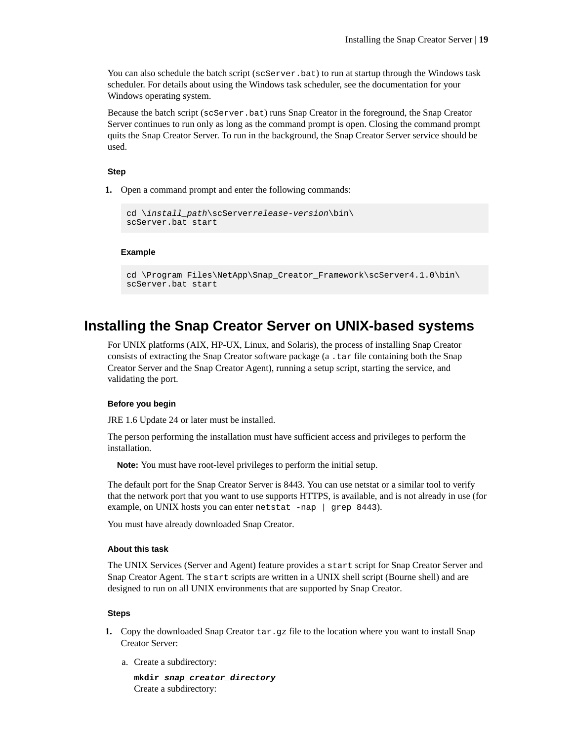You can also schedule the batch script (`scServer.bat`) to run at startup through the Windows task scheduler. For details about using the Windows task scheduler, see the documentation for your Windows operating system.

Because the batch script (`scServer.bat`) runs Snap Creator in the foreground, the Snap Creator Server continues to run only as long as the command prompt is open. Closing the command prompt quits the Snap Creator Server. To run in the background, the Snap Creator Server service should be used.

#### Step

1. Open a command prompt and enter the following commands:

   ```
   cd \install_path\scServerrelease-version\bin\
   scServer.bat start
   ```

   **Example**

   ```
   cd \Program Files\NetApp\Snap_Creator_Framework\scServer4.1.0\bin\
   scServer.bat start
   ```

## Installing the Snap Creator Server on UNIX-based systems

For UNIX platforms (AIX, HP-UX, Linux, and Solaris), the process of installing Snap Creator consists of extracting the Snap Creator software package (a `.tar` file containing both the Snap Creator Server and the Snap Creator Agent), running a setup script, starting the service, and validating the port.

#### Before you begin

JRE 1.6 Update 24 or later must be installed.

The person performing the installation must have sufficient access and privileges to perform the installation.

**Note:** You must have root-level privileges to perform the initial setup.

The default port for the Snap Creator Server is 8443. You can use netstat or a similar tool to verify that the network port that you want to use supports HTTPS, is available, and is not already in use (for example, on UNIX hosts you can enter `netstat -nap | grep 8443`).

You must have already downloaded Snap Creator.

#### About this task

The UNIX Services (Server and Agent) feature provides a `start` script for Snap Creator Server and Snap Creator Agent. The `start` scripts are written in a UNIX shell script (Bourne shell) and are designed to run on all UNIX environments that are supported by Snap Creator.

#### Steps

1. Copy the downloaded Snap Creator `tar.gz` file to the location where you want to install Snap Creator Server:

   a. Create a subdirectory:

      **`mkdir`** ***`snap_creator_directory`***
      Create a subdirectory: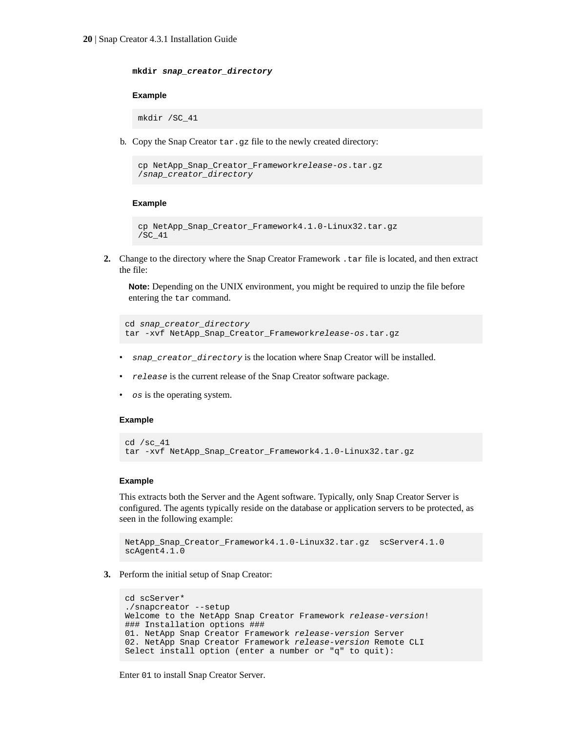**mkdir *snap_creator_directory***

**Example**

```
mkdir /SC_41
```

b. Copy the Snap Creator `tar.gz` file to the newly created directory:

```
cp NetApp_Snap_Creator_Frameworkrelease-os.tar.gz
/snap_creator_directory
```

**Example**

```
cp NetApp_Snap_Creator_Framework4.1.0-Linux32.tar.gz
/SC_41
```

2. Change to the directory where the Snap Creator Framework `.tar` file is located, and then extract the file:

   **Note:** Depending on the UNIX environment, you might be required to unzip the file before entering the `tar` command.

```
cd snap_creator_directory
tar -xvf NetApp_Snap_Creator_Frameworkrelease-os.tar.gz
```

- *`snap_creator_directory`* is the location where Snap Creator will be installed.
- *`release`* is the current release of the Snap Creator software package.
- *`os`* is the operating system.

**Example**

```
cd /sc_41
tar -xvf NetApp_Snap_Creator_Framework4.1.0-Linux32.tar.gz
```

**Example**

This extracts both the Server and the Agent software. Typically, only Snap Creator Server is configured. The agents typically reside on the database or application servers to be protected, as seen in the following example:

```
NetApp_Snap_Creator_Framework4.1.0-Linux32.tar.gz  scServer4.1.0
scAgent4.1.0
```

3. Perform the initial setup of Snap Creator:

```
cd scServer*
./snapcreator --setup
Welcome to the NetApp Snap Creator Framework release-version!
### Installation options ###
01. NetApp Snap Creator Framework release-version Server
02. NetApp Snap Creator Framework release-version Remote CLI
Select install option (enter a number or "q" to quit):
```

Enter `01` to install Snap Creator Server.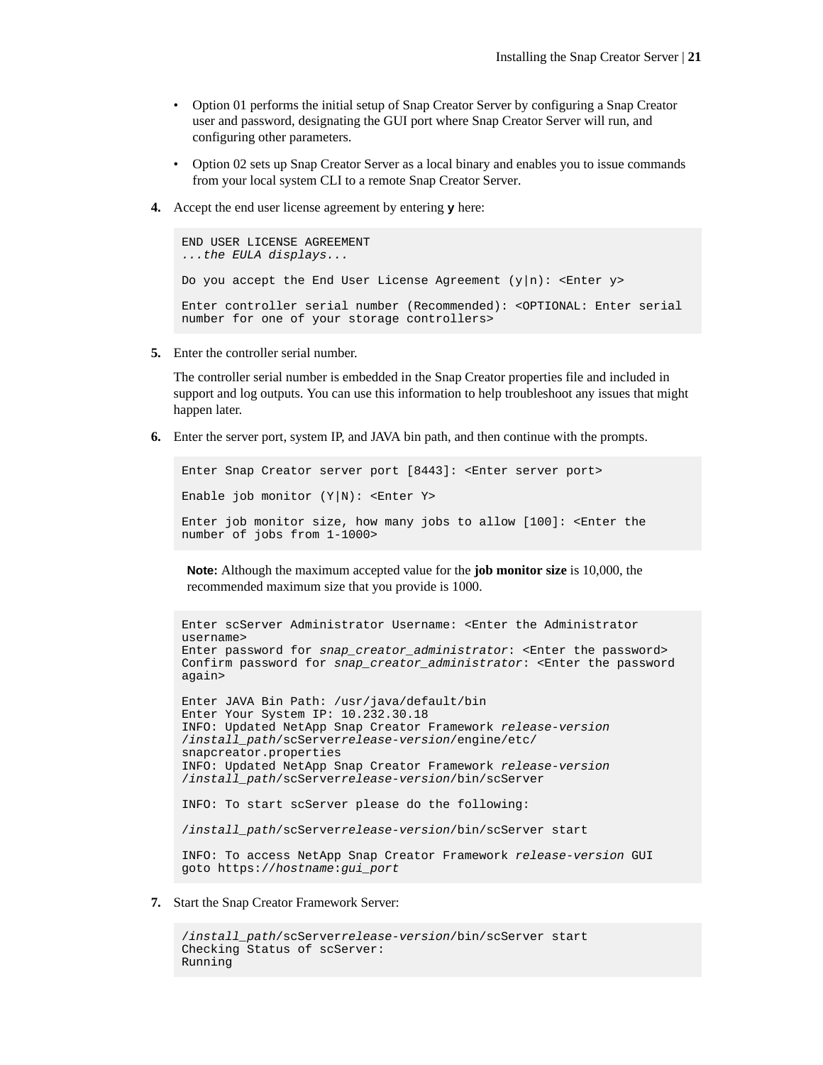- Option 01 performs the initial setup of Snap Creator Server by configuring a Snap Creator user and password, designating the GUI port where Snap Creator Server will run, and configuring other parameters.
- Option 02 sets up Snap Creator Server as a local binary and enables you to issue commands from your local system CLI to a remote Snap Creator Server.

4. Accept the end user license agreement by entering **y** here:

```
END USER LICENSE AGREEMENT
...the EULA displays...

Do you accept the End User License Agreement (y|n): <Enter y>

Enter controller serial number (Recommended): <OPTIONAL: Enter serial
number for one of your storage controllers>
```

5. Enter the controller serial number.

   The controller serial number is embedded in the Snap Creator properties file and included in support and log outputs. You can use this information to help troubleshoot any issues that might happen later.

6. Enter the server port, system IP, and JAVA bin path, and then continue with the prompts.

```
Enter Snap Creator server port [8443]: <Enter server port>

Enable job monitor (Y|N): <Enter Y>

Enter job monitor size, how many jobs to allow [100]: <Enter the
number of jobs from 1-1000>
```

   **Note:** Although the maximum accepted value for the **job monitor size** is 10,000, the recommended maximum size that you provide is 1000.

```
Enter scServer Administrator Username: <Enter the Administrator
username>
Enter password for snap_creator_administrator: <Enter the password>
Confirm password for snap_creator_administrator: <Enter the password
again>

Enter JAVA Bin Path: /usr/java/default/bin
Enter Your System IP: 10.232.30.18
INFO: Updated NetApp Snap Creator Framework release-version
/install_path/scServerrelease-version/engine/etc/
snapcreator.properties
INFO: Updated NetApp Snap Creator Framework release-version
/install_path/scServerrelease-version/bin/scServer

INFO: To start scServer please do the following:

/install_path/scServerrelease-version/bin/scServer start

INFO: To access NetApp Snap Creator Framework release-version GUI
goto https://hostname:gui_port
```

7. Start the Snap Creator Framework Server:

```
/install_path/scServerrelease-version/bin/scServer start
Checking Status of scServer:
Running
```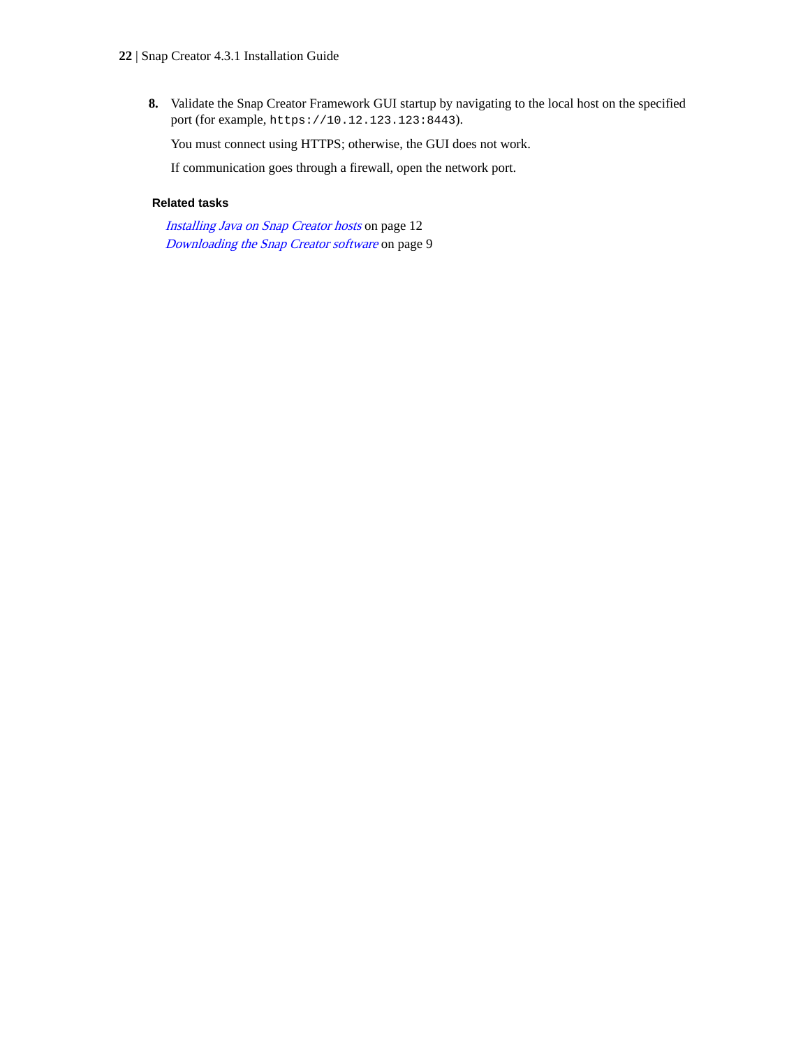8. Validate the Snap Creator Framework GUI startup by navigating to the local host on the specified port (for example, `https://10.12.123.123:8443`).

   You must connect using HTTPS; otherwise, the GUI does not work.

   If communication goes through a firewall, open the network port.

**Related tasks**

*Installing Java on Snap Creator hosts* on page 12
*Downloading the Snap Creator software* on page 9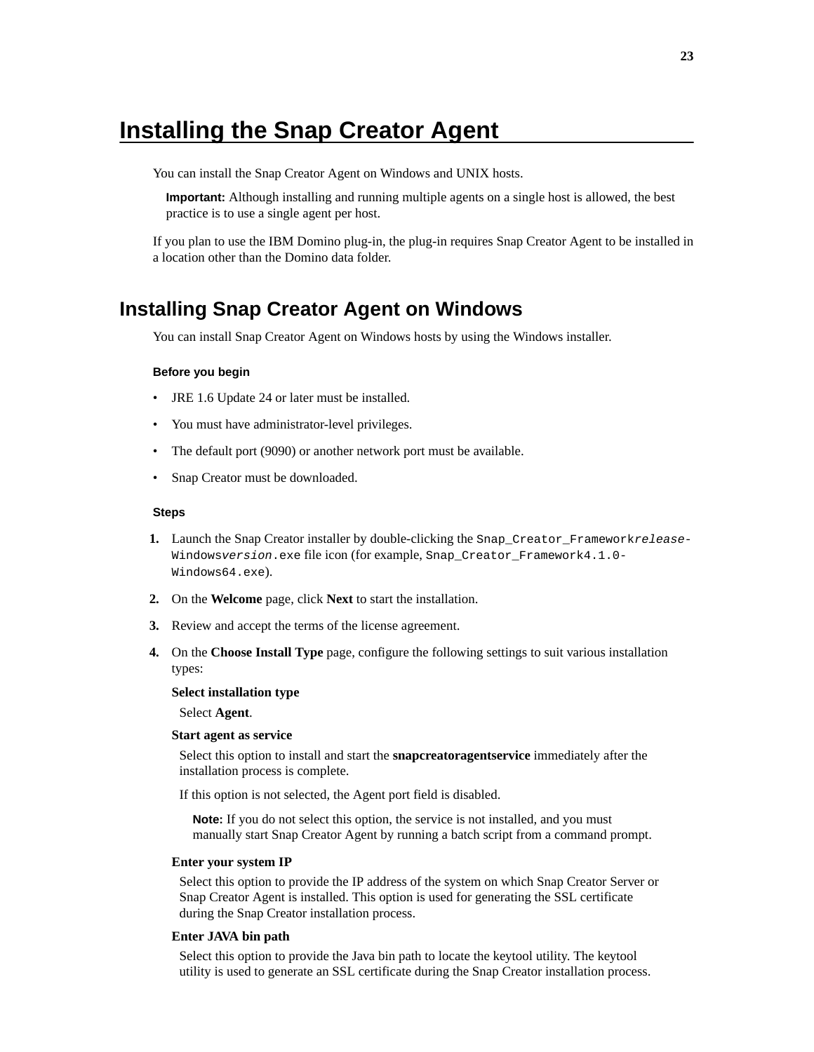# Installing the Snap Creator Agent

You can install the Snap Creator Agent on Windows and UNIX hosts.

**Important:** Although installing and running multiple agents on a single host is allowed, the best practice is to use a single agent per host.

If you plan to use the IBM Domino plug-in, the plug-in requires Snap Creator Agent to be installed in a location other than the Domino data folder.

## Installing Snap Creator Agent on Windows

You can install Snap Creator Agent on Windows hosts by using the Windows installer.

#### Before you begin

- JRE 1.6 Update 24 or later must be installed.
- You must have administrator-level privileges.
- The default port (9090) or another network port must be available.
- Snap Creator must be downloaded.

#### Steps

1. Launch the Snap Creator installer by double-clicking the `Snap_Creator_Framework`*`release`*`-Windows`*`version`*`.exe` file icon (for example, `Snap_Creator_Framework4.1.0-Windows64.exe`).
2. On the **Welcome** page, click **Next** to start the installation.
3. Review and accept the terms of the license agreement.
4. On the **Choose Install Type** page, configure the following settings to suit various installation types:

   **Select installation type**

   Select **Agent**.

   **Start agent as service**

   Select this option to install and start the **snapcreatoragentservice** immediately after the installation process is complete.

   If this option is not selected, the Agent port field is disabled.

   **Note:** If you do not select this option, the service is not installed, and you must manually start Snap Creator Agent by running a batch script from a command prompt.

   **Enter your system IP**

   Select this option to provide the IP address of the system on which Snap Creator Server or Snap Creator Agent is installed. This option is used for generating the SSL certificate during the Snap Creator installation process.

   **Enter JAVA bin path**

   Select this option to provide the Java bin path to locate the keytool utility. The keytool utility is used to generate an SSL certificate during the Snap Creator installation process.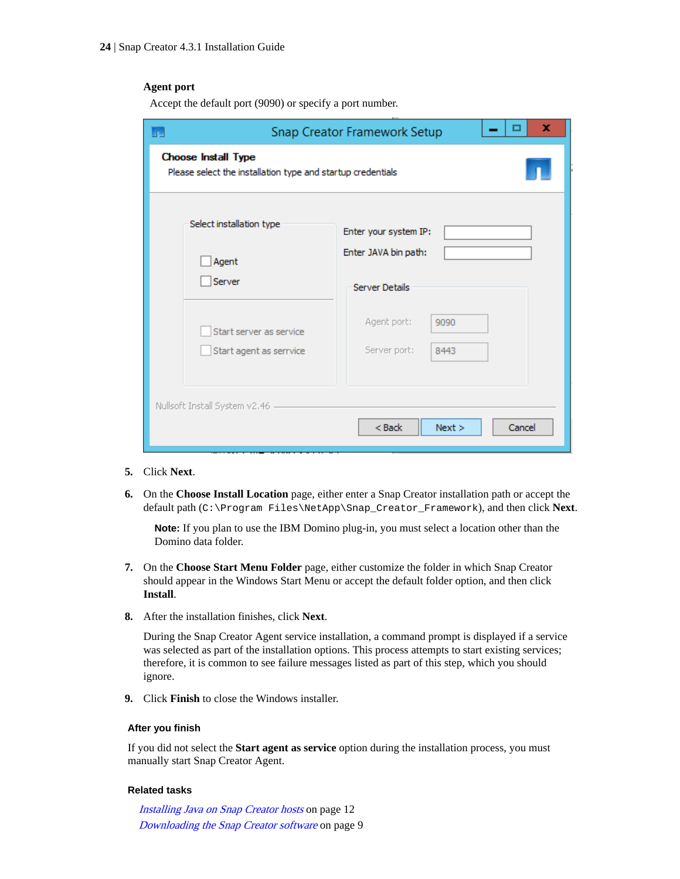**Agent port**

Accept the default port (9090) or specify a port number.

5. Click **Next**.
6. On the **Choose Install Location** page, either enter a Snap Creator installation path or accept the default path (`C:\Program Files\NetApp\Snap_Creator_Framework`), and then click **Next**.

   **Note:** If you plan to use the IBM Domino plug-in, you must select a location other than the Domino data folder.

7. On the **Choose Start Menu Folder** page, either customize the folder in which Snap Creator should appear in the Windows Start Menu or accept the default folder option, and then click **Install**.
8. After the installation finishes, click **Next**.

   During the Snap Creator Agent service installation, a command prompt is displayed if a service was selected as part of the installation options. This process attempts to start existing services; therefore, it is common to see failure messages listed as part of this step, which you should ignore.

9. Click **Finish** to close the Windows installer.

### After you finish

If you did not select the **Start agent as service** option during the installation process, you must manually start Snap Creator Agent.

### Related tasks

*Installing Java on Snap Creator hosts* on page 12
*Downloading the Snap Creator software* on page 9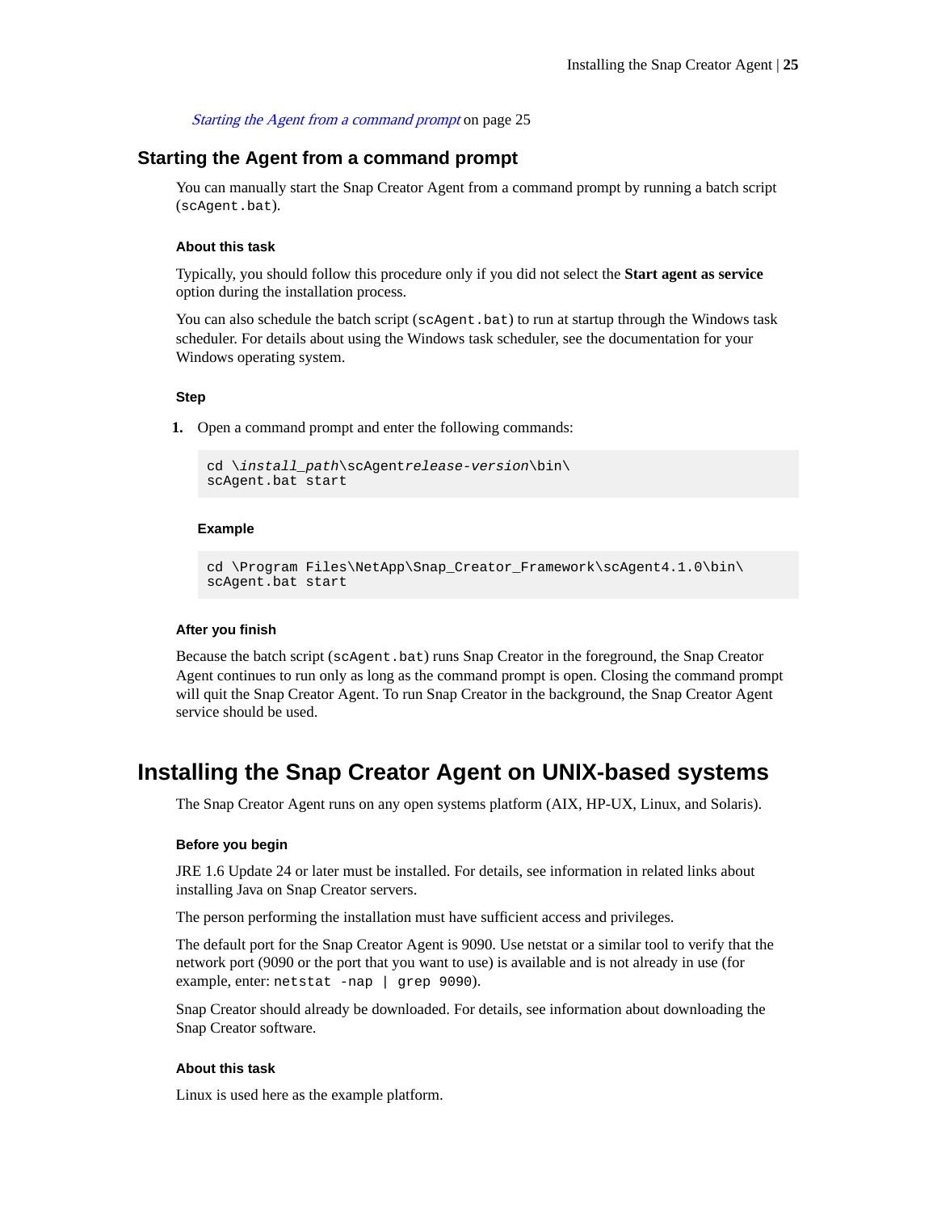*Starting the Agent from a command prompt* on page 25

## Starting the Agent from a command prompt

You can manually start the Snap Creator Agent from a command prompt by running a batch script (`scAgent.bat`).

#### About this task

Typically, you should follow this procedure only if you did not select the **Start agent as service** option during the installation process.

You can also schedule the batch script (`scAgent.bat`) to run at startup through the Windows task scheduler. For details about using the Windows task scheduler, see the documentation for your Windows operating system.

#### Step

1. Open a command prompt and enter the following commands:

```
cd \install_path\scAgentrelease-version\bin\
scAgent.bat start
```

**Example**

```
cd \Program Files\NetApp\Snap_Creator_Framework\scAgent4.1.0\bin\
scAgent.bat start
```

#### After you finish

Because the batch script (`scAgent.bat`) runs Snap Creator in the foreground, the Snap Creator Agent continues to run only as long as the command prompt is open. Closing the command prompt will quit the Snap Creator Agent. To run Snap Creator in the background, the Snap Creator Agent service should be used.

# Installing the Snap Creator Agent on UNIX-based systems

The Snap Creator Agent runs on any open systems platform (AIX, HP-UX, Linux, and Solaris).

#### Before you begin

JRE 1.6 Update 24 or later must be installed. For details, see information in related links about installing Java on Snap Creator servers.

The person performing the installation must have sufficient access and privileges.

The default port for the Snap Creator Agent is 9090. Use netstat or a similar tool to verify that the network port (9090 or the port that you want to use) is available and is not already in use (for example, enter: `netstat -nap | grep 9090`).

Snap Creator should already be downloaded. For details, see information about downloading the Snap Creator software.

#### About this task

Linux is used here as the example platform.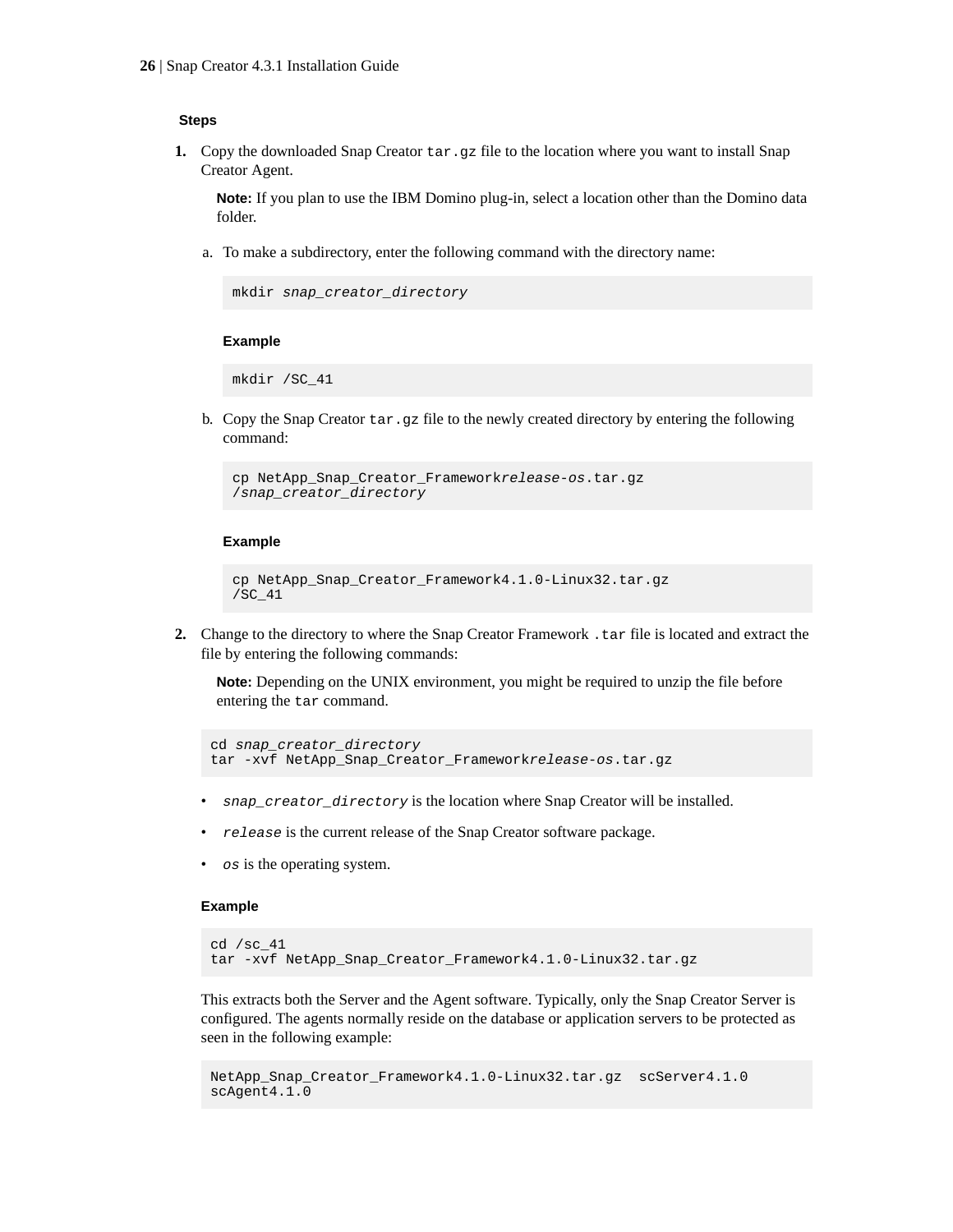**Steps**

1. Copy the downloaded Snap Creator `tar.gz` file to the location where you want to install Snap Creator Agent.

   **Note:** If you plan to use the IBM Domino plug-in, select a location other than the Domino data folder.

   a. To make a subdirectory, enter the following command with the directory name:

   ```
   mkdir snap_creator_directory
   ```

   **Example**

   ```
   mkdir /SC_41
   ```

   b. Copy the Snap Creator `tar.gz` file to the newly created directory by entering the following command:

   ```
   cp NetApp_Snap_Creator_Frameworkrelease-os.tar.gz
   /snap_creator_directory
   ```

   **Example**

   ```
   cp NetApp_Snap_Creator_Framework4.1.0-Linux32.tar.gz
   /SC_41
   ```

2. Change to the directory to where the Snap Creator Framework `.tar` file is located and extract the file by entering the following commands:

   **Note:** Depending on the UNIX environment, you might be required to unzip the file before entering the `tar` command.

   ```
   cd snap_creator_directory
   tar -xvf NetApp_Snap_Creator_Frameworkrelease-os.tar.gz
   ```

   - *`snap_creator_directory`* is the location where Snap Creator will be installed.
   - *`release`* is the current release of the Snap Creator software package.
   - *`os`* is the operating system.

   **Example**

   ```
   cd /sc_41
   tar -xvf NetApp_Snap_Creator_Framework4.1.0-Linux32.tar.gz
   ```

   This extracts both the Server and the Agent software. Typically, only the Snap Creator Server is configured. The agents normally reside on the database or application servers to be protected as seen in the following example:

   ```
   NetApp_Snap_Creator_Framework4.1.0-Linux32.tar.gz  scServer4.1.0
   scAgent4.1.0
   ```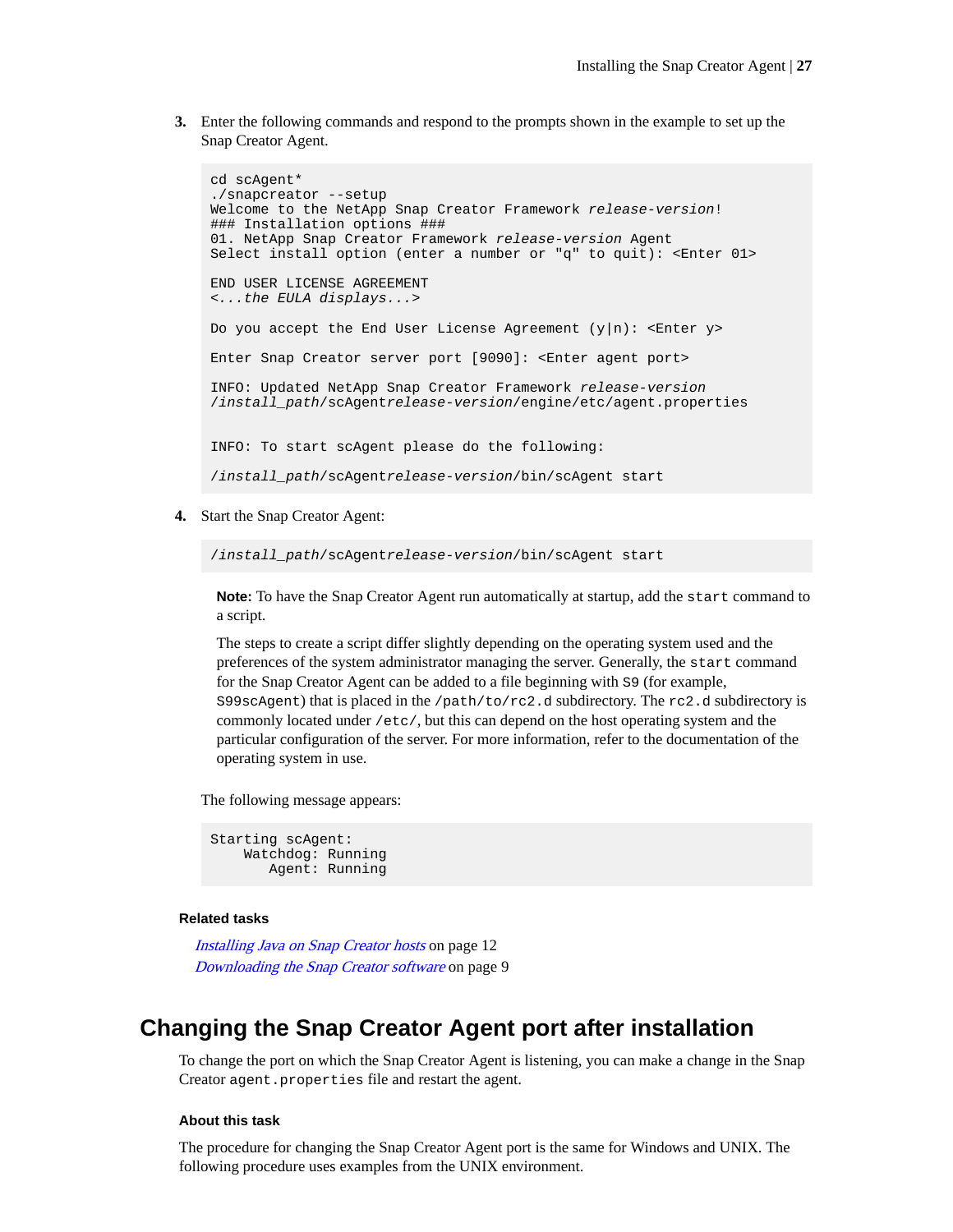3. Enter the following commands and respond to the prompts shown in the example to set up the Snap Creator Agent.

```
cd scAgent*
./snapcreator --setup
Welcome to the NetApp Snap Creator Framework release-version!
### Installation options ###
01. NetApp Snap Creator Framework release-version Agent
Select install option (enter a number or "q" to quit): <Enter 01>

END USER LICENSE AGREEMENT
<...the EULA displays...>

Do you accept the End User License Agreement (y|n): <Enter y>

Enter Snap Creator server port [9090]: <Enter agent port>

INFO: Updated NetApp Snap Creator Framework release-version
/install_path/scAgentrelease-version/engine/etc/agent.properties


INFO: To start scAgent please do the following:

/install_path/scAgentrelease-version/bin/scAgent start
```

4. Start the Snap Creator Agent:

```
/install_path/scAgentrelease-version/bin/scAgent start
```

**Note:** To have the Snap Creator Agent run automatically at startup, add the `start` command to a script.

The steps to create a script differ slightly depending on the operating system used and the preferences of the system administrator managing the server. Generally, the `start` command for the Snap Creator Agent can be added to a file beginning with `S9` (for example, `S99scAgent`) that is placed in the `/path/to/rc2.d` subdirectory. The `rc2.d` subdirectory is commonly located under `/etc/`, but this can depend on the host operating system and the particular configuration of the server. For more information, refer to the documentation of the operating system in use.

The following message appears:

```
Starting scAgent:
    Watchdog: Running
       Agent: Running
```

**Related tasks**

*Installing Java on Snap Creator hosts* on page 12
*Downloading the Snap Creator software* on page 9

## Changing the Snap Creator Agent port after installation

To change the port on which the Snap Creator Agent is listening, you can make a change in the Snap Creator `agent.properties` file and restart the agent.

**About this task**

The procedure for changing the Snap Creator Agent port is the same for Windows and UNIX. The following procedure uses examples from the UNIX environment.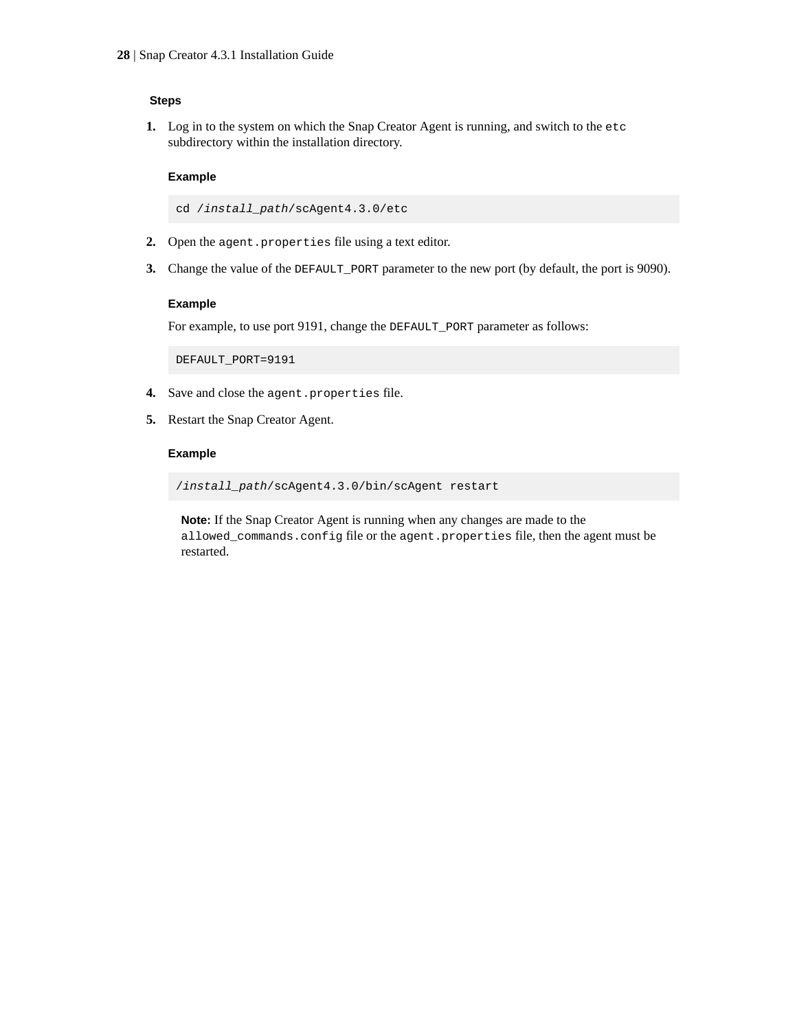#### Steps

1. Log in to the system on which the Snap Creator Agent is running, and switch to the `etc` subdirectory within the installation directory.

   **Example**

   ```
   cd /install_path/scAgent4.3.0/etc
   ```

2. Open the `agent.properties` file using a text editor.

3. Change the value of the `DEFAULT_PORT` parameter to the new port (by default, the port is 9090).

   **Example**

   For example, to use port 9191, change the `DEFAULT_PORT` parameter as follows:

   ```
   DEFAULT_PORT=9191
   ```

4. Save and close the `agent.properties` file.

5. Restart the Snap Creator Agent.

   **Example**

   ```
   /install_path/scAgent4.3.0/bin/scAgent restart
   ```

   **Note:** If the Snap Creator Agent is running when any changes are made to the `allowed_commands.config` file or the `agent.properties` file, then the agent must be restarted.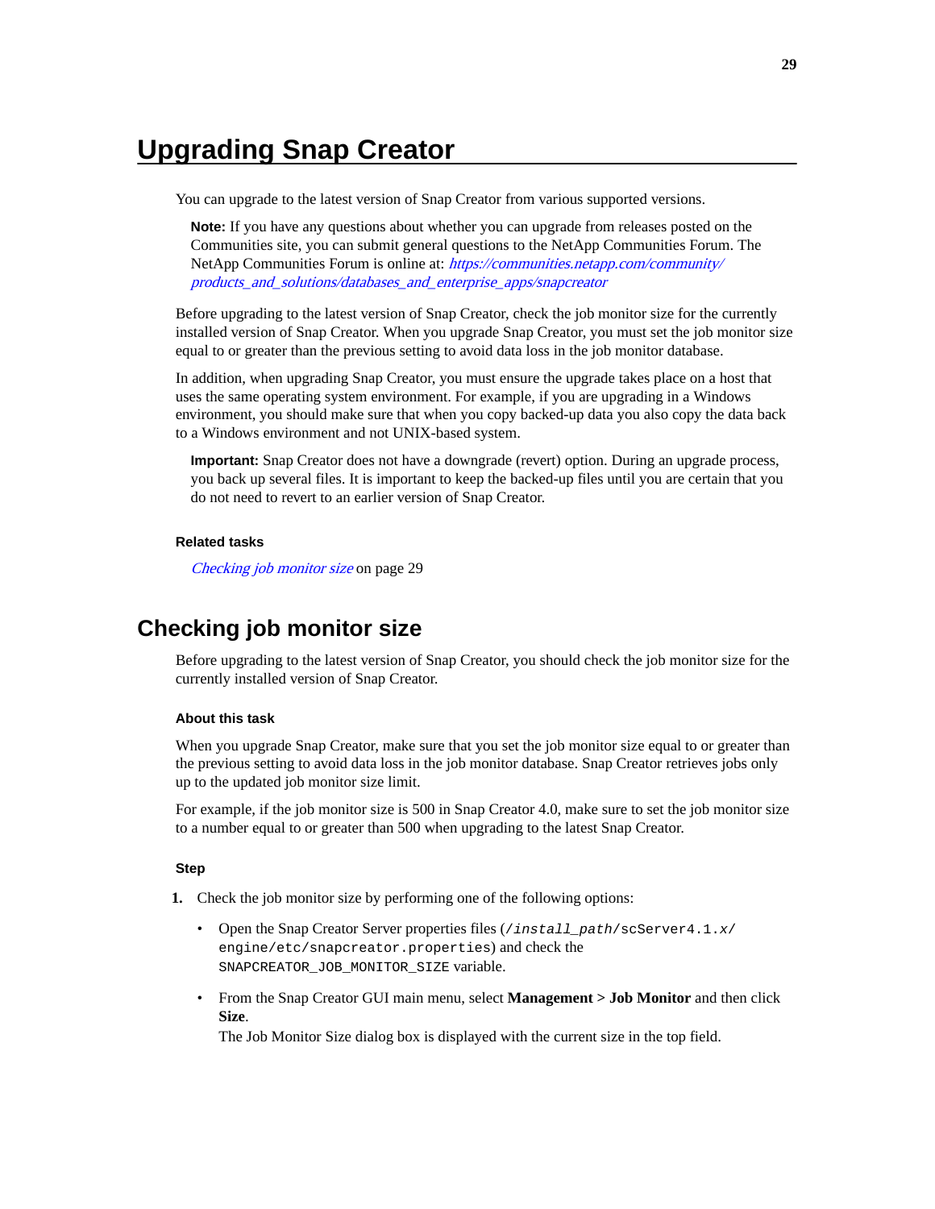# Upgrading Snap Creator

You can upgrade to the latest version of Snap Creator from various supported versions.

**Note:** If you have any questions about whether you can upgrade from releases posted on the Communities site, you can submit general questions to the NetApp Communities Forum. The NetApp Communities Forum is online at: *https://communities.netapp.com/community/products_and_solutions/databases_and_enterprise_apps/snapcreator*

Before upgrading to the latest version of Snap Creator, check the job monitor size for the currently installed version of Snap Creator. When you upgrade Snap Creator, you must set the job monitor size equal to or greater than the previous setting to avoid data loss in the job monitor database.

In addition, when upgrading Snap Creator, you must ensure the upgrade takes place on a host that uses the same operating system environment. For example, if you are upgrading in a Windows environment, you should make sure that when you copy backed-up data you also copy the data back to a Windows environment and not UNIX-based system.

**Important:** Snap Creator does not have a downgrade (revert) option. During an upgrade process, you back up several files. It is important to keep the backed-up files until you are certain that you do not need to revert to an earlier version of Snap Creator.

### Related tasks

*Checking job monitor size* on page 29

## Checking job monitor size

Before upgrading to the latest version of Snap Creator, you should check the job monitor size for the currently installed version of Snap Creator.

### About this task

When you upgrade Snap Creator, make sure that you set the job monitor size equal to or greater than the previous setting to avoid data loss in the job monitor database. Snap Creator retrieves jobs only up to the updated job monitor size limit.

For example, if the job monitor size is 500 in Snap Creator 4.0, make sure to set the job monitor size to a number equal to or greater than 500 when upgrading to the latest Snap Creator.

### Step

1. Check the job monitor size by performing one of the following options:
   - Open the Snap Creator Server properties files (`/install_path/scServer4.1.x/engine/etc/snapcreator.properties`) and check the `SNAPCREATOR_JOB_MONITOR_SIZE` variable.
   - From the Snap Creator GUI main menu, select **Management** > **Job Monitor** and then click **Size**.
     The Job Monitor Size dialog box is displayed with the current size in the top field.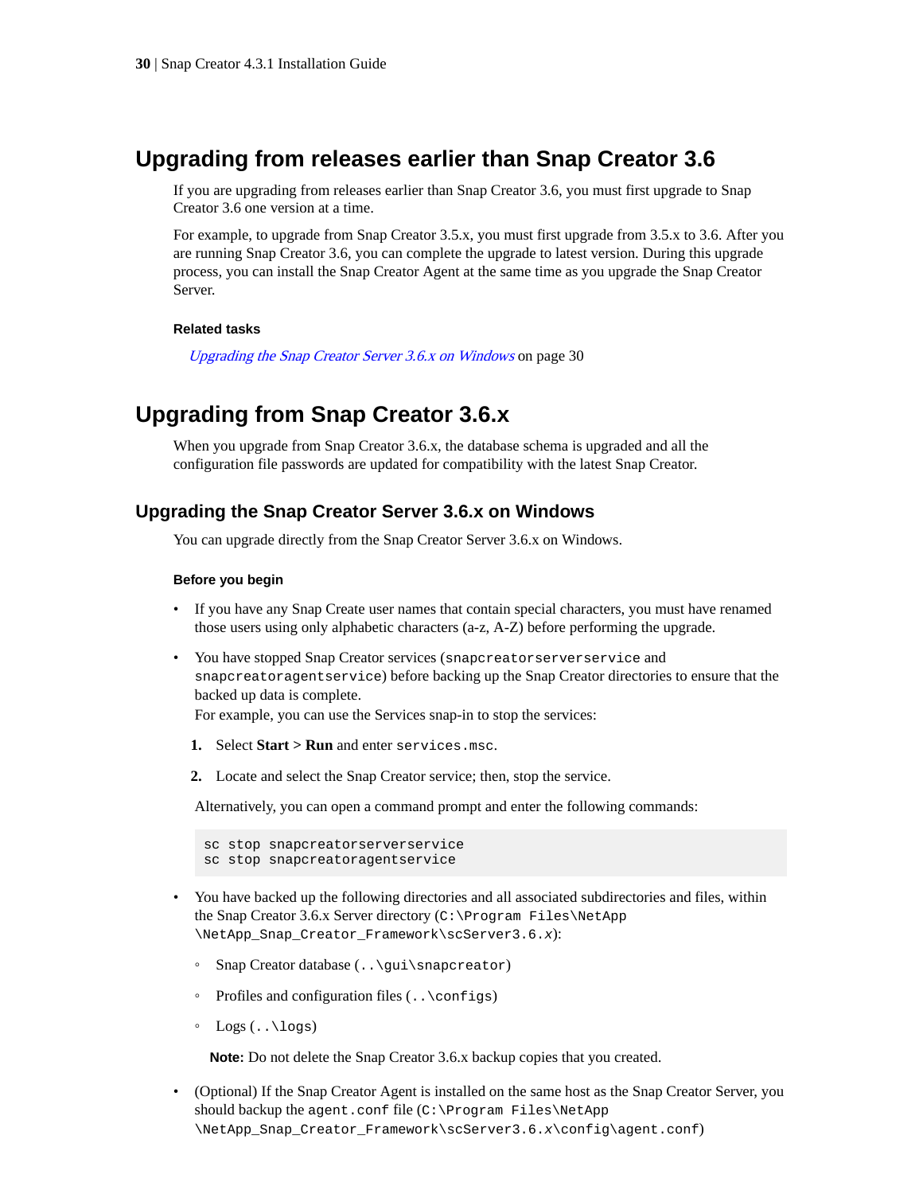## Upgrading from releases earlier than Snap Creator 3.6

If you are upgrading from releases earlier than Snap Creator 3.6, you must first upgrade to Snap Creator 3.6 one version at a time.

For example, to upgrade from Snap Creator 3.5.x, you must first upgrade from 3.5.x to 3.6. After you are running Snap Creator 3.6, you can complete the upgrade to latest version. During this upgrade process, you can install the Snap Creator Agent at the same time as you upgrade the Snap Creator Server.

**Related tasks**

*Upgrading the Snap Creator Server 3.6.x on Windows* on page 30

## Upgrading from Snap Creator 3.6.x

When you upgrade from Snap Creator 3.6.x, the database schema is upgraded and all the configuration file passwords are updated for compatibility with the latest Snap Creator.

### Upgrading the Snap Creator Server 3.6.x on Windows

You can upgrade directly from the Snap Creator Server 3.6.x on Windows.

**Before you begin**

- If you have any Snap Create user names that contain special characters, you must have renamed those users using only alphabetic characters (a-z, A-Z) before performing the upgrade.
- You have stopped Snap Creator services (`snapcreatorserverservice` and `snapcreatoragentservice`) before backing up the Snap Creator directories to ensure that the backed up data is complete.
  For example, you can use the Services snap-in to stop the services:
  1. Select **Start > Run** and enter `services.msc`.
  2. Locate and select the Snap Creator service; then, stop the service.

  Alternatively, you can open a command prompt and enter the following commands:

  ```
  sc stop snapcreatorserverservice
  sc stop snapcreatoragentservice
  ```

- You have backed up the following directories and all associated subdirectories and files, within the Snap Creator 3.6.x Server directory (`C:\Program Files\NetApp\NetApp_Snap_Creator_Framework\scServer3.6.x`):
  - Snap Creator database (`..\gui\snapcreator`)
  - Profiles and configuration files (`..\configs`)
  - Logs (`..\logs`)

  **Note:** Do not delete the Snap Creator 3.6.x backup copies that you created.

- (Optional) If the Snap Creator Agent is installed on the same host as the Snap Creator Server, you should backup the `agent.conf` file (`C:\Program Files\NetApp\NetApp_Snap_Creator_Framework\scServer3.6.x\config\agent.conf`)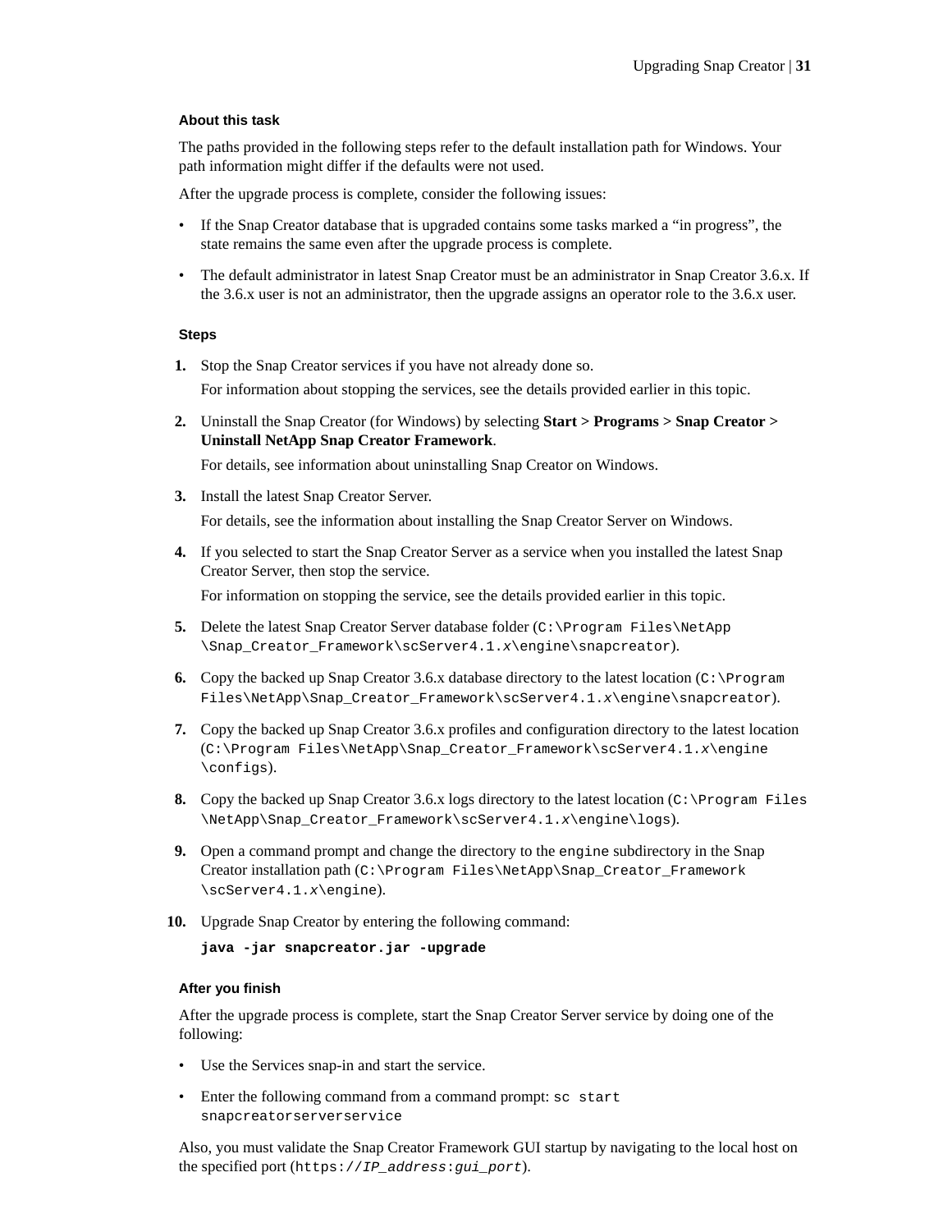#### About this task

The paths provided in the following steps refer to the default installation path for Windows. Your path information might differ if the defaults were not used.

After the upgrade process is complete, consider the following issues:

- If the Snap Creator database that is upgraded contains some tasks marked a "in progress", the state remains the same even after the upgrade process is complete.
- The default administrator in latest Snap Creator must be an administrator in Snap Creator 3.6.x. If the 3.6.x user is not an administrator, then the upgrade assigns an operator role to the 3.6.x user.

#### Steps

1. Stop the Snap Creator services if you have not already done so.

   For information about stopping the services, see the details provided earlier in this topic.

2. Uninstall the Snap Creator (for Windows) by selecting **Start > Programs > Snap Creator > Uninstall NetApp Snap Creator Framework**.

   For details, see information about uninstalling Snap Creator on Windows.

3. Install the latest Snap Creator Server.

   For details, see the information about installing the Snap Creator Server on Windows.

4. If you selected to start the Snap Creator Server as a service when you installed the latest Snap Creator Server, then stop the service.

   For information on stopping the service, see the details provided earlier in this topic.

5. Delete the latest Snap Creator Server database folder (`C:\Program Files\NetApp\Snap_Creator_Framework\scServer4.1.x\engine\snapcreator`).
6. Copy the backed up Snap Creator 3.6.x database directory to the latest location (`C:\Program Files\NetApp\Snap_Creator_Framework\scServer4.1.x\engine\snapcreator`).
7. Copy the backed up Snap Creator 3.6.x profiles and configuration directory to the latest location (`C:\Program Files\NetApp\Snap_Creator_Framework\scServer4.1.x\engine\configs`).
8. Copy the backed up Snap Creator 3.6.x logs directory to the latest location (`C:\Program Files\NetApp\Snap_Creator_Framework\scServer4.1.x\engine\logs`).
9. Open a command prompt and change the directory to the `engine` subdirectory in the Snap Creator installation path (`C:\Program Files\NetApp\Snap_Creator_Framework\scServer4.1.x\engine`).
10. Upgrade Snap Creator by entering the following command:

    ```
    java -jar snapcreator.jar -upgrade
    ```

#### After you finish

After the upgrade process is complete, start the Snap Creator Server service by doing one of the following:

- Use the Services snap-in and start the service.
- Enter the following command from a command prompt: `sc start snapcreatorserverservice`

Also, you must validate the Snap Creator Framework GUI startup by navigating to the local host on the specified port (`https://IP_address:gui_port`).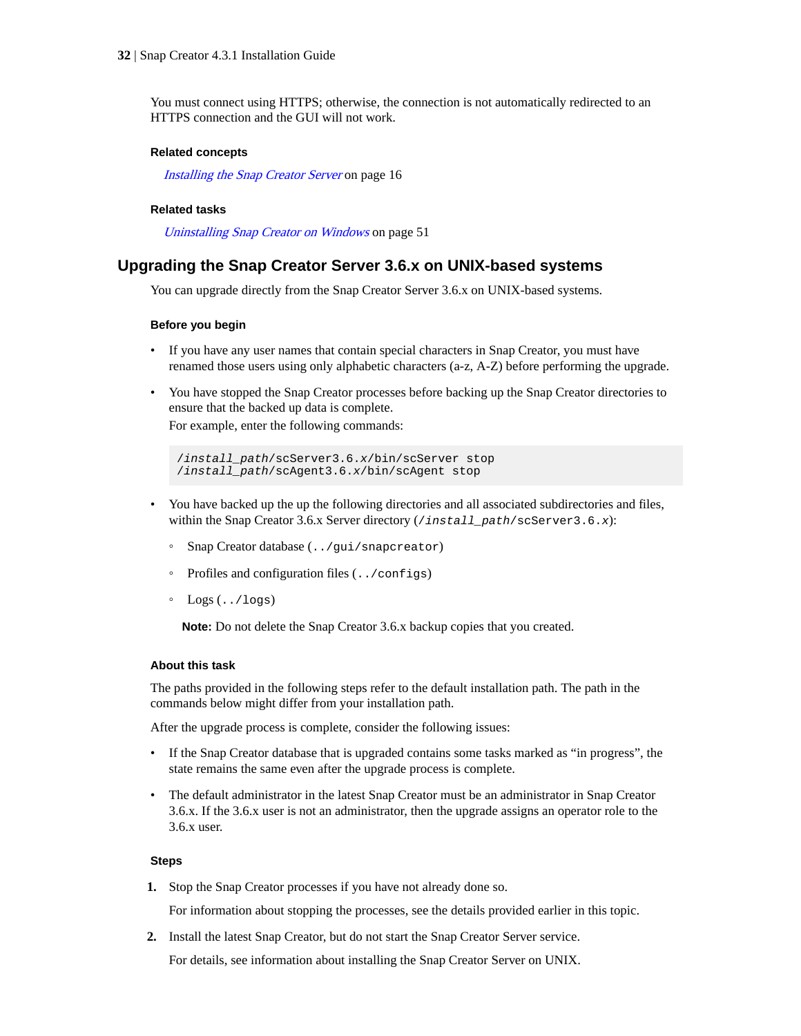You must connect using HTTPS; otherwise, the connection is not automatically redirected to an HTTPS connection and the GUI will not work.

#### Related concepts

*Installing the Snap Creator Server* on page 16

#### Related tasks

*Uninstalling Snap Creator on Windows* on page 51

## Upgrading the Snap Creator Server 3.6.x on UNIX-based systems

You can upgrade directly from the Snap Creator Server 3.6.x on UNIX-based systems.

#### Before you begin

- If you have any user names that contain special characters in Snap Creator, you must have renamed those users using only alphabetic characters (a-z, A-Z) before performing the upgrade.
- You have stopped the Snap Creator processes before backing up the Snap Creator directories to ensure that the backed up data is complete.
  For example, enter the following commands:

  ```
  /install_path/scServer3.6.x/bin/scServer stop
  /install_path/scAgent3.6.x/bin/scAgent stop
  ```

- You have backed up the up the following directories and all associated subdirectories and files, within the Snap Creator 3.6.x Server directory (`/install_path/scServer3.6.x`):
  - Snap Creator database (`../gui/snapcreator`)
  - Profiles and configuration files (`../configs`)
  - Logs (`../logs`)

  **Note:** Do not delete the Snap Creator 3.6.x backup copies that you created.

#### About this task

The paths provided in the following steps refer to the default installation path. The path in the commands below might differ from your installation path.

After the upgrade process is complete, consider the following issues:

- If the Snap Creator database that is upgraded contains some tasks marked as “in progress”, the state remains the same even after the upgrade process is complete.
- The default administrator in the latest Snap Creator must be an administrator in Snap Creator 3.6.x. If the 3.6.x user is not an administrator, then the upgrade assigns an operator role to the 3.6.x user.

#### Steps

1. Stop the Snap Creator processes if you have not already done so.

   For information about stopping the processes, see the details provided earlier in this topic.

2. Install the latest Snap Creator, but do not start the Snap Creator Server service.

   For details, see information about installing the Snap Creator Server on UNIX.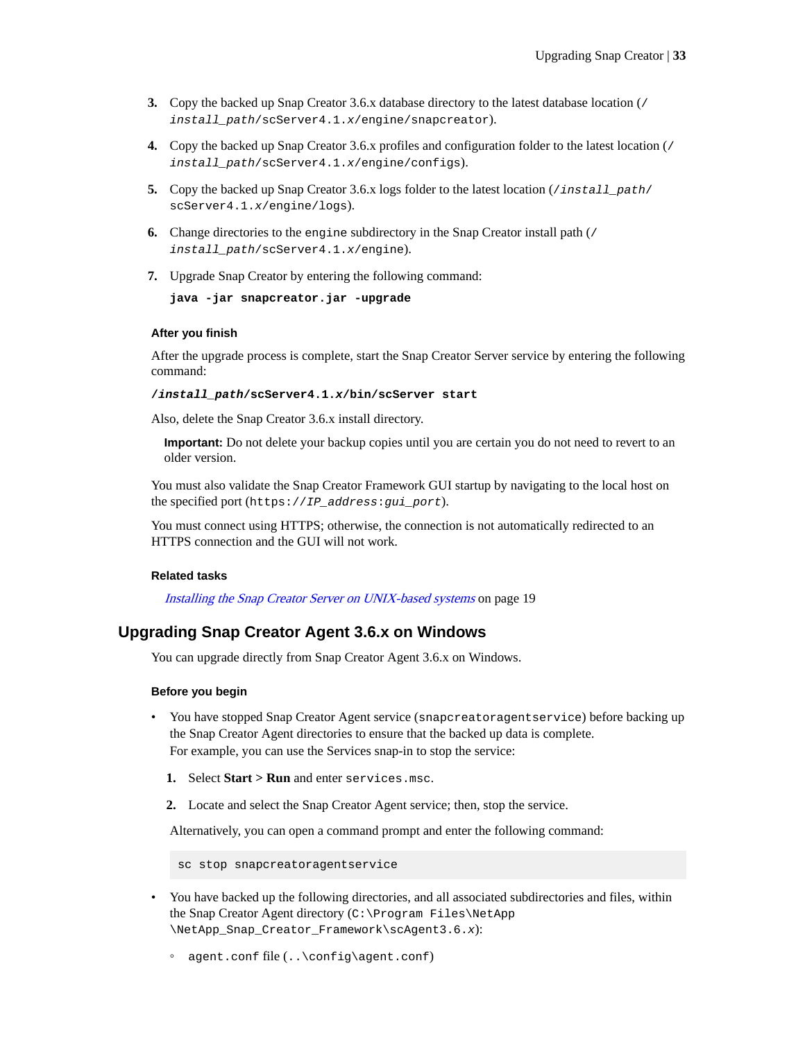3. Copy the backed up Snap Creator 3.6.x database directory to the latest database location (`/install_path/scServer4.1.x/engine/snapcreator`).
4. Copy the backed up Snap Creator 3.6.x profiles and configuration folder to the latest location (`/install_path/scServer4.1.x/engine/configs`).
5. Copy the backed up Snap Creator 3.6.x logs folder to the latest location (`/install_path/scServer4.1.x/engine/logs`).
6. Change directories to the `engine` subdirectory in the Snap Creator install path (`/install_path/scServer4.1.x/engine`).
7. Upgrade Snap Creator by entering the following command:

   **`java -jar snapcreator.jar -upgrade`**

#### After you finish

After the upgrade process is complete, start the Snap Creator Server service by entering the following command:

**`/install_path/scServer4.1.x/bin/scServer start`**

Also, delete the Snap Creator 3.6.x install directory.

> **Important:** Do not delete your backup copies until you are certain you do not need to revert to an older version.

You must also validate the Snap Creator Framework GUI startup by navigating to the local host on the specified port (`https://IP_address:gui_port`).

You must connect using HTTPS; otherwise, the connection is not automatically redirected to an HTTPS connection and the GUI will not work.

#### Related tasks

*Installing the Snap Creator Server on UNIX-based systems* on page 19

## Upgrading Snap Creator Agent 3.6.x on Windows

You can upgrade directly from Snap Creator Agent 3.6.x on Windows.

#### Before you begin

- You have stopped Snap Creator Agent service (`snapcreatoragentservice`) before backing up the Snap Creator Agent directories to ensure that the backed up data is complete.
  For example, you can use the Services snap-in to stop the service:
  1. Select **Start > Run** and enter `services.msc`.
  2. Locate and select the Snap Creator Agent service; then, stop the service.

  Alternatively, you can open a command prompt and enter the following command:

  ```
  sc stop snapcreatoragentservice
  ```

- You have backed up the following directories, and all associated subdirectories and files, within the Snap Creator Agent directory (`C:\Program Files\NetApp\NetApp_Snap_Creator_Framework\scAgent3.6.x`):
  - `agent.conf` file (`..\config\agent.conf`)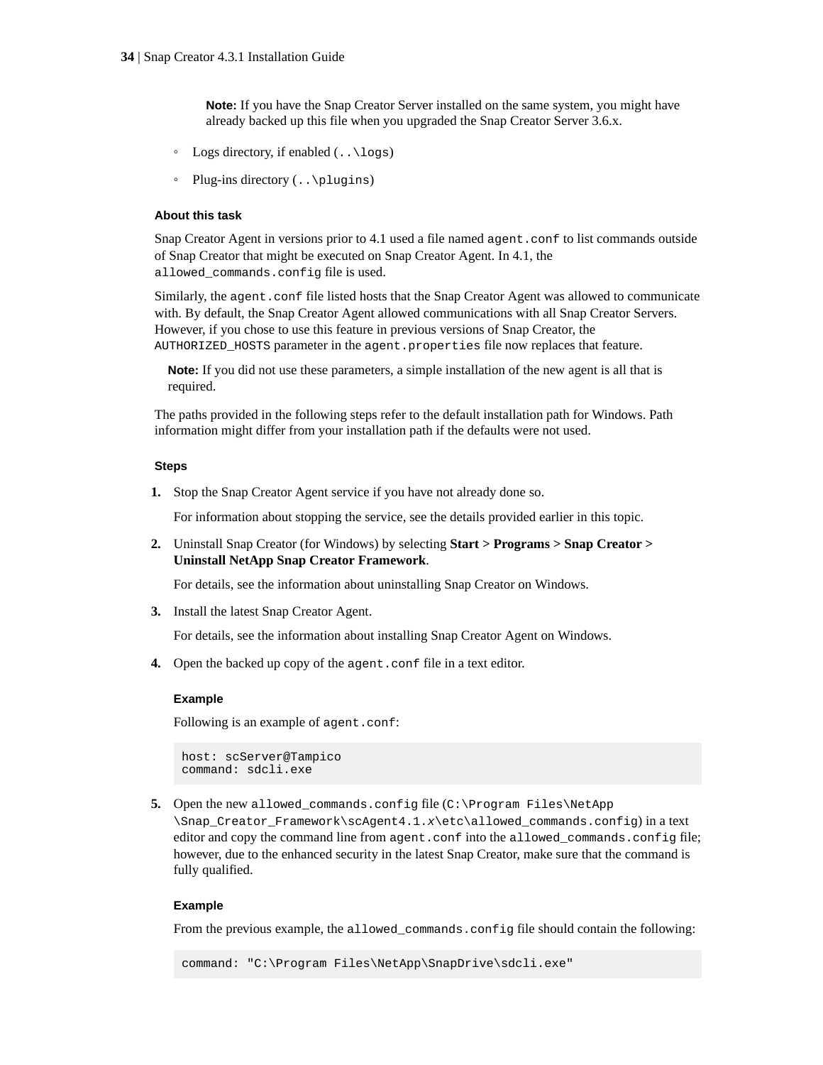**Note:** If you have the Snap Creator Server installed on the same system, you might have already backed up this file when you upgraded the Snap Creator Server 3.6.x.

  - Logs directory, if enabled (`..\logs`)
  - Plug-ins directory (`..\plugins`)

#### About this task

Snap Creator Agent in versions prior to 4.1 used a file named `agent.conf` to list commands outside of Snap Creator that might be executed on Snap Creator Agent. In 4.1, the `allowed_commands.config` file is used.

Similarly, the `agent.conf` file listed hosts that the Snap Creator Agent was allowed to communicate with. By default, the Snap Creator Agent allowed communications with all Snap Creator Servers. However, if you chose to use this feature in previous versions of Snap Creator, the `AUTHORIZED_HOSTS` parameter in the `agent.properties` file now replaces that feature.

**Note:** If you did not use these parameters, a simple installation of the new agent is all that is required.

The paths provided in the following steps refer to the default installation path for Windows. Path information might differ from your installation path if the defaults were not used.

#### Steps

1. Stop the Snap Creator Agent service if you have not already done so.

   For information about stopping the service, see the details provided earlier in this topic.

2. Uninstall Snap Creator (for Windows) by selecting **Start > Programs > Snap Creator > Uninstall NetApp Snap Creator Framework**.

   For details, see the information about uninstalling Snap Creator on Windows.

3. Install the latest Snap Creator Agent.

   For details, see the information about installing Snap Creator Agent on Windows.

4. Open the backed up copy of the `agent.conf` file in a text editor.

   **Example**

   Following is an example of `agent.conf`:

   ```
   host: scServer@Tampico
   command: sdcli.exe
   ```

5. Open the new `allowed_commands.config` file (`C:\Program Files\NetApp\Snap_Creator_Framework\scAgent4.1.x\etc\allowed_commands.config`) in a text editor and copy the command line from `agent.conf` into the `allowed_commands.config` file; however, due to the enhanced security in the latest Snap Creator, make sure that the command is fully qualified.

   **Example**

   From the previous example, the `allowed_commands.config` file should contain the following:

   ```
   command: "C:\Program Files\NetApp\SnapDrive\sdcli.exe"
   ```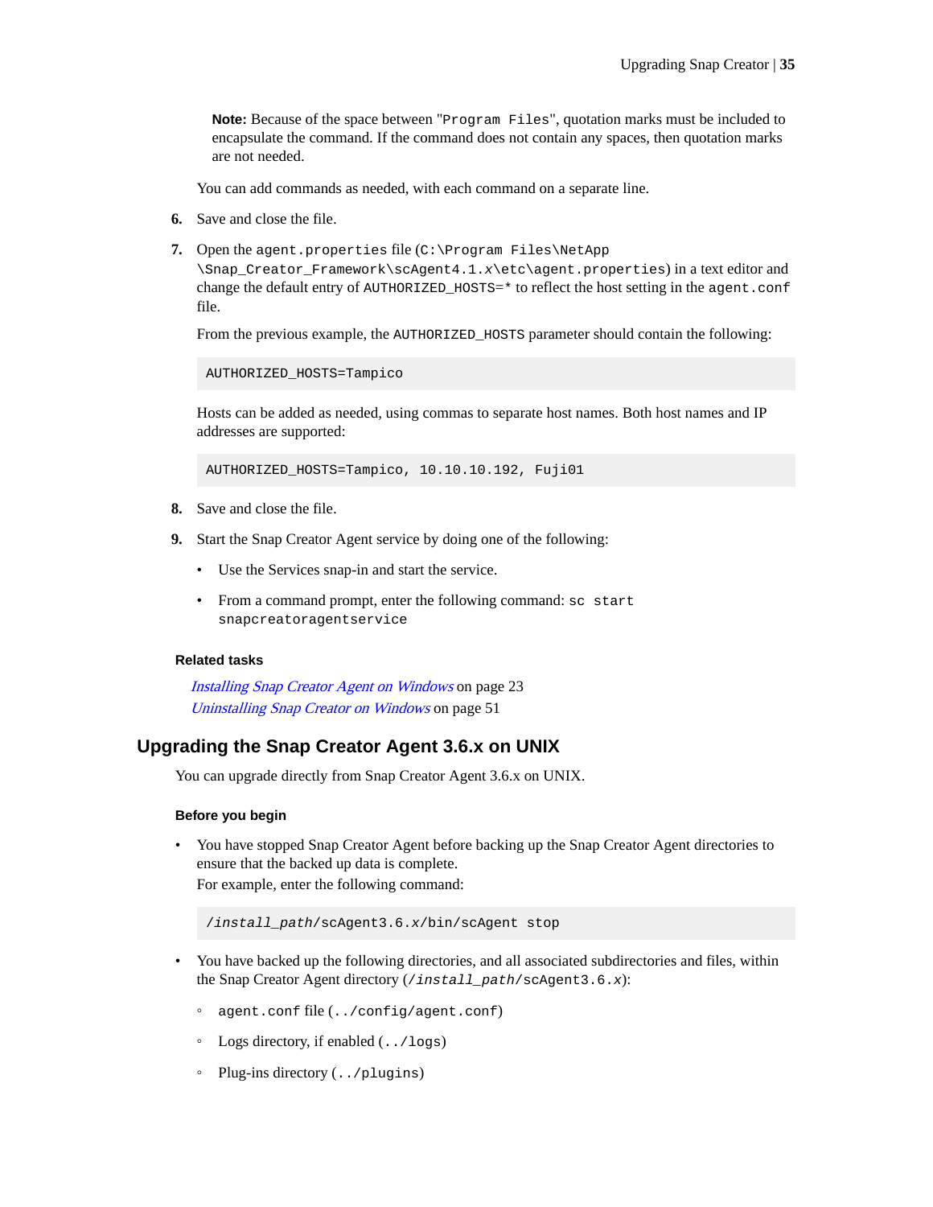**Note:** Because of the space between "`Program Files`", quotation marks must be included to encapsulate the command. If the command does not contain any spaces, then quotation marks are not needed.

You can add commands as needed, with each command on a separate line.

6. Save and close the file.
7. Open the `agent.properties` file (`C:\Program Files\NetApp\Snap_Creator_Framework\scAgent4.1.x\etc\agent.properties`) in a text editor and change the default entry of `AUTHORIZED_HOSTS=*` to reflect the host setting in the `agent.conf` file.

   From the previous example, the `AUTHORIZED_HOSTS` parameter should contain the following:

   ```
   AUTHORIZED_HOSTS=Tampico
   ```

   Hosts can be added as needed, using commas to separate host names. Both host names and IP addresses are supported:

   ```
   AUTHORIZED_HOSTS=Tampico, 10.10.10.192, Fuji01
   ```

8. Save and close the file.
9. Start the Snap Creator Agent service by doing one of the following:
   - Use the Services snap-in and start the service.
   - From a command prompt, enter the following command: `sc start snapcreatoragentservice`

#### Related tasks

*Installing Snap Creator Agent on Windows* on page 23
*Uninstalling Snap Creator on Windows* on page 51

## Upgrading the Snap Creator Agent 3.6.x on UNIX

You can upgrade directly from Snap Creator Agent 3.6.x on UNIX.

#### Before you begin

- You have stopped Snap Creator Agent before backing up the Snap Creator Agent directories to ensure that the backed up data is complete.
  For example, enter the following command:

  ```
  /install_path/scAgent3.6.x/bin/scAgent stop
  ```

- You have backed up the following directories, and all associated subdirectories and files, within the Snap Creator Agent directory (`/install_path/scAgent3.6.x`):
  - `agent.conf` file (`../config/agent.conf`)
  - Logs directory, if enabled (`../logs`)
  - Plug-ins directory (`../plugins`)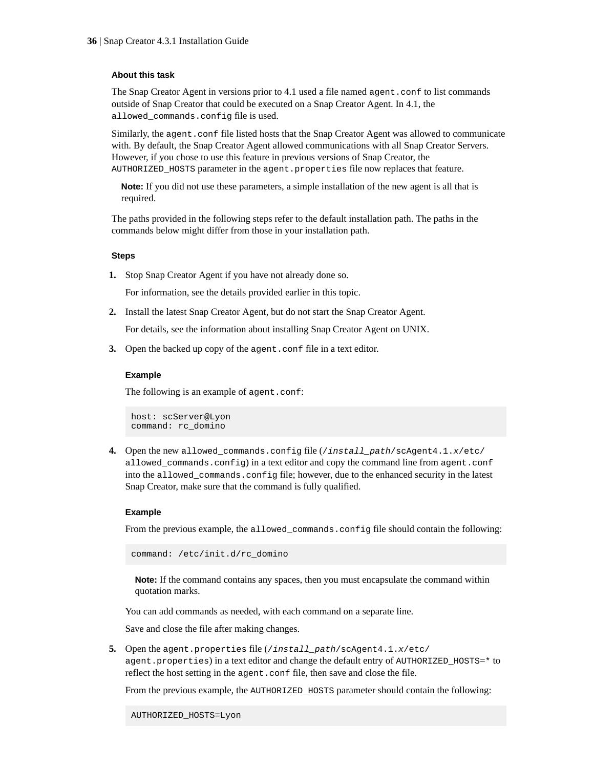#### About this task

The Snap Creator Agent in versions prior to 4.1 used a file named `agent.conf` to list commands outside of Snap Creator that could be executed on a Snap Creator Agent. In 4.1, the `allowed_commands.config` file is used.

Similarly, the `agent.conf` file listed hosts that the Snap Creator Agent was allowed to communicate with. By default, the Snap Creator Agent allowed communications with all Snap Creator Servers. However, if you chose to use this feature in previous versions of Snap Creator, the `AUTHORIZED_HOSTS` parameter in the `agent.properties` file now replaces that feature.

> **Note:** If you did not use these parameters, a simple installation of the new agent is all that is required.

The paths provided in the following steps refer to the default installation path. The paths in the commands below might differ from those in your installation path.

#### Steps

1. Stop Snap Creator Agent if you have not already done so.

   For information, see the details provided earlier in this topic.

2. Install the latest Snap Creator Agent, but do not start the Snap Creator Agent.

   For details, see the information about installing Snap Creator Agent on UNIX.

3. Open the backed up copy of the `agent.conf` file in a text editor.

   **Example**

   The following is an example of `agent.conf`:

   ```
   host: scServer@Lyon
   command: rc_domino
   ```

4. Open the new `allowed_commands.config` file (`/install_path/scAgent4.1.x/etc/allowed_commands.config`) in a text editor and copy the command line from `agent.conf` into the `allowed_commands.config` file; however, due to the enhanced security in the latest Snap Creator, make sure that the command is fully qualified.

   **Example**

   From the previous example, the `allowed_commands.config` file should contain the following:

   ```
   command: /etc/init.d/rc_domino
   ```

   > **Note:** If the command contains any spaces, then you must encapsulate the command within quotation marks.

   You can add commands as needed, with each command on a separate line.

   Save and close the file after making changes.

5. Open the `agent.properties` file (`/install_path/scAgent4.1.x/etc/agent.properties`) in a text editor and change the default entry of `AUTHORIZED_HOSTS=*` to reflect the host setting in the `agent.conf` file, then save and close the file.

   From the previous example, the `AUTHORIZED_HOSTS` parameter should contain the following:

   ```
   AUTHORIZED_HOSTS=Lyon
   ```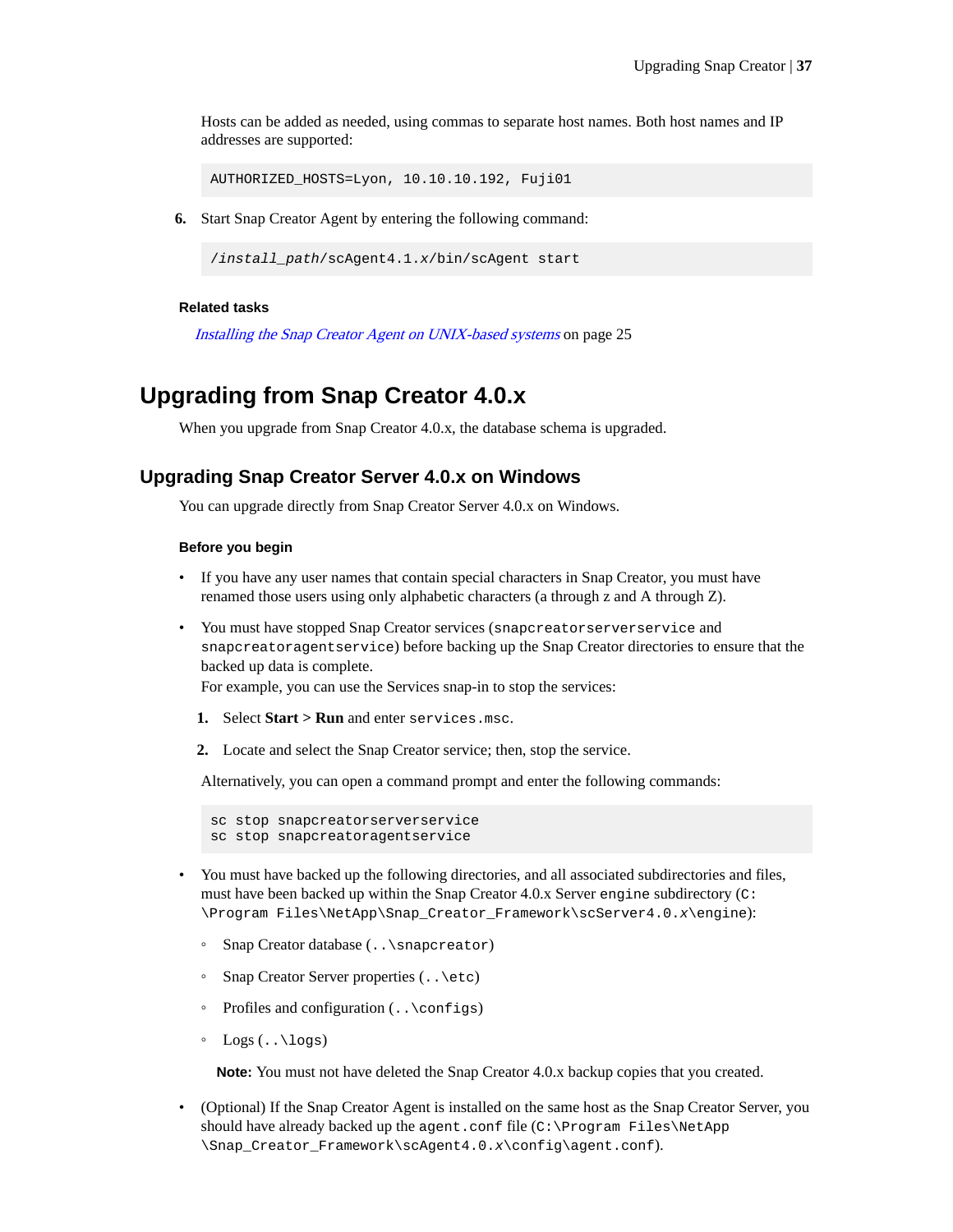Hosts can be added as needed, using commas to separate host names. Both host names and IP addresses are supported:

```
AUTHORIZED_HOSTS=Lyon, 10.10.10.192, Fuji01
```

6. Start Snap Creator Agent by entering the following command:

```
/install_path/scAgent4.1.x/bin/scAgent start
```

**Related tasks**

*Installing the Snap Creator Agent on UNIX-based systems* on page 25

## Upgrading from Snap Creator 4.0.x

When you upgrade from Snap Creator 4.0.x, the database schema is upgraded.

### Upgrading Snap Creator Server 4.0.x on Windows

You can upgrade directly from Snap Creator Server 4.0.x on Windows.

**Before you begin**

- If you have any user names that contain special characters in Snap Creator, you must have renamed those users using only alphabetic characters (a through z and A through Z).
- You must have stopped Snap Creator services (`snapcreatorserverservice` and `snapcreatoragentservice`) before backing up the Snap Creator directories to ensure that the backed up data is complete.
  For example, you can use the Services snap-in to stop the services:
  1. Select **Start** > **Run** and enter `services.msc`.
  2. Locate and select the Snap Creator service; then, stop the service.

  Alternatively, you can open a command prompt and enter the following commands:

  ```
  sc stop snapcreatorserverservice
  sc stop snapcreatoragentservice
  ```

- You must have backed up the following directories, and all associated subdirectories and files, must have been backed up within the Snap Creator 4.0.x Server `engine` subdirectory (`C:\Program Files\NetApp\Snap_Creator_Framework\scServer4.0.x\engine`):
  - Snap Creator database (`..\snapcreator`)
  - Snap Creator Server properties (`..\etc`)
  - Profiles and configuration (`..\configs`)
  - Logs (`..\logs`)

  **Note:** You must not have deleted the Snap Creator 4.0.x backup copies that you created.

- (Optional) If the Snap Creator Agent is installed on the same host as the Snap Creator Server, you should have already backed up the `agent.conf` file (`C:\Program Files\NetApp\Snap_Creator_Framework\scAgent4.0.x\config\agent.conf`).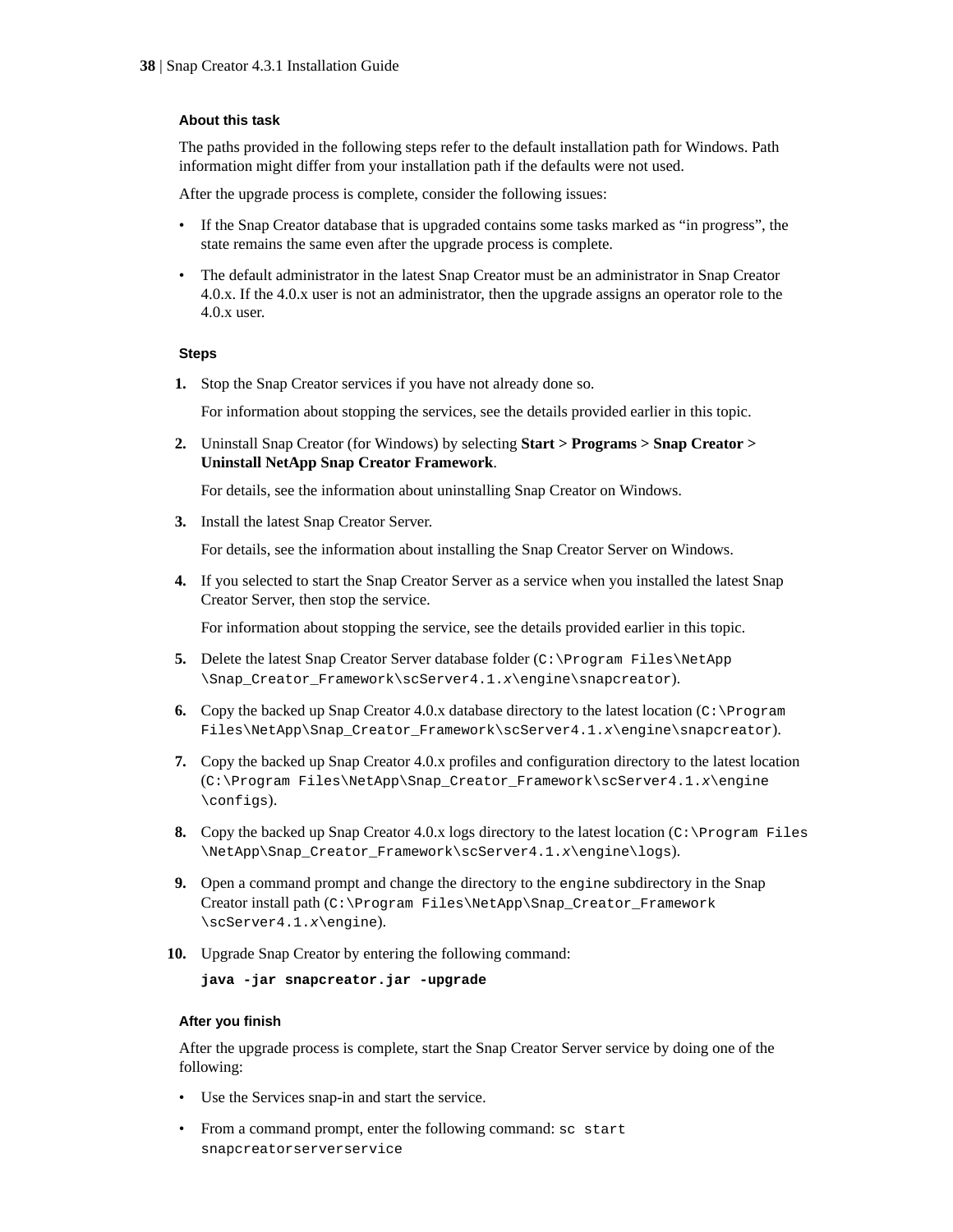#### About this task

The paths provided in the following steps refer to the default installation path for Windows. Path information might differ from your installation path if the defaults were not used.

After the upgrade process is complete, consider the following issues:

- If the Snap Creator database that is upgraded contains some tasks marked as “in progress”, the state remains the same even after the upgrade process is complete.
- The default administrator in the latest Snap Creator must be an administrator in Snap Creator 4.0.x. If the 4.0.x user is not an administrator, then the upgrade assigns an operator role to the 4.0.x user.

#### Steps

1. Stop the Snap Creator services if you have not already done so.

   For information about stopping the services, see the details provided earlier in this topic.

2. Uninstall Snap Creator (for Windows) by selecting **Start > Programs > Snap Creator > Uninstall NetApp Snap Creator Framework**.

   For details, see the information about uninstalling Snap Creator on Windows.

3. Install the latest Snap Creator Server.

   For details, see the information about installing the Snap Creator Server on Windows.

4. If you selected to start the Snap Creator Server as a service when you installed the latest Snap Creator Server, then stop the service.

   For information about stopping the service, see the details provided earlier in this topic.

5. Delete the latest Snap Creator Server database folder (`C:\Program Files\NetApp\Snap_Creator_Framework\scServer4.1.x\engine\snapcreator`).

6. Copy the backed up Snap Creator 4.0.x database directory to the latest location (`C:\Program Files\NetApp\Snap_Creator_Framework\scServer4.1.x\engine\snapcreator`).

7. Copy the backed up Snap Creator 4.0.x profiles and configuration directory to the latest location (`C:\Program Files\NetApp\Snap_Creator_Framework\scServer4.1.x\engine\configs`).

8. Copy the backed up Snap Creator 4.0.x logs directory to the latest location (`C:\Program Files\NetApp\Snap_Creator_Framework\scServer4.1.x\engine\logs`).

9. Open a command prompt and change the directory to the `engine` subdirectory in the Snap Creator install path (`C:\Program Files\NetApp\Snap_Creator_Framework\scServer4.1.x\engine`).

10. Upgrade Snap Creator by entering the following command:

    ```
    java -jar snapcreator.jar -upgrade
    ```

#### After you finish

After the upgrade process is complete, start the Snap Creator Server service by doing one of the following:

- Use the Services snap-in and start the service.
- From a command prompt, enter the following command: `sc start snapcreatorserverservice`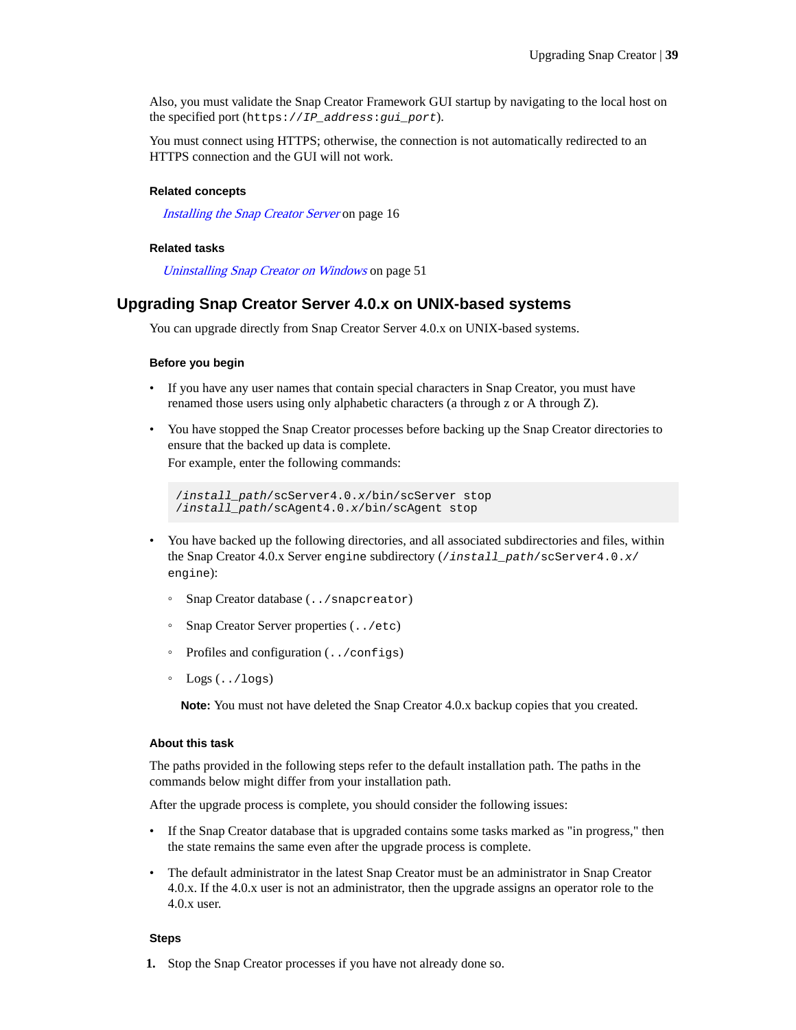Also, you must validate the Snap Creator Framework GUI startup by navigating to the local host on the specified port (`https://IP_address:gui_port`).

You must connect using HTTPS; otherwise, the connection is not automatically redirected to an HTTPS connection and the GUI will not work.

#### Related concepts

*Installing the Snap Creator Server* on page 16

#### Related tasks

*Uninstalling Snap Creator on Windows* on page 51

## Upgrading Snap Creator Server 4.0.x on UNIX-based systems

You can upgrade directly from Snap Creator Server 4.0.x on UNIX-based systems.

#### Before you begin

- If you have any user names that contain special characters in Snap Creator, you must have renamed those users using only alphabetic characters (a through z or A through Z).
- You have stopped the Snap Creator processes before backing up the Snap Creator directories to ensure that the backed up data is complete.
  For example, enter the following commands:

  ```
  /install_path/scServer4.0.x/bin/scServer stop
  /install_path/scAgent4.0.x/bin/scAgent stop
  ```

- You have backed up the following directories, and all associated subdirectories and files, within the Snap Creator 4.0.x Server `engine` subdirectory (`/install_path/scServer4.0.x/engine`):
  - Snap Creator database (`../snapcreator`)
  - Snap Creator Server properties (`../etc`)
  - Profiles and configuration (`../configs`)
  - Logs (`../logs`)

  **Note:** You must not have deleted the Snap Creator 4.0.x backup copies that you created.

#### About this task

The paths provided in the following steps refer to the default installation path. The paths in the commands below might differ from your installation path.

After the upgrade process is complete, you should consider the following issues:

- If the Snap Creator database that is upgraded contains some tasks marked as "in progress," then the state remains the same even after the upgrade process is complete.
- The default administrator in the latest Snap Creator must be an administrator in Snap Creator 4.0.x. If the 4.0.x user is not an administrator, then the upgrade assigns an operator role to the 4.0.x user.

#### Steps

1. Stop the Snap Creator processes if you have not already done so.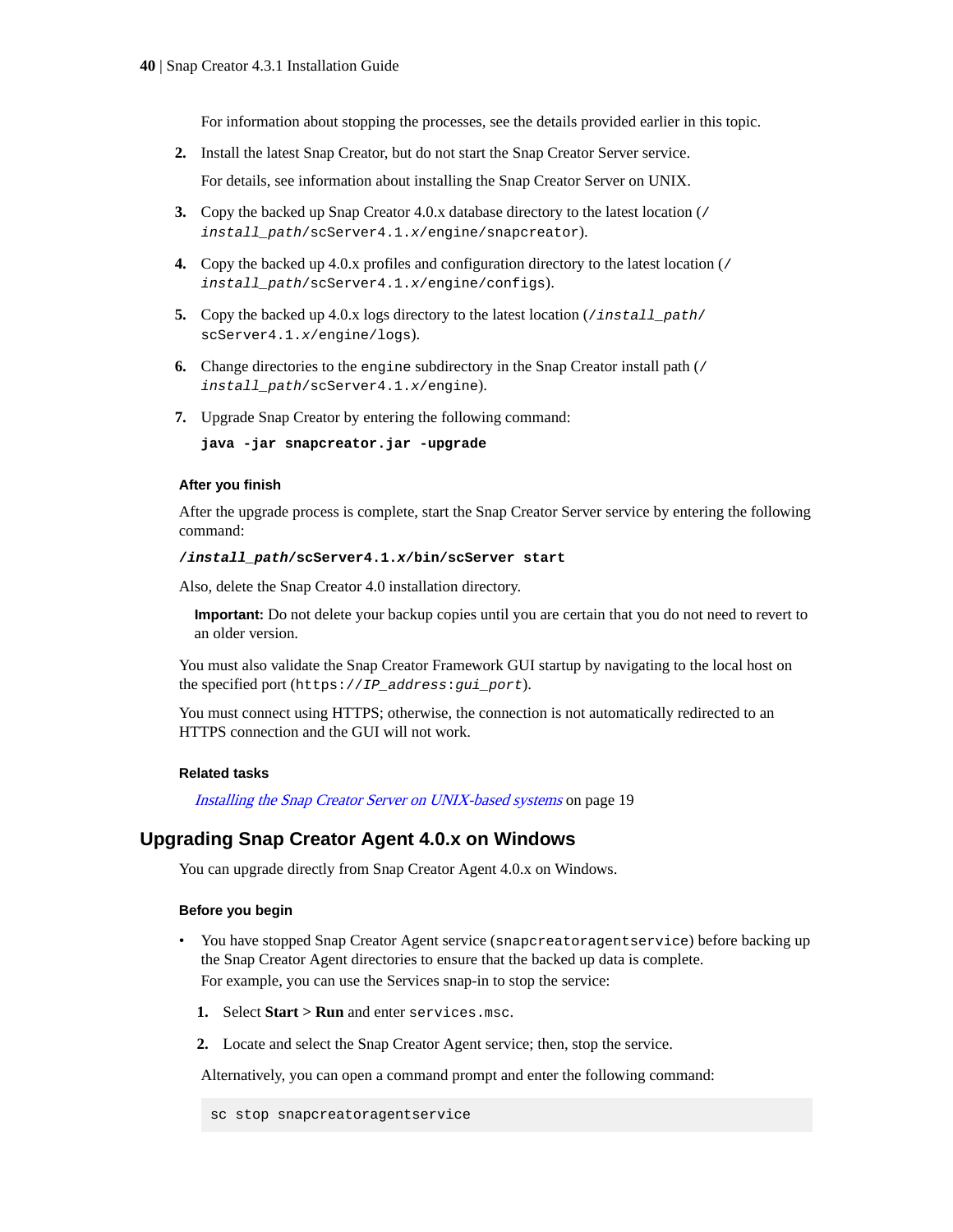For information about stopping the processes, see the details provided earlier in this topic.

2. Install the latest Snap Creator, but do not start the Snap Creator Server service.

   For details, see information about installing the Snap Creator Server on UNIX.

3. Copy the backed up Snap Creator 4.0.x database directory to the latest location (`/install_path/scServer4.1.x/engine/snapcreator`).

4. Copy the backed up 4.0.x profiles and configuration directory to the latest location (`/install_path/scServer4.1.x/engine/configs`).

5. Copy the backed up 4.0.x logs directory to the latest location (`/install_path/scServer4.1.x/engine/logs`).

6. Change directories to the `engine` subdirectory in the Snap Creator install path (`/install_path/scServer4.1.x/engine`).

7. Upgrade Snap Creator by entering the following command:

   **`java -jar snapcreator.jar -upgrade`**

#### After you finish

After the upgrade process is complete, start the Snap Creator Server service by entering the following command:

**`/install_path/scServer4.1.x/bin/scServer start`**

Also, delete the Snap Creator 4.0 installation directory.

> **Important:** Do not delete your backup copies until you are certain that you do not need to revert to an older version.

You must also validate the Snap Creator Framework GUI startup by navigating to the local host on the specified port (`https://IP_address:gui_port`).

You must connect using HTTPS; otherwise, the connection is not automatically redirected to an HTTPS connection and the GUI will not work.

#### Related tasks

*Installing the Snap Creator Server on UNIX-based systems* on page 19

## Upgrading Snap Creator Agent 4.0.x on Windows

You can upgrade directly from Snap Creator Agent 4.0.x on Windows.

#### Before you begin

- You have stopped Snap Creator Agent service (`snapcreatoragentservice`) before backing up the Snap Creator Agent directories to ensure that the backed up data is complete.
  For example, you can use the Services snap-in to stop the service:

  1. Select **Start** > **Run** and enter `services.msc`.
  2. Locate and select the Snap Creator Agent service; then, stop the service.

  Alternatively, you can open a command prompt and enter the following command:

  ```
  sc stop snapcreatoragentservice
  ```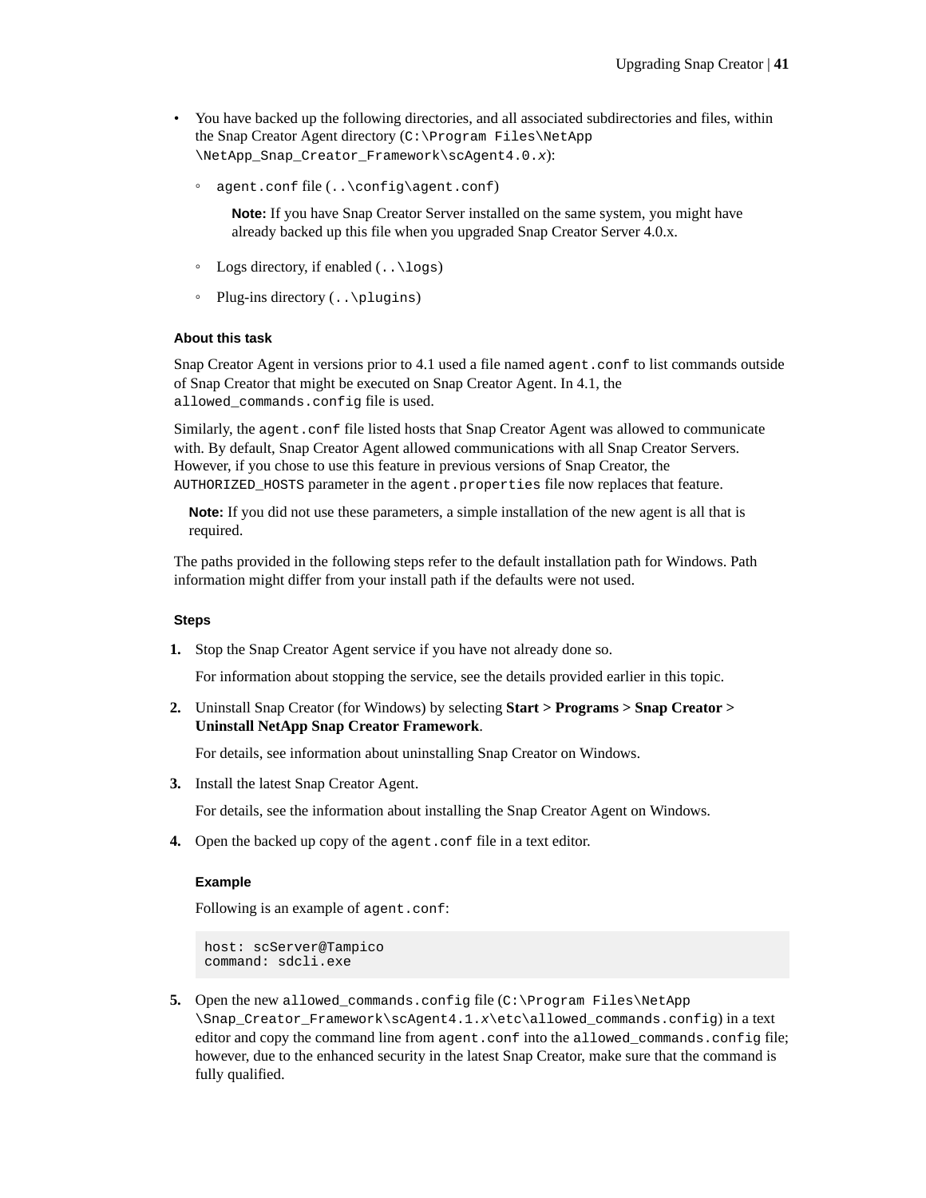- You have backed up the following directories, and all associated subdirectories and files, within the Snap Creator Agent directory (`C:\Program Files\NetApp\NetApp_Snap_Creator_Framework\scAgent4.0.x`):
  - `agent.conf` file (`..\config\agent.conf`)

    **Note:** If you have Snap Creator Server installed on the same system, you might have already backed up this file when you upgraded Snap Creator Server 4.0.x.
  - Logs directory, if enabled (`..\logs`)
  - Plug-ins directory (`..\plugins`)

#### About this task

Snap Creator Agent in versions prior to 4.1 used a file named `agent.conf` to list commands outside of Snap Creator that might be executed on Snap Creator Agent. In 4.1, the `allowed_commands.config` file is used.

Similarly, the `agent.conf` file listed hosts that Snap Creator Agent was allowed to communicate with. By default, Snap Creator Agent allowed communications with all Snap Creator Servers. However, if you chose to use this feature in previous versions of Snap Creator, the `AUTHORIZED_HOSTS` parameter in the `agent.properties` file now replaces that feature.

**Note:** If you did not use these parameters, a simple installation of the new agent is all that is required.

The paths provided in the following steps refer to the default installation path for Windows. Path information might differ from your install path if the defaults were not used.

#### Steps

1. Stop the Snap Creator Agent service if you have not already done so.

   For information about stopping the service, see the details provided earlier in this topic.

2. Uninstall Snap Creator (for Windows) by selecting **Start > Programs > Snap Creator > Uninstall NetApp Snap Creator Framework**.

   For details, see information about uninstalling Snap Creator on Windows.

3. Install the latest Snap Creator Agent.

   For details, see the information about installing the Snap Creator Agent on Windows.

4. Open the backed up copy of the `agent.conf` file in a text editor.

   **Example**

   Following is an example of `agent.conf`:

   ```
   host: scServer@Tampico
   command: sdcli.exe
   ```

5. Open the new `allowed_commands.config` file (`C:\Program Files\NetApp\Snap_Creator_Framework\scAgent4.1.x\etc\allowed_commands.config`) in a text editor and copy the command line from `agent.conf` into the `allowed_commands.config` file; however, due to the enhanced security in the latest Snap Creator, make sure that the command is fully qualified.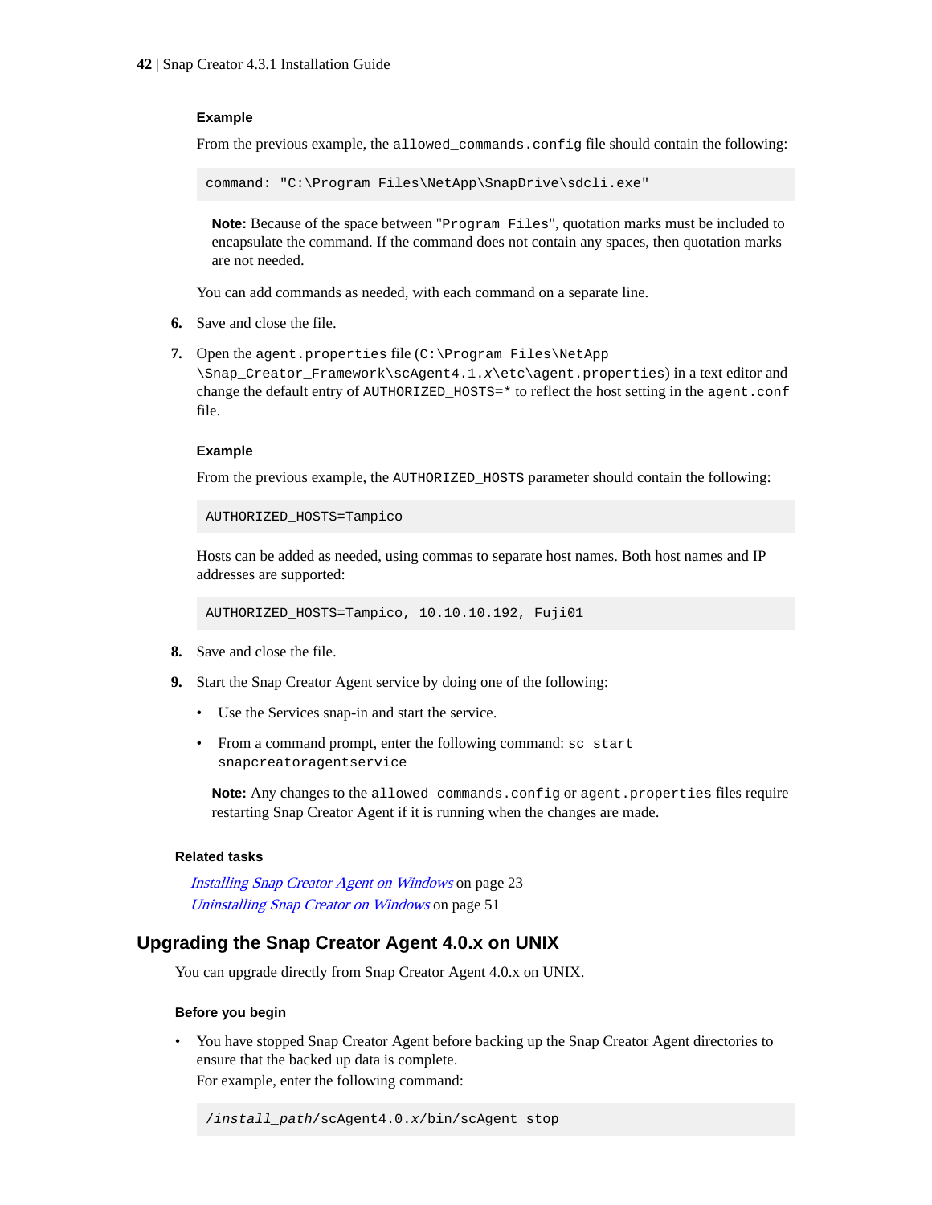#### Example

From the previous example, the `allowed_commands.config` file should contain the following:

```
command: "C:\Program Files\NetApp\SnapDrive\sdcli.exe"
```

**Note:** Because of the space between "`Program Files`", quotation marks must be included to encapsulate the command. If the command does not contain any spaces, then quotation marks are not needed.

You can add commands as needed, with each command on a separate line.

6. Save and close the file.

7. Open the `agent.properties` file (`C:\Program Files\NetApp\Snap_Creator_Framework\scAgent4.1.x\etc\agent.properties`) in a text editor and change the default entry of `AUTHORIZED_HOSTS=*` to reflect the host setting in the `agent.conf` file.

#### Example

From the previous example, the `AUTHORIZED_HOSTS` parameter should contain the following:

```
AUTHORIZED_HOSTS=Tampico
```

Hosts can be added as needed, using commas to separate host names. Both host names and IP addresses are supported:

```
AUTHORIZED_HOSTS=Tampico, 10.10.10.192, Fuji01
```

8. Save and close the file.

9. Start the Snap Creator Agent service by doing one of the following:
   - Use the Services snap-in and start the service.
   - From a command prompt, enter the following command: `sc start snapcreatoragentservice`

   **Note:** Any changes to the `allowed_commands.config` or `agent.properties` files require restarting Snap Creator Agent if it is running when the changes are made.

#### Related tasks

*Installing Snap Creator Agent on Windows* on page 23
*Uninstalling Snap Creator on Windows* on page 51

## Upgrading the Snap Creator Agent 4.0.x on UNIX

You can upgrade directly from Snap Creator Agent 4.0.x on UNIX.

#### Before you begin

- You have stopped Snap Creator Agent before backing up the Snap Creator Agent directories to ensure that the backed up data is complete.
  For example, enter the following command:

```
/install_path/scAgent4.0.x/bin/scAgent stop
```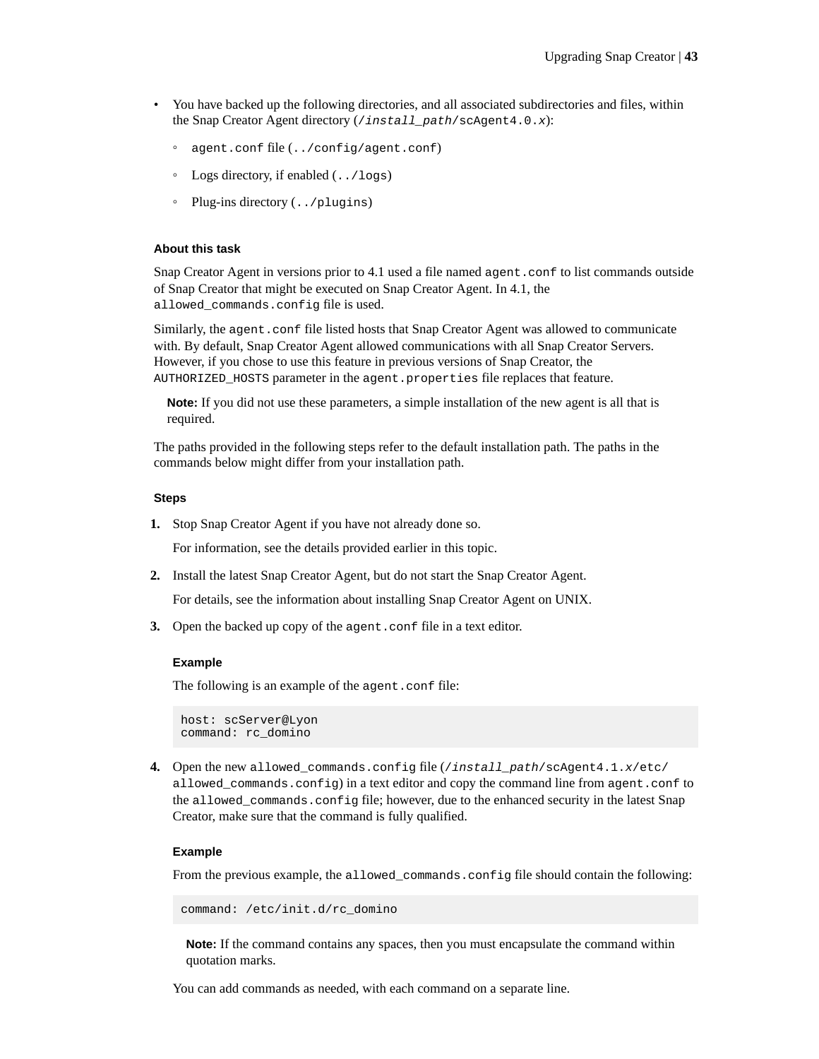- You have backed up the following directories, and all associated subdirectories and files, within the Snap Creator Agent directory (`/install_path/scAgent4.0.x`):
    - `agent.conf` file (`../config/agent.conf`)
    - Logs directory, if enabled (`../logs`)
    - Plug-ins directory (`../plugins`)

#### About this task

Snap Creator Agent in versions prior to 4.1 used a file named `agent.conf` to list commands outside of Snap Creator that might be executed on Snap Creator Agent. In 4.1, the `allowed_commands.config` file is used.

Similarly, the `agent.conf` file listed hosts that Snap Creator Agent was allowed to communicate with. By default, Snap Creator Agent allowed communications with all Snap Creator Servers. However, if you chose to use this feature in previous versions of Snap Creator, the `AUTHORIZED_HOSTS` parameter in the `agent.properties` file replaces that feature.

> **Note:** If you did not use these parameters, a simple installation of the new agent is all that is required.

The paths provided in the following steps refer to the default installation path. The paths in the commands below might differ from your installation path.

#### Steps

1. Stop Snap Creator Agent if you have not already done so.

   For information, see the details provided earlier in this topic.

2. Install the latest Snap Creator Agent, but do not start the Snap Creator Agent.

   For details, see the information about installing Snap Creator Agent on UNIX.

3. Open the backed up copy of the `agent.conf` file in a text editor.

   **Example**

   The following is an example of the `agent.conf` file:

   ```
   host: scServer@Lyon
   command: rc_domino
   ```

4. Open the new `allowed_commands.config` file (`/install_path/scAgent4.1.x/etc/allowed_commands.config`) in a text editor and copy the command line from `agent.conf` to the `allowed_commands.config` file; however, due to the enhanced security in the latest Snap Creator, make sure that the command is fully qualified.

   **Example**

   From the previous example, the `allowed_commands.config` file should contain the following:

   ```
   command: /etc/init.d/rc_domino
   ```

   > **Note:** If the command contains any spaces, then you must encapsulate the command within quotation marks.

   You can add commands as needed, with each command on a separate line.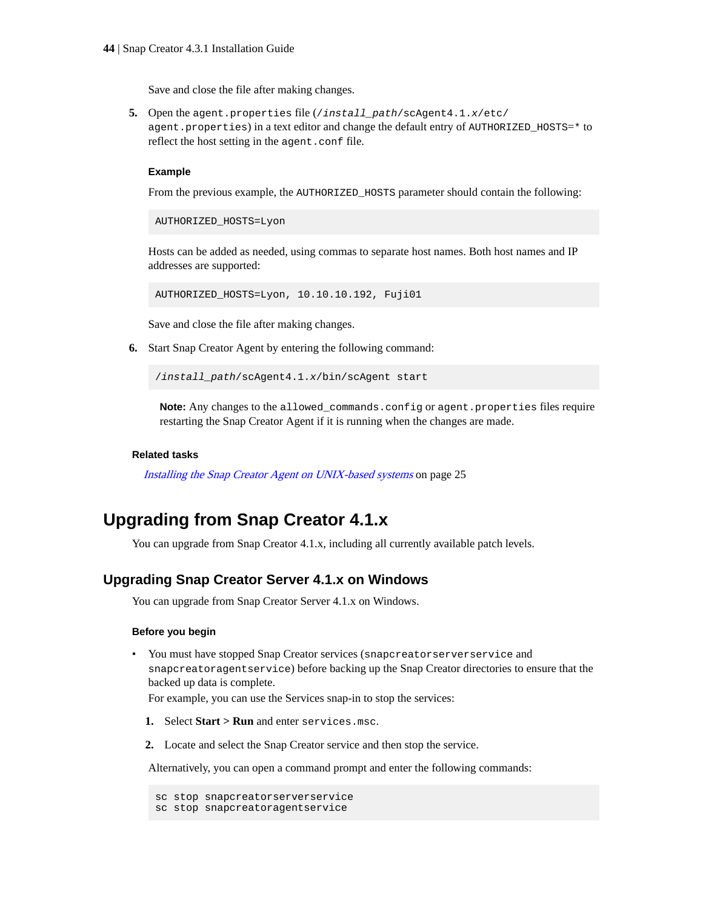Save and close the file after making changes.

5. Open the `agent.properties` file (`/install_path/scAgent4.1.x/etc/agent.properties`) in a text editor and change the default entry of `AUTHORIZED_HOSTS=*` to reflect the host setting in the `agent.conf` file.

   **Example**

   From the previous example, the `AUTHORIZED_HOSTS` parameter should contain the following:

   ```
   AUTHORIZED_HOSTS=Lyon
   ```

   Hosts can be added as needed, using commas to separate host names. Both host names and IP addresses are supported:

   ```
   AUTHORIZED_HOSTS=Lyon, 10.10.10.192, Fuji01
   ```

   Save and close the file after making changes.

6. Start Snap Creator Agent by entering the following command:

   ```
   /install_path/scAgent4.1.x/bin/scAgent start
   ```

   **Note:** Any changes to the `allowed_commands.config` or `agent.properties` files require restarting the Snap Creator Agent if it is running when the changes are made.

**Related tasks**

*Installing the Snap Creator Agent on UNIX-based systems* on page 25

# Upgrading from Snap Creator 4.1.x

You can upgrade from Snap Creator 4.1.x, including all currently available patch levels.

## Upgrading Snap Creator Server 4.1.x on Windows

You can upgrade from Snap Creator Server 4.1.x on Windows.

### Before you begin

- You must have stopped Snap Creator services (`snapcreatorserverservice` and `snapcreatoragentservice`) before backing up the Snap Creator directories to ensure that the backed up data is complete.
  For example, you can use the Services snap-in to stop the services:

  1. Select **Start** > **Run** and enter `services.msc`.
  2. Locate and select the Snap Creator service and then stop the service.

  Alternatively, you can open a command prompt and enter the following commands:

  ```
  sc stop snapcreatorserverservice
  sc stop snapcreatoragentservice
  ```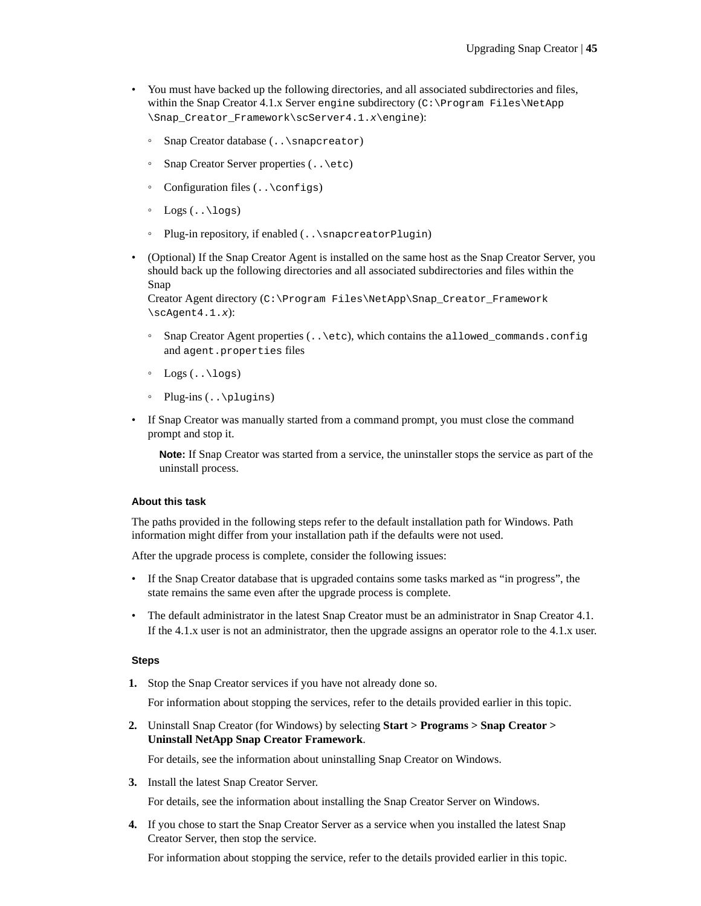- You must have backed up the following directories, and all associated subdirectories and files, within the Snap Creator 4.1.x Server `engine` subdirectory (`C:\Program Files\NetApp\Snap_Creator_Framework\scServer4.1.x\engine`):
  - Snap Creator database (`..\snapcreator`)
  - Snap Creator Server properties (`..\etc`)
  - Configuration files (`..\configs`)
  - Logs (`..\logs`)
  - Plug-in repository, if enabled (`..\snapcreatorPlugin`)
- (Optional) If the Snap Creator Agent is installed on the same host as the Snap Creator Server, you should back up the following directories and all associated subdirectories and files within the Snap Creator Agent directory (`C:\Program Files\NetApp\Snap_Creator_Framework\scAgent4.1.x`):
  - Snap Creator Agent properties (`..\etc`), which contains the `allowed_commands.config` and `agent.properties` files
  - Logs (`..\logs`)
  - Plug-ins (`..\plugins`)
- If Snap Creator was manually started from a command prompt, you must close the command prompt and stop it.

  **Note:** If Snap Creator was started from a service, the uninstaller stops the service as part of the uninstall process.

#### About this task

The paths provided in the following steps refer to the default installation path for Windows. Path information might differ from your installation path if the defaults were not used.

After the upgrade process is complete, consider the following issues:

- If the Snap Creator database that is upgraded contains some tasks marked as "in progress", the state remains the same even after the upgrade process is complete.
- The default administrator in the latest Snap Creator must be an administrator in Snap Creator 4.1. If the 4.1.x user is not an administrator, then the upgrade assigns an operator role to the 4.1.x user.

#### Steps

1. Stop the Snap Creator services if you have not already done so.

   For information about stopping the services, refer to the details provided earlier in this topic.

2. Uninstall Snap Creator (for Windows) by selecting **Start > Programs > Snap Creator > Uninstall NetApp Snap Creator Framework**.

   For details, see the information about uninstalling Snap Creator on Windows.

3. Install the latest Snap Creator Server.

   For details, see the information about installing the Snap Creator Server on Windows.

4. If you chose to start the Snap Creator Server as a service when you installed the latest Snap Creator Server, then stop the service.

   For information about stopping the service, refer to the details provided earlier in this topic.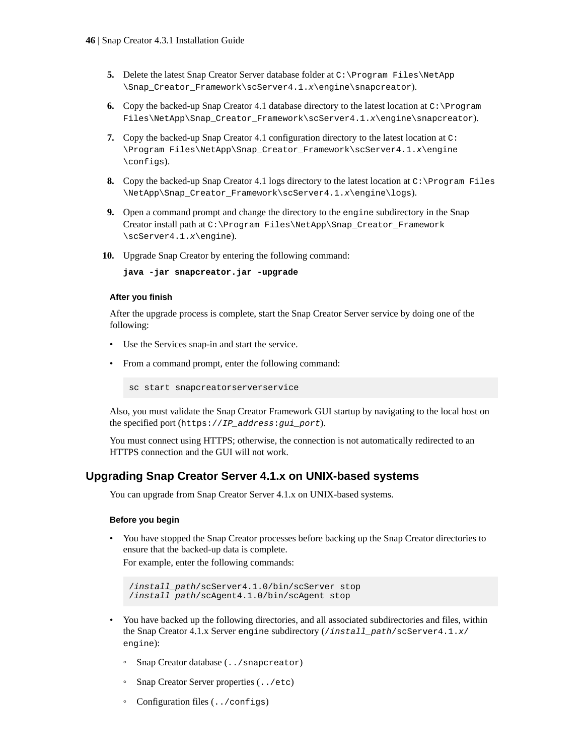5. Delete the latest Snap Creator Server database folder at `C:\Program Files\NetApp\Snap_Creator_Framework\scServer4.1.x\engine\snapcreator`).
6. Copy the backed-up Snap Creator 4.1 database directory to the latest location at `C:\Program Files\NetApp\Snap_Creator_Framework\scServer4.1.x\engine\snapcreator`).
7. Copy the backed-up Snap Creator 4.1 configuration directory to the latest location at `C:\Program Files\NetApp\Snap_Creator_Framework\scServer4.1.x\engine\configs`).
8. Copy the backed-up Snap Creator 4.1 logs directory to the latest location at `C:\Program Files\NetApp\Snap_Creator_Framework\scServer4.1.x\engine\logs`).
9. Open a command prompt and change the directory to the `engine` subdirectory in the Snap Creator install path at `C:\Program Files\NetApp\Snap_Creator_Framework\scServer4.1.x\engine`).
10. Upgrade Snap Creator by entering the following command:

    **`java -jar snapcreator.jar -upgrade`**

#### After you finish

After the upgrade process is complete, start the Snap Creator Server service by doing one of the following:

- Use the Services snap-in and start the service.
- From a command prompt, enter the following command:

```
sc start snapcreatorserverservice
```

Also, you must validate the Snap Creator Framework GUI startup by navigating to the local host on the specified port (`https://IP_address:gui_port`).

You must connect using HTTPS; otherwise, the connection is not automatically redirected to an HTTPS connection and the GUI will not work.

## Upgrading Snap Creator Server 4.1.x on UNIX-based systems

You can upgrade from Snap Creator Server 4.1.x on UNIX-based systems.

#### Before you begin

- You have stopped the Snap Creator processes before backing up the Snap Creator directories to ensure that the backed-up data is complete.

  For example, enter the following commands:

```
/install_path/scServer4.1.0/bin/scServer stop
/install_path/scAgent4.1.0/bin/scAgent stop
```

- You have backed up the following directories, and all associated subdirectories and files, within the Snap Creator 4.1.x Server `engine` subdirectory (`/install_path/scServer4.1.x/engine`):
  - Snap Creator database (`../snapcreator`)
  - Snap Creator Server properties (`../etc`)
  - Configuration files (`../configs`)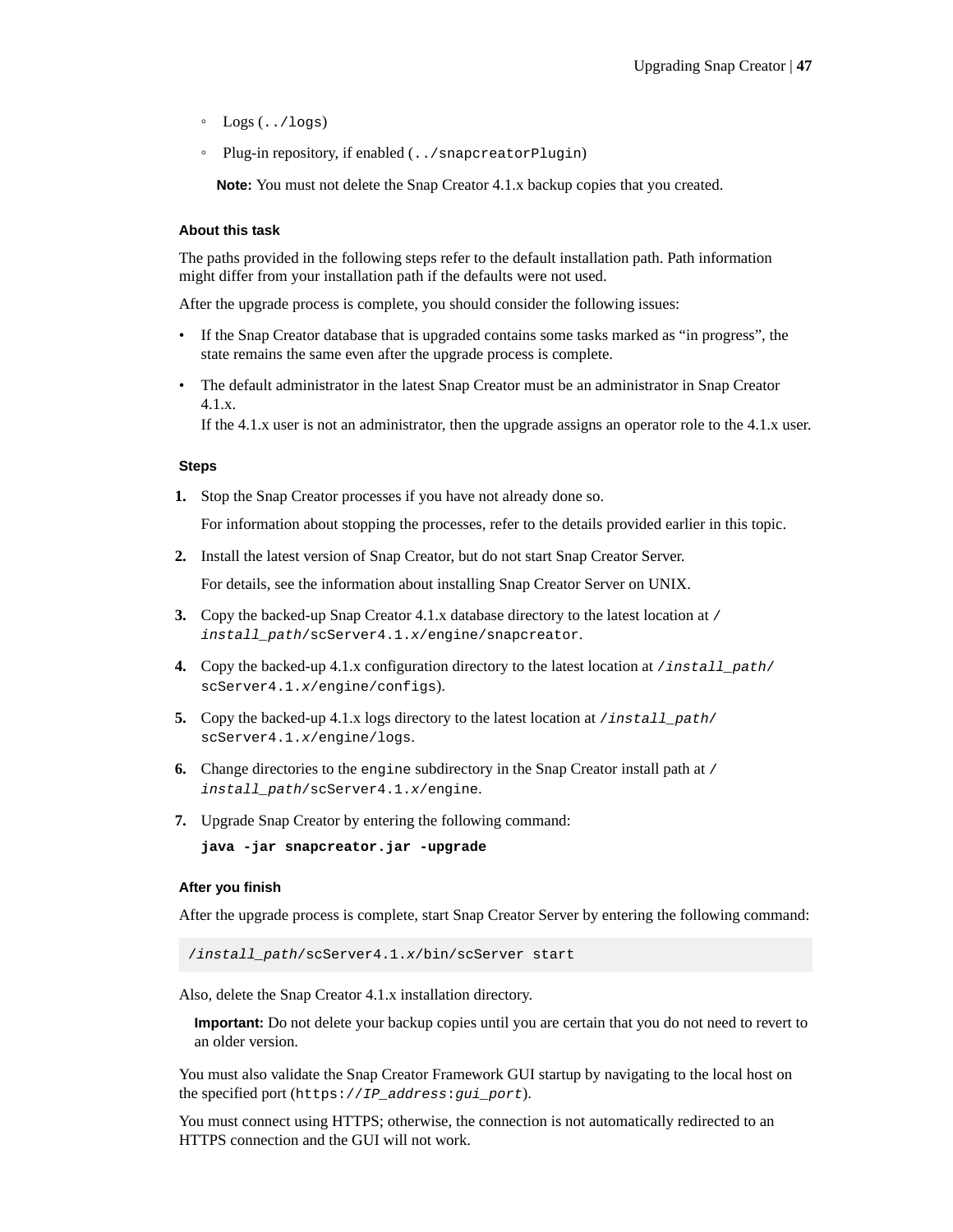- Logs (`../logs`)
- Plug-in repository, if enabled (`../snapcreatorPlugin`)

**Note:** You must not delete the Snap Creator 4.1.x backup copies that you created.

#### About this task

The paths provided in the following steps refer to the default installation path. Path information might differ from your installation path if the defaults were not used.

After the upgrade process is complete, you should consider the following issues:

- If the Snap Creator database that is upgraded contains some tasks marked as "in progress", the state remains the same even after the upgrade process is complete.
- The default administrator in the latest Snap Creator must be an administrator in Snap Creator 4.1.x.
  If the 4.1.x user is not an administrator, then the upgrade assigns an operator role to the 4.1.x user.

#### Steps

1. Stop the Snap Creator processes if you have not already done so.

   For information about stopping the processes, refer to the details provided earlier in this topic.

2. Install the latest version of Snap Creator, but do not start Snap Creator Server.

   For details, see the information about installing Snap Creator Server on UNIX.

3. Copy the backed-up Snap Creator 4.1.x database directory to the latest location at `/install_path/scServer4.1.x/engine/snapcreator`.
4. Copy the backed-up 4.1.x configuration directory to the latest location at `/install_path/scServer4.1.x/engine/configs`).
5. Copy the backed-up 4.1.x logs directory to the latest location at `/install_path/scServer4.1.x/engine/logs`.
6. Change directories to the `engine` subdirectory in the Snap Creator install path at `/install_path/scServer4.1.x/engine`.
7. Upgrade Snap Creator by entering the following command:

   **`java -jar snapcreator.jar -upgrade`**

#### After you finish

After the upgrade process is complete, start Snap Creator Server by entering the following command:

```
/install_path/scServer4.1.x/bin/scServer start
```

Also, delete the Snap Creator 4.1.x installation directory.

**Important:** Do not delete your backup copies until you are certain that you do not need to revert to an older version.

You must also validate the Snap Creator Framework GUI startup by navigating to the local host on the specified port (`https://IP_address:gui_port`).

You must connect using HTTPS; otherwise, the connection is not automatically redirected to an HTTPS connection and the GUI will not work.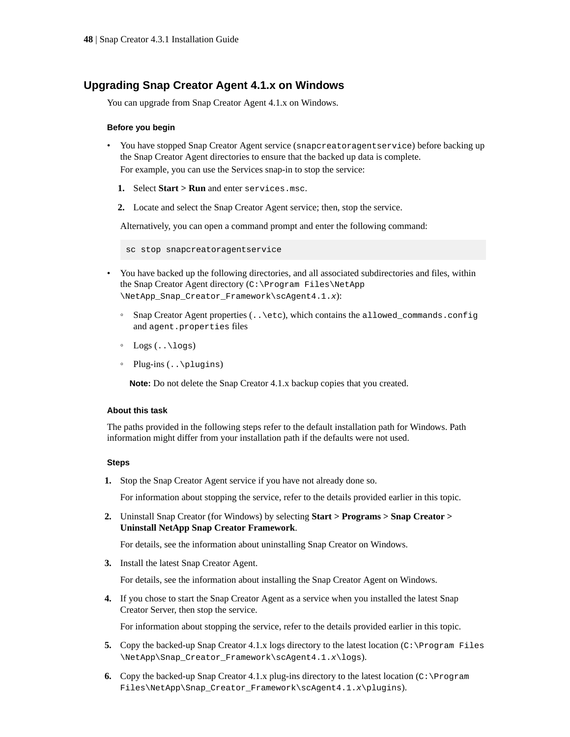## Upgrading Snap Creator Agent 4.1.x on Windows

You can upgrade from Snap Creator Agent 4.1.x on Windows.

#### Before you begin

- You have stopped Snap Creator Agent service (`snapcreatoragentservice`) before backing up the Snap Creator Agent directories to ensure that the backed up data is complete.
  For example, you can use the Services snap-in to stop the service:
  1. Select **Start > Run** and enter `services.msc`.
  2. Locate and select the Snap Creator Agent service; then, stop the service.

  Alternatively, you can open a command prompt and enter the following command:

  ```
  sc stop snapcreatoragentservice
  ```

- You have backed up the following directories, and all associated subdirectories and files, within the Snap Creator Agent directory (`C:\Program Files\NetApp\NetApp_Snap_Creator_Framework\scAgent4.1.x`):
  - Snap Creator Agent properties (`..\etc`), which contains the `allowed_commands.config` and `agent.properties` files
  - Logs (`..\logs`)
  - Plug-ins (`..\plugins`)

  **Note:** Do not delete the Snap Creator 4.1.x backup copies that you created.

#### About this task

The paths provided in the following steps refer to the default installation path for Windows. Path information might differ from your installation path if the defaults were not used.

#### Steps

1. Stop the Snap Creator Agent service if you have not already done so.

   For information about stopping the service, refer to the details provided earlier in this topic.

2. Uninstall Snap Creator (for Windows) by selecting **Start > Programs > Snap Creator > Uninstall NetApp Snap Creator Framework**.

   For details, see the information about uninstalling Snap Creator on Windows.

3. Install the latest Snap Creator Agent.

   For details, see the information about installing the Snap Creator Agent on Windows.

4. If you chose to start the Snap Creator Agent as a service when you installed the latest Snap Creator Server, then stop the service.

   For information about stopping the service, refer to the details provided earlier in this topic.

5. Copy the backed-up Snap Creator 4.1.x logs directory to the latest location (`C:\Program Files\NetApp\Snap_Creator_Framework\scAgent4.1.x\logs`).

6. Copy the backed-up Snap Creator 4.1.x plug-ins directory to the latest location (`C:\Program Files\NetApp\Snap_Creator_Framework\scAgent4.1.x\plugins`).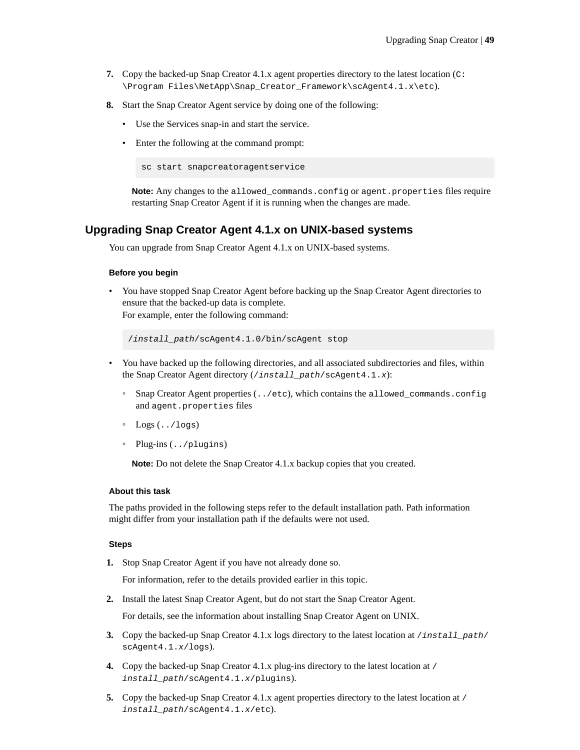7. Copy the backed-up Snap Creator 4.1.x agent properties directory to the latest location (`C:\Program Files\NetApp\Snap_Creator_Framework\scAgent4.1.x\etc`).
8. Start the Snap Creator Agent service by doing one of the following:
   - Use the Services snap-in and start the service.
   - Enter the following at the command prompt:

     ```
     sc start snapcreatoragentservice
     ```

   **Note:** Any changes to the `allowed_commands.config` or `agent.properties` files require restarting Snap Creator Agent if it is running when the changes are made.

## Upgrading Snap Creator Agent 4.1.x on UNIX-based systems

You can upgrade from Snap Creator Agent 4.1.x on UNIX-based systems.

#### Before you begin

- You have stopped Snap Creator Agent before backing up the Snap Creator Agent directories to ensure that the backed-up data is complete.
  For example, enter the following command:

  ```
  /install_path/scAgent4.1.0/bin/scAgent stop
  ```

- You have backed up the following directories, and all associated subdirectories and files, within the Snap Creator Agent directory (`/install_path/scAgent4.1.x`):
  - Snap Creator Agent properties (`../etc`), which contains the `allowed_commands.config` and `agent.properties` files
  - Logs (`../logs`)
  - Plug-ins (`../plugins`)

  **Note:** Do not delete the Snap Creator 4.1.x backup copies that you created.

#### About this task

The paths provided in the following steps refer to the default installation path. Path information might differ from your installation path if the defaults were not used.

#### Steps

1. Stop Snap Creator Agent if you have not already done so.

   For information, refer to the details provided earlier in this topic.
2. Install the latest Snap Creator Agent, but do not start the Snap Creator Agent.

   For details, see the information about installing Snap Creator Agent on UNIX.
3. Copy the backed-up Snap Creator 4.1.x logs directory to the latest location at `/install_path/scAgent4.1.x/logs`).
4. Copy the backed-up Snap Creator 4.1.x plug-ins directory to the latest location at `/install_path/scAgent4.1.x/plugins`).
5. Copy the backed-up Snap Creator 4.1.x agent properties directory to the latest location at `/install_path/scAgent4.1.x/etc`).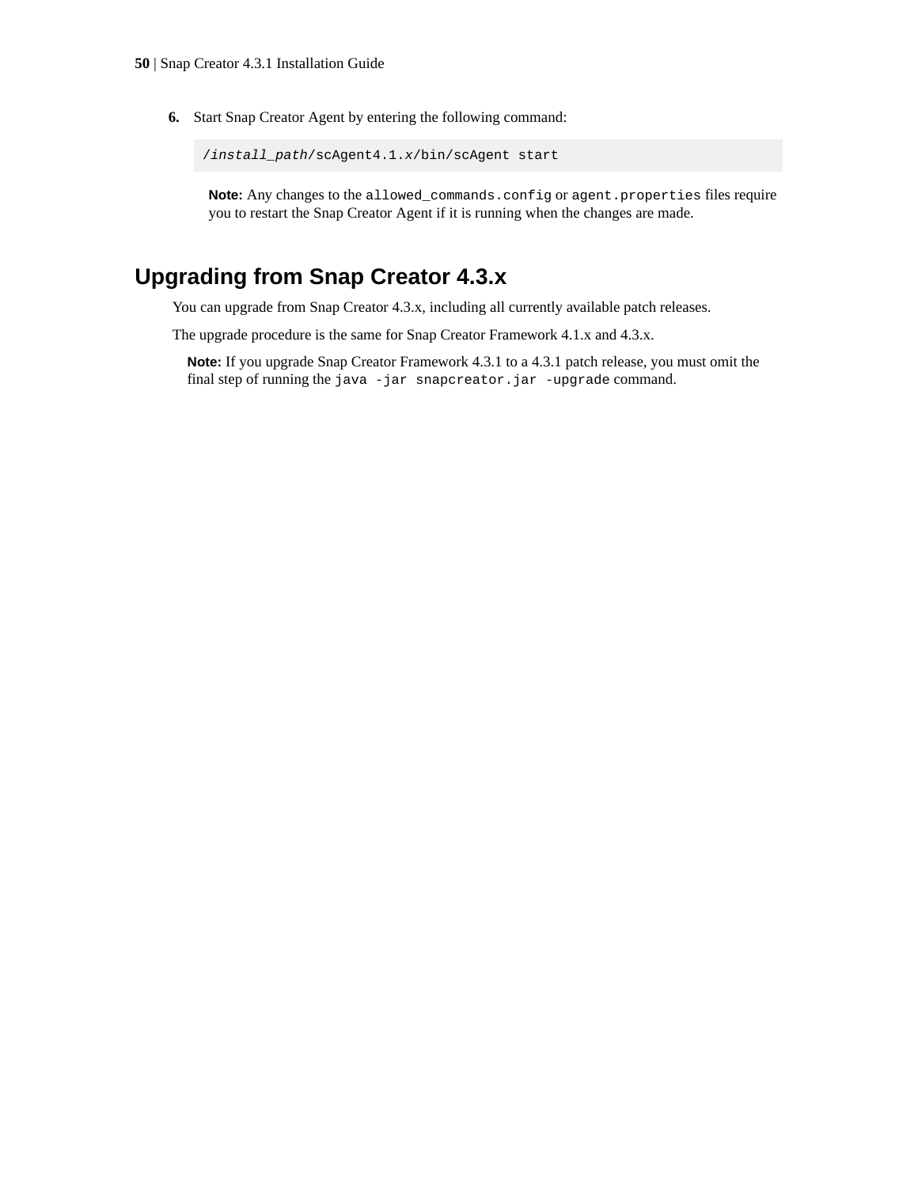6. Start Snap Creator Agent by entering the following command:

   ```
   /install_path/scAgent4.1.x/bin/scAgent start
   ```

   **Note:** Any changes to the `allowed_commands.config` or `agent.properties` files require you to restart the Snap Creator Agent if it is running when the changes are made.

## Upgrading from Snap Creator 4.3.x

You can upgrade from Snap Creator 4.3.x, including all currently available patch releases.

The upgrade procedure is the same for Snap Creator Framework 4.1.x and 4.3.x.

**Note:** If you upgrade Snap Creator Framework 4.3.1 to a 4.3.1 patch release, you must omit the final step of running the `java -jar snapcreator.jar -upgrade` command.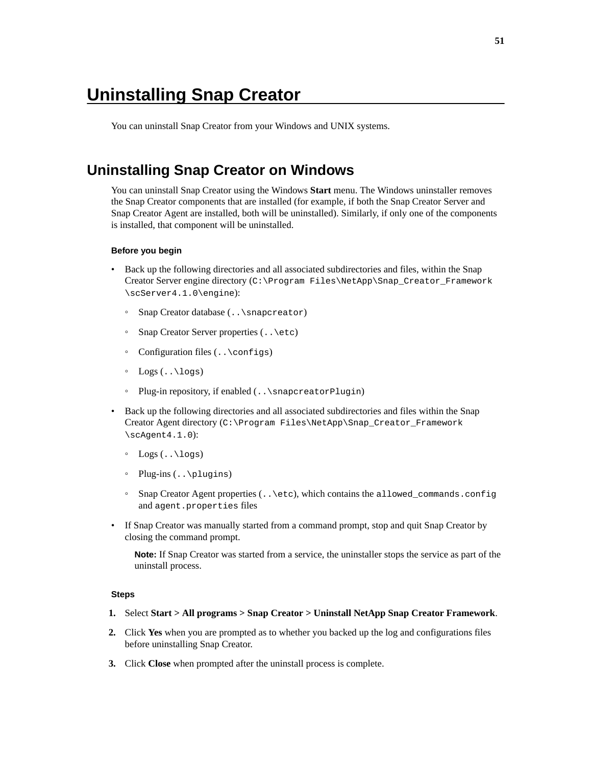# Uninstalling Snap Creator

You can uninstall Snap Creator from your Windows and UNIX systems.

## Uninstalling Snap Creator on Windows

You can uninstall Snap Creator using the Windows **Start** menu. The Windows uninstaller removes the Snap Creator components that are installed (for example, if both the Snap Creator Server and Snap Creator Agent are installed, both will be uninstalled). Similarly, if only one of the components is installed, that component will be uninstalled.

#### Before you begin

- Back up the following directories and all associated subdirectories and files, within the Snap Creator Server engine directory (`C:\Program Files\NetApp\Snap_Creator_Framework\scServer4.1.0\engine`):
  - Snap Creator database (`..\snapcreator`)
  - Snap Creator Server properties (`..\etc`)
  - Configuration files (`..\configs`)
  - Logs (`..\logs`)
  - Plug-in repository, if enabled (`..\snapcreatorPlugin`)
- Back up the following directories and all associated subdirectories and files within the Snap Creator Agent directory (`C:\Program Files\NetApp\Snap_Creator_Framework\scAgent4.1.0`):
  - Logs (`..\logs`)
  - Plug-ins (`..\plugins`)
  - Snap Creator Agent properties (`..\etc`), which contains the `allowed_commands.config` and `agent.properties` files
- If Snap Creator was manually started from a command prompt, stop and quit Snap Creator by closing the command prompt.

  **Note:** If Snap Creator was started from a service, the uninstaller stops the service as part of the uninstall process.

#### Steps

1. Select **Start > All programs > Snap Creator > Uninstall NetApp Snap Creator Framework**.
2. Click **Yes** when you are prompted as to whether you backed up the log and configurations files before uninstalling Snap Creator.
3. Click **Close** when prompted after the uninstall process is complete.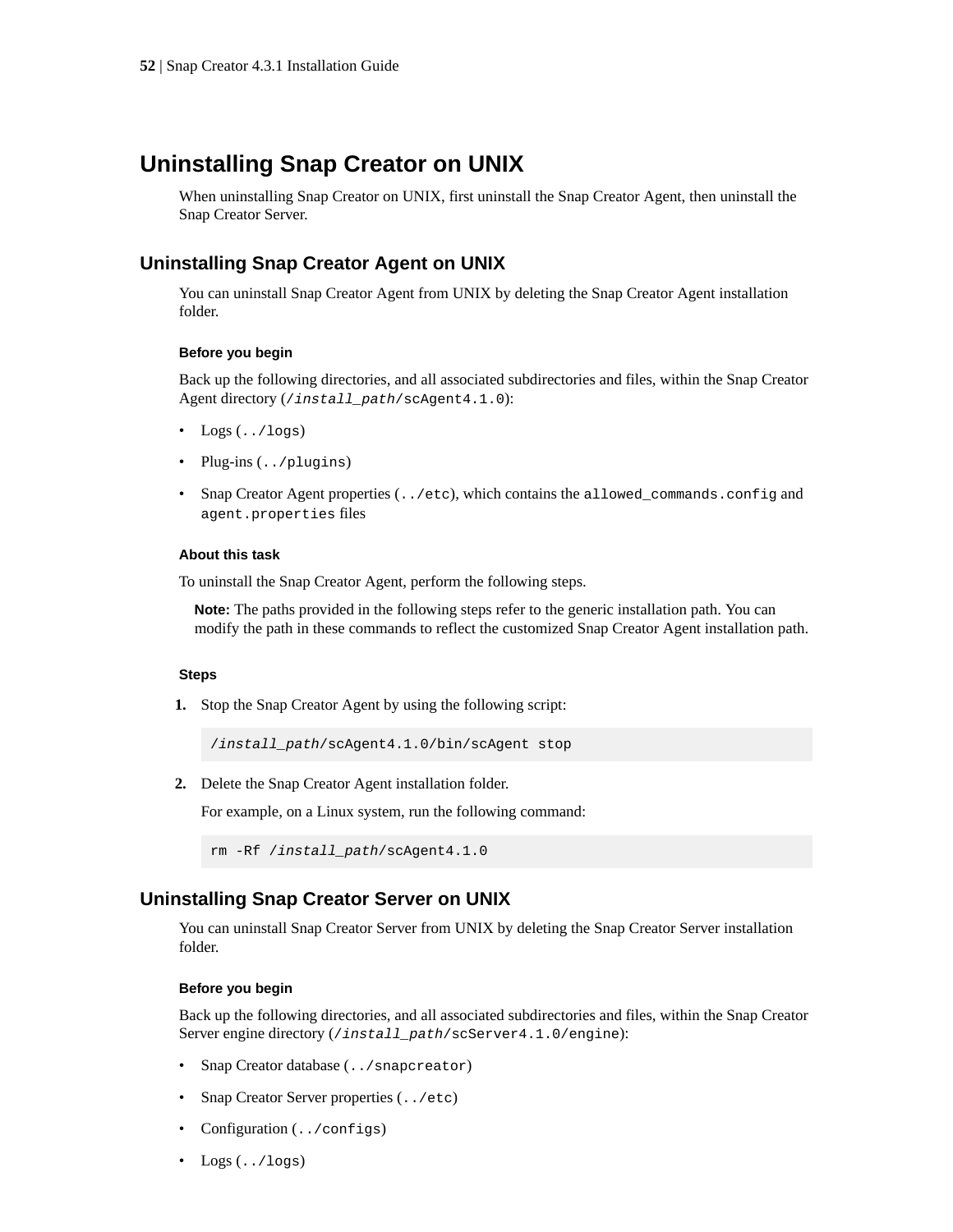# Uninstalling Snap Creator on UNIX

When uninstalling Snap Creator on UNIX, first uninstall the Snap Creator Agent, then uninstall the Snap Creator Server.

## Uninstalling Snap Creator Agent on UNIX

You can uninstall Snap Creator Agent from UNIX by deleting the Snap Creator Agent installation folder.

#### Before you begin

Back up the following directories, and all associated subdirectories and files, within the Snap Creator Agent directory (`/install_path/scAgent4.1.0`):

- Logs (`../logs`)
- Plug-ins (`../plugins`)
- Snap Creator Agent properties (`../etc`), which contains the `allowed_commands.config` and `agent.properties` files

#### About this task

To uninstall the Snap Creator Agent, perform the following steps.

**Note:** The paths provided in the following steps refer to the generic installation path. You can modify the path in these commands to reflect the customized Snap Creator Agent installation path.

#### Steps

1. Stop the Snap Creator Agent by using the following script:

```
/install_path/scAgent4.1.0/bin/scAgent stop
```

2. Delete the Snap Creator Agent installation folder.

   For example, on a Linux system, run the following command:

```
rm -Rf /install_path/scAgent4.1.0
```

## Uninstalling Snap Creator Server on UNIX

You can uninstall Snap Creator Server from UNIX by deleting the Snap Creator Server installation folder.

#### Before you begin

Back up the following directories, and all associated subdirectories and files, within the Snap Creator Server engine directory (`/install_path/scServer4.1.0/engine`):

- Snap Creator database (`../snapcreator`)
- Snap Creator Server properties (`../etc`)
- Configuration (`../configs`)
- Logs (`../logs`)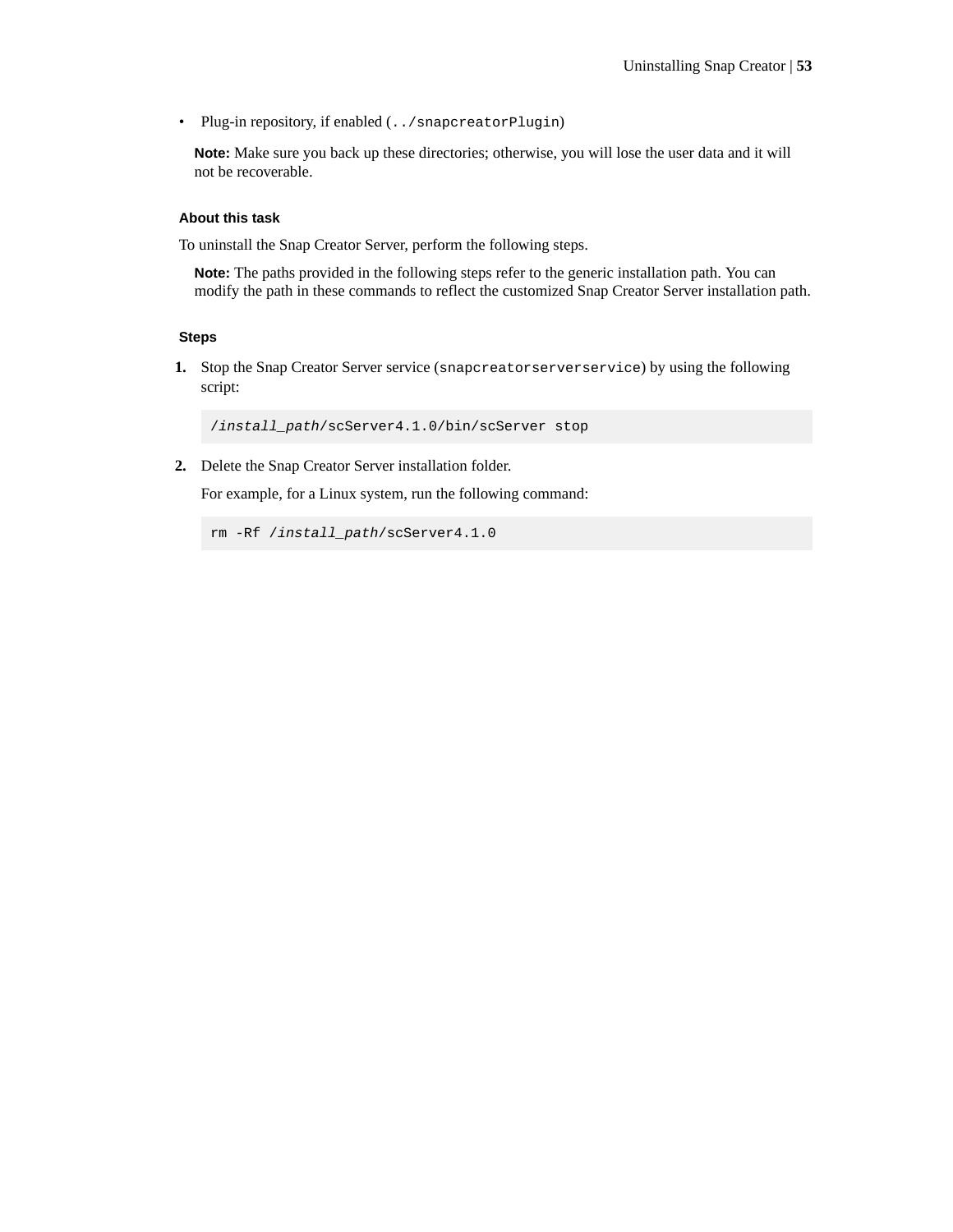- Plug-in repository, if enabled (`../snapcreatorPlugin`)

  **Note:** Make sure you back up these directories; otherwise, you will lose the user data and it will not be recoverable.

#### About this task

To uninstall the Snap Creator Server, perform the following steps.

**Note:** The paths provided in the following steps refer to the generic installation path. You can modify the path in these commands to reflect the customized Snap Creator Server installation path.

#### Steps

1. Stop the Snap Creator Server service (`snapcreatorserverservice`) by using the following script:

   ```
   /install_path/scServer4.1.0/bin/scServer stop
   ```

2. Delete the Snap Creator Server installation folder.

   For example, for a Linux system, run the following command:

   ```
   rm -Rf /install_path/scServer4.1.0
   ```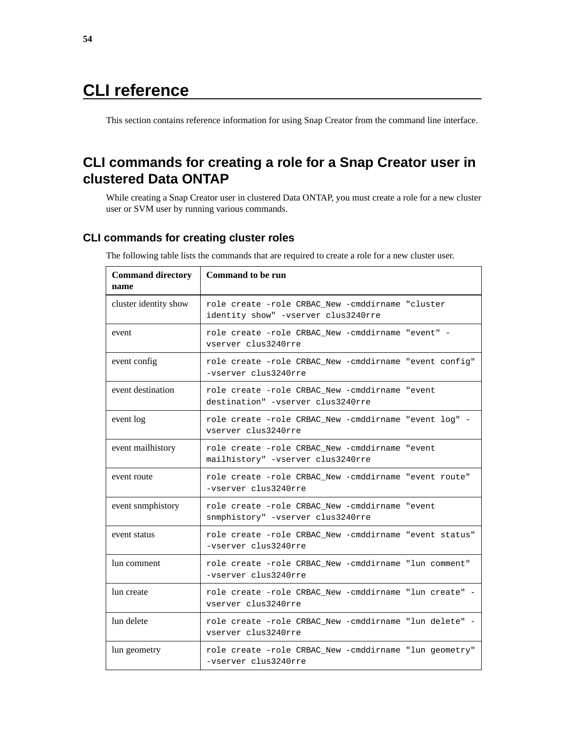# CLI reference

This section contains reference information for using Snap Creator from the command line interface.

## CLI commands for creating a role for a Snap Creator user in clustered Data ONTAP

While creating a Snap Creator user in clustered Data ONTAP, you must create a role for a new cluster user or SVM user by running various commands.

### CLI commands for creating cluster roles

The following table lists the commands that are required to create a role for a new cluster user.

| Command directory name | Command to be run |
| --- | --- |
| cluster identity show | `role create -role CRBAC_New -cmddirname "cluster identity show" -vserver clus3240rre` |
| event | `role create -role CRBAC_New -cmddirname "event" -vserver clus3240rre` |
| event config | `role create -role CRBAC_New -cmddirname "event config" -vserver clus3240rre` |
| event destination | `role create -role CRBAC_New -cmddirname "event destination" -vserver clus3240rre` |
| event log | `role create -role CRBAC_New -cmddirname "event log" -vserver clus3240rre` |
| event mailhistory | `role create -role CRBAC_New -cmddirname "event mailhistory" -vserver clus3240rre` |
| event route | `role create -role CRBAC_New -cmddirname "event route" -vserver clus3240rre` |
| event snmphistory | `role create -role CRBAC_New -cmddirname "event snmphistory" -vserver clus3240rre` |
| event status | `role create -role CRBAC_New -cmddirname "event status" -vserver clus3240rre` |
| lun comment | `role create -role CRBAC_New -cmddirname "lun comment" -vserver clus3240rre` |
| lun create | `role create -role CRBAC_New -cmddirname "lun create" -vserver clus3240rre` |
| lun delete | `role create -role CRBAC_New -cmddirname "lun delete" -vserver clus3240rre` |
| lun geometry | `role create -role CRBAC_New -cmddirname "lun geometry" -vserver clus3240rre` |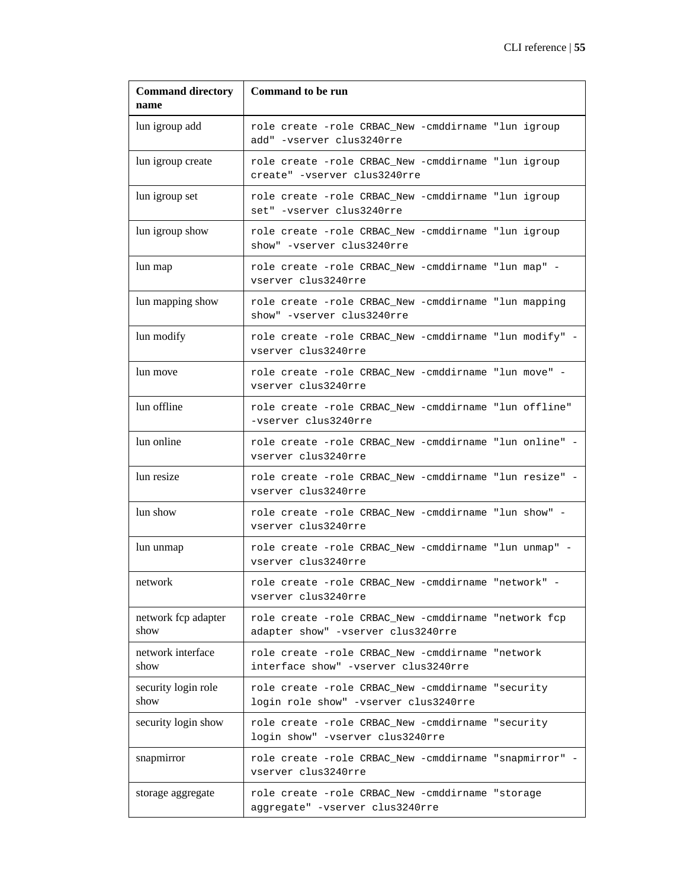| Command directory name | Command to be run |
|---|---|
| lun igroup add | `role create -role CRBAC_New -cmddirname "lun igroup add" -vserver clus3240rre` |
| lun igroup create | `role create -role CRBAC_New -cmddirname "lun igroup create" -vserver clus3240rre` |
| lun igroup set | `role create -role CRBAC_New -cmddirname "lun igroup set" -vserver clus3240rre` |
| lun igroup show | `role create -role CRBAC_New -cmddirname "lun igroup show" -vserver clus3240rre` |
| lun map | `role create -role CRBAC_New -cmddirname "lun map" -vserver clus3240rre` |
| lun mapping show | `role create -role CRBAC_New -cmddirname "lun mapping show" -vserver clus3240rre` |
| lun modify | `role create -role CRBAC_New -cmddirname "lun modify" -vserver clus3240rre` |
| lun move | `role create -role CRBAC_New -cmddirname "lun move" -vserver clus3240rre` |
| lun offline | `role create -role CRBAC_New -cmddirname "lun offline" -vserver clus3240rre` |
| lun online | `role create -role CRBAC_New -cmddirname "lun online" -vserver clus3240rre` |
| lun resize | `role create -role CRBAC_New -cmddirname "lun resize" -vserver clus3240rre` |
| lun show | `role create -role CRBAC_New -cmddirname "lun show" -vserver clus3240rre` |
| lun unmap | `role create -role CRBAC_New -cmddirname "lun unmap" -vserver clus3240rre` |
| network | `role create -role CRBAC_New -cmddirname "network" -vserver clus3240rre` |
| network fcp adapter show | `role create -role CRBAC_New -cmddirname "network fcp adapter show" -vserver clus3240rre` |
| network interface show | `role create -role CRBAC_New -cmddirname "network interface show" -vserver clus3240rre` |
| security login role show | `role create -role CRBAC_New -cmddirname "security login role show" -vserver clus3240rre` |
| security login show | `role create -role CRBAC_New -cmddirname "security login show" -vserver clus3240rre` |
| snapmirror | `role create -role CRBAC_New -cmddirname "snapmirror" -vserver clus3240rre` |
| storage aggregate | `role create -role CRBAC_New -cmddirname "storage aggregate" -vserver clus3240rre` |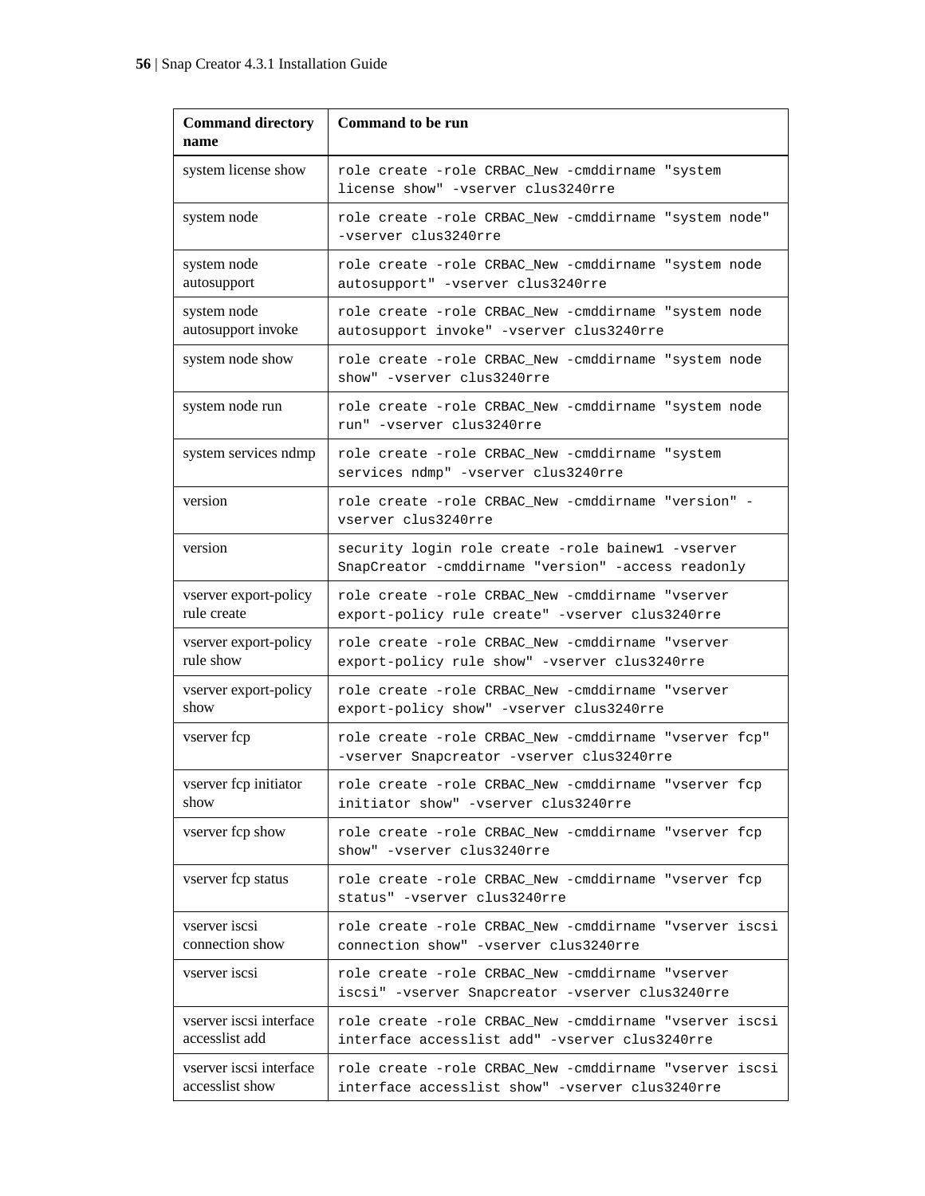| Command directory name | Command to be run |
|---|---|
| system license show | `role create -role CRBAC_New -cmddirname "system license show" -vserver clus3240rre` |
| system node | `role create -role CRBAC_New -cmddirname "system node" -vserver clus3240rre` |
| system node autosupport | `role create -role CRBAC_New -cmddirname "system node autosupport" -vserver clus3240rre` |
| system node autosupport invoke | `role create -role CRBAC_New -cmddirname "system node autosupport invoke" -vserver clus3240rre` |
| system node show | `role create -role CRBAC_New -cmddirname "system node show" -vserver clus3240rre` |
| system node run | `role create -role CRBAC_New -cmddirname "system node run" -vserver clus3240rre` |
| system services ndmp | `role create -role CRBAC_New -cmddirname "system services ndmp" -vserver clus3240rre` |
| version | `role create -role CRBAC_New -cmddirname "version" -vserver clus3240rre` |
| version | `security login role create -role bainew1 -vserver SnapCreator -cmddirname "version" -access readonly` |
| vserver export-policy rule create | `role create -role CRBAC_New -cmddirname "vserver export-policy rule create" -vserver clus3240rre` |
| vserver export-policy rule show | `role create -role CRBAC_New -cmddirname "vserver export-policy rule show" -vserver clus3240rre` |
| vserver export-policy show | `role create -role CRBAC_New -cmddirname "vserver export-policy show" -vserver clus3240rre` |
| vserver fcp | `role create -role CRBAC_New -cmddirname "vserver fcp" -vserver Snapcreator -vserver clus3240rre` |
| vserver fcp initiator show | `role create -role CRBAC_New -cmddirname "vserver fcp initiator show" -vserver clus3240rre` |
| vserver fcp show | `role create -role CRBAC_New -cmddirname "vserver fcp show" -vserver clus3240rre` |
| vserver fcp status | `role create -role CRBAC_New -cmddirname "vserver fcp status" -vserver clus3240rre` |
| vserver iscsi connection show | `role create -role CRBAC_New -cmddirname "vserver iscsi connection show" -vserver clus3240rre` |
| vserver iscsi | `role create -role CRBAC_New -cmddirname "vserver iscsi" -vserver Snapcreator -vserver clus3240rre` |
| vserver iscsi interface accesslist add | `role create -role CRBAC_New -cmddirname "vserver iscsi interface accesslist add" -vserver clus3240rre` |
| vserver iscsi interface accesslist show | `role create -role CRBAC_New -cmddirname "vserver iscsi interface accesslist show" -vserver clus3240rre` |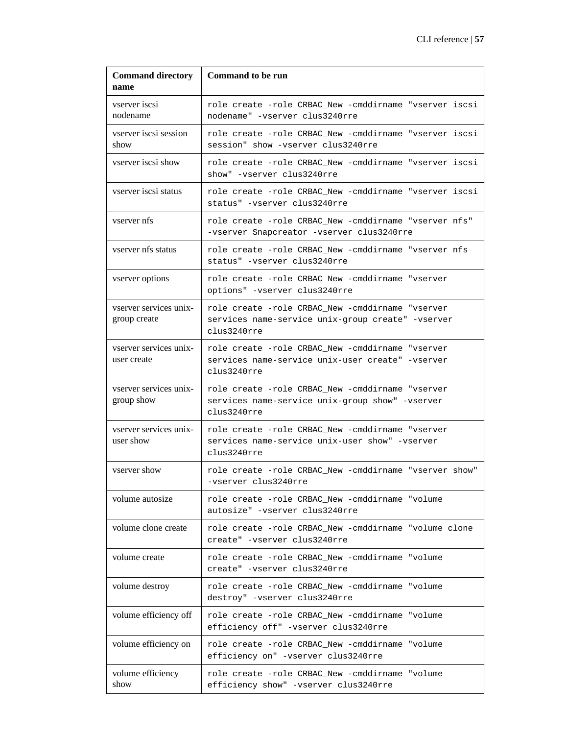| Command directory name | Command to be run |
| --- | --- |
| vserver iscsi nodename | `role create -role CRBAC_New -cmddirname "vserver iscsi nodename" -vserver clus3240rre` |
| vserver iscsi session show | `role create -role CRBAC_New -cmddirname "vserver iscsi session" show -vserver clus3240rre` |
| vserver iscsi show | `role create -role CRBAC_New -cmddirname "vserver iscsi show" -vserver clus3240rre` |
| vserver iscsi status | `role create -role CRBAC_New -cmddirname "vserver iscsi status" -vserver clus3240rre` |
| vserver nfs | `role create -role CRBAC_New -cmddirname "vserver nfs" -vserver Snapcreator -vserver clus3240rre` |
| vserver nfs status | `role create -role CRBAC_New -cmddirname "vserver nfs status" -vserver clus3240rre` |
| vserver options | `role create -role CRBAC_New -cmddirname "vserver options" -vserver clus3240rre` |
| vserver services unix-group create | `role create -role CRBAC_New -cmddirname "vserver services name-service unix-group create" -vserver clus3240rre` |
| vserver services unix-user create | `role create -role CRBAC_New -cmddirname "vserver services name-service unix-user create" -vserver clus3240rre` |
| vserver services unix-group show | `role create -role CRBAC_New -cmddirname "vserver services name-service unix-group show" -vserver clus3240rre` |
| vserver services unix-user show | `role create -role CRBAC_New -cmddirname "vserver services name-service unix-user show" -vserver clus3240rre` |
| vserver show | `role create -role CRBAC_New -cmddirname "vserver show" -vserver clus3240rre` |
| volume autosize | `role create -role CRBAC_New -cmddirname "volume autosize" -vserver clus3240rre` |
| volume clone create | `role create -role CRBAC_New -cmddirname "volume clone create" -vserver clus3240rre` |
| volume create | `role create -role CRBAC_New -cmddirname "volume create" -vserver clus3240rre` |
| volume destroy | `role create -role CRBAC_New -cmddirname "volume destroy" -vserver clus3240rre` |
| volume efficiency off | `role create -role CRBAC_New -cmddirname "volume efficiency off" -vserver clus3240rre` |
| volume efficiency on | `role create -role CRBAC_New -cmddirname "volume efficiency on" -vserver clus3240rre` |
| volume efficiency show | `role create -role CRBAC_New -cmddirname "volume efficiency show" -vserver clus3240rre` |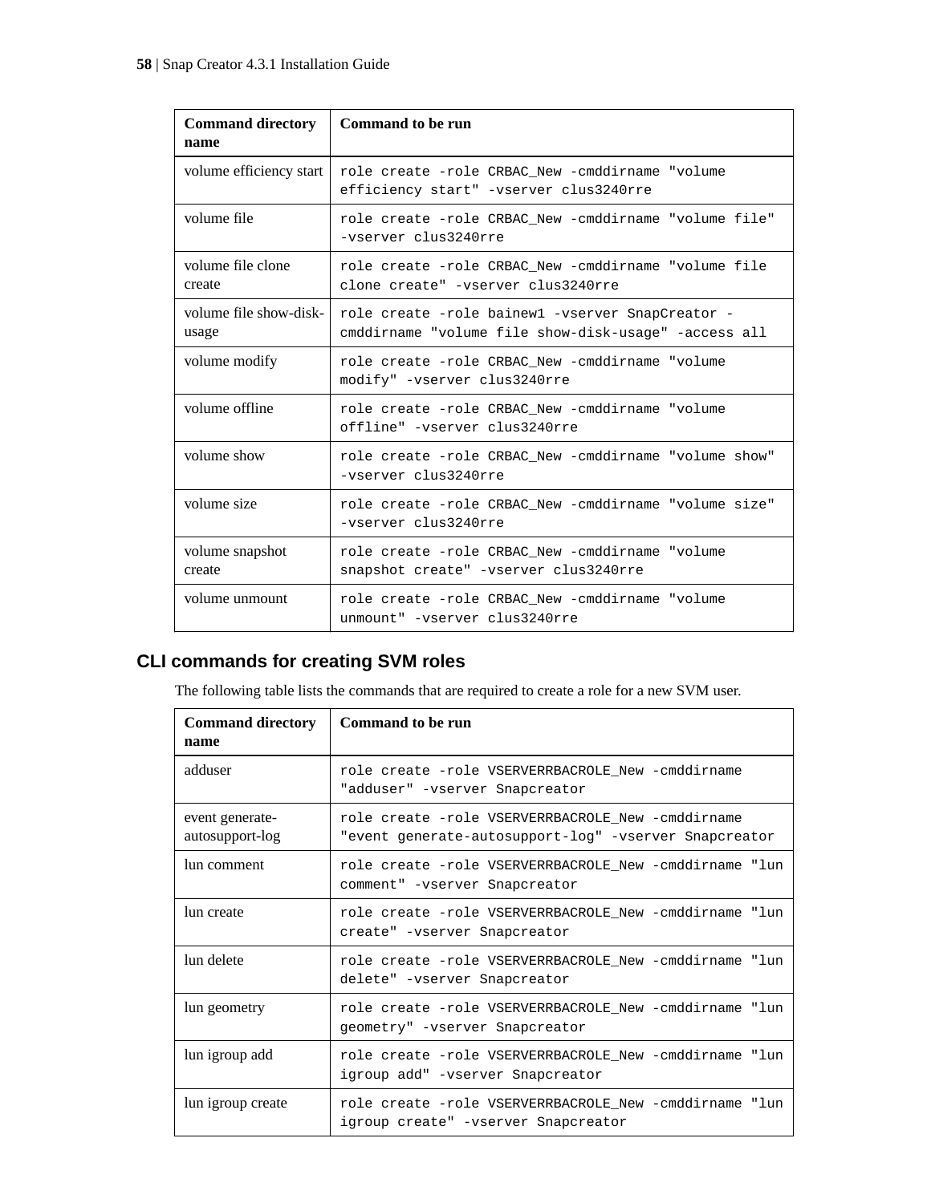| Command directory name | Command to be run |
|---|---|
| volume efficiency start | `role create -role CRBAC_New -cmddirname "volume efficiency start" -vserver clus3240rre` |
| volume file | `role create -role CRBAC_New -cmddirname "volume file" -vserver clus3240rre` |
| volume file clone create | `role create -role CRBAC_New -cmddirname "volume file clone create" -vserver clus3240rre` |
| volume file show-disk-usage | `role create -role bainew1 -vserver SnapCreator -cmddirname "volume file show-disk-usage" -access all` |
| volume modify | `role create -role CRBAC_New -cmddirname "volume modify" -vserver clus3240rre` |
| volume offline | `role create -role CRBAC_New -cmddirname "volume offline" -vserver clus3240rre` |
| volume show | `role create -role CRBAC_New -cmddirname "volume show" -vserver clus3240rre` |
| volume size | `role create -role CRBAC_New -cmddirname "volume size" -vserver clus3240rre` |
| volume snapshot create | `role create -role CRBAC_New -cmddirname "volume snapshot create" -vserver clus3240rre` |
| volume unmount | `role create -role CRBAC_New -cmddirname "volume unmount" -vserver clus3240rre` |

## CLI commands for creating SVM roles

The following table lists the commands that are required to create a role for a new SVM user.

| Command directory name | Command to be run |
|---|---|
| adduser | `role create -role VSERVERRBACROLE_New -cmddirname "adduser" -vserver Snapcreator` |
| event generate-autosupport-log | `role create -role VSERVERRBACROLE_New -cmddirname "event generate-autosupport-log" -vserver Snapcreator` |
| lun comment | `role create -role VSERVERRBACROLE_New -cmddirname "lun comment" -vserver Snapcreator` |
| lun create | `role create -role VSERVERRBACROLE_New -cmddirname "lun create" -vserver Snapcreator` |
| lun delete | `role create -role VSERVERRBACROLE_New -cmddirname "lun delete" -vserver Snapcreator` |
| lun geometry | `role create -role VSERVERRBACROLE_New -cmddirname "lun geometry" -vserver Snapcreator` |
| lun igroup add | `role create -role VSERVERRBACROLE_New -cmddirname "lun igroup add" -vserver Snapcreator` |
| lun igroup create | `role create -role VSERVERRBACROLE_New -cmddirname "lun igroup create" -vserver Snapcreator` |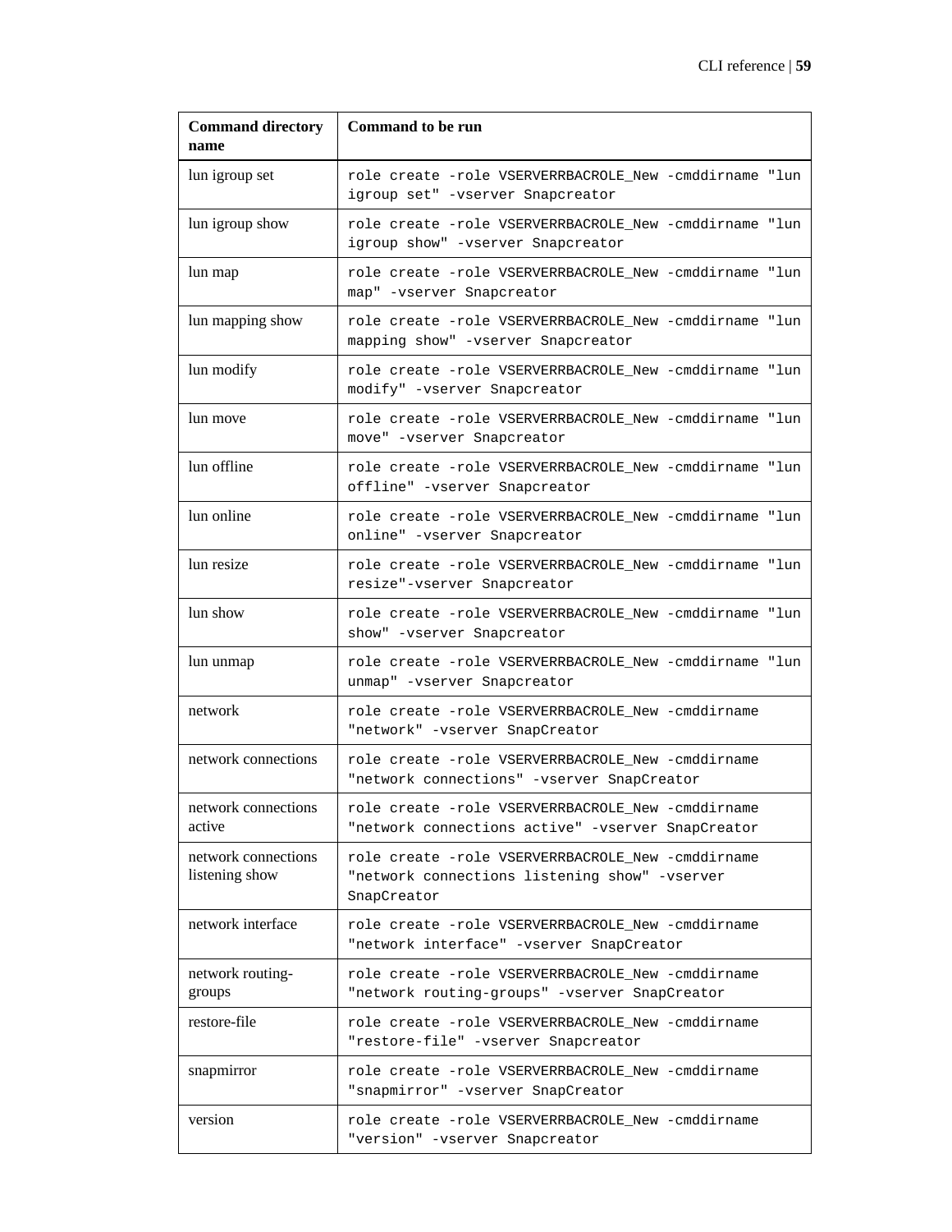| Command directory name | Command to be run |
|---|---|
| lun igroup set | `role create -role VSERVERRBACROLE_New -cmddirname "lun igroup set" -vserver Snapcreator` |
| lun igroup show | `role create -role VSERVERRBACROLE_New -cmddirname "lun igroup show" -vserver Snapcreator` |
| lun map | `role create -role VSERVERRBACROLE_New -cmddirname "lun map" -vserver Snapcreator` |
| lun mapping show | `role create -role VSERVERRBACROLE_New -cmddirname "lun mapping show" -vserver Snapcreator` |
| lun modify | `role create -role VSERVERRBACROLE_New -cmddirname "lun modify" -vserver Snapcreator` |
| lun move | `role create -role VSERVERRBACROLE_New -cmddirname "lun move" -vserver Snapcreator` |
| lun offline | `role create -role VSERVERRBACROLE_New -cmddirname "lun offline" -vserver Snapcreator` |
| lun online | `role create -role VSERVERRBACROLE_New -cmddirname "lun online" -vserver Snapcreator` |
| lun resize | `role create -role VSERVERRBACROLE_New -cmddirname "lun resize"-vserver Snapcreator` |
| lun show | `role create -role VSERVERRBACROLE_New -cmddirname "lun show" -vserver Snapcreator` |
| lun unmap | `role create -role VSERVERRBACROLE_New -cmddirname "lun unmap" -vserver Snapcreator` |
| network | `role create -role VSERVERRBACROLE_New -cmddirname "network" -vserver SnapCreator` |
| network connections | `role create -role VSERVERRBACROLE_New -cmddirname "network connections" -vserver SnapCreator` |
| network connections active | `role create -role VSERVERRBACROLE_New -cmddirname "network connections active" -vserver SnapCreator` |
| network connections listening show | `role create -role VSERVERRBACROLE_New -cmddirname "network connections listening show" -vserver SnapCreator` |
| network interface | `role create -role VSERVERRBACROLE_New -cmddirname "network interface" -vserver SnapCreator` |
| network routing-groups | `role create -role VSERVERRBACROLE_New -cmddirname "network routing-groups" -vserver SnapCreator` |
| restore-file | `role create -role VSERVERRBACROLE_New -cmddirname "restore-file" -vserver Snapcreator` |
| snapmirror | `role create -role VSERVERRBACROLE_New -cmddirname "snapmirror" -vserver SnapCreator` |
| version | `role create -role VSERVERRBACROLE_New -cmddirname "version" -vserver Snapcreator` |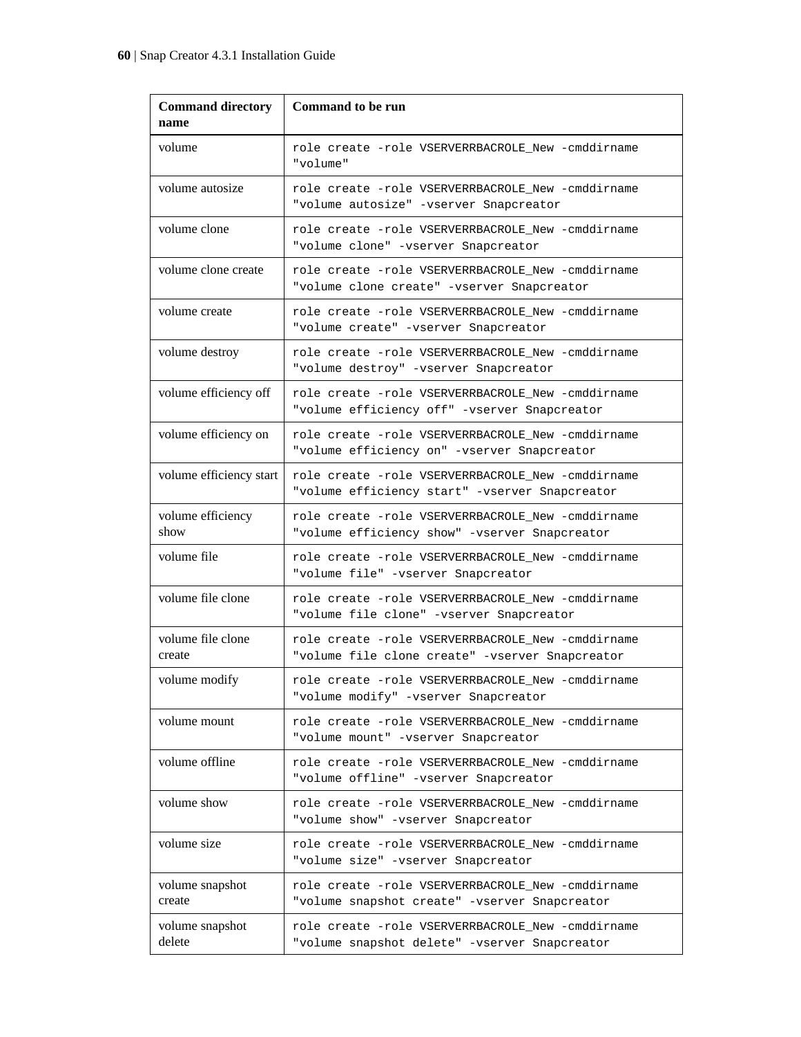| Command directory name | Command to be run |
| --- | --- |
| volume | `role create -role VSERVERRBACROLE_New -cmddirname "volume"` |
| volume autosize | `role create -role VSERVERRBACROLE_New -cmddirname "volume autosize" -vserver Snapcreator` |
| volume clone | `role create -role VSERVERRBACROLE_New -cmddirname "volume clone" -vserver Snapcreator` |
| volume clone create | `role create -role VSERVERRBACROLE_New -cmddirname "volume clone create" -vserver Snapcreator` |
| volume create | `role create -role VSERVERRBACROLE_New -cmddirname "volume create" -vserver Snapcreator` |
| volume destroy | `role create -role VSERVERRBACROLE_New -cmddirname "volume destroy" -vserver Snapcreator` |
| volume efficiency off | `role create -role VSERVERRBACROLE_New -cmddirname "volume efficiency off" -vserver Snapcreator` |
| volume efficiency on | `role create -role VSERVERRBACROLE_New -cmddirname "volume efficiency on" -vserver Snapcreator` |
| volume efficiency start | `role create -role VSERVERRBACROLE_New -cmddirname "volume efficiency start" -vserver Snapcreator` |
| volume efficiency show | `role create -role VSERVERRBACROLE_New -cmddirname "volume efficiency show" -vserver Snapcreator` |
| volume file | `role create -role VSERVERRBACROLE_New -cmddirname "volume file" -vserver Snapcreator` |
| volume file clone | `role create -role VSERVERRBACROLE_New -cmddirname "volume file clone" -vserver Snapcreator` |
| volume file clone create | `role create -role VSERVERRBACROLE_New -cmddirname "volume file clone create" -vserver Snapcreator` |
| volume modify | `role create -role VSERVERRBACROLE_New -cmddirname "volume modify" -vserver Snapcreator` |
| volume mount | `role create -role VSERVERRBACROLE_New -cmddirname "volume mount" -vserver Snapcreator` |
| volume offline | `role create -role VSERVERRBACROLE_New -cmddirname "volume offline" -vserver Snapcreator` |
| volume show | `role create -role VSERVERRBACROLE_New -cmddirname "volume show" -vserver Snapcreator` |
| volume size | `role create -role VSERVERRBACROLE_New -cmddirname "volume size" -vserver Snapcreator` |
| volume snapshot create | `role create -role VSERVERRBACROLE_New -cmddirname "volume snapshot create" -vserver Snapcreator` |
| volume snapshot delete | `role create -role VSERVERRBACROLE_New -cmddirname "volume snapshot delete" -vserver Snapcreator` |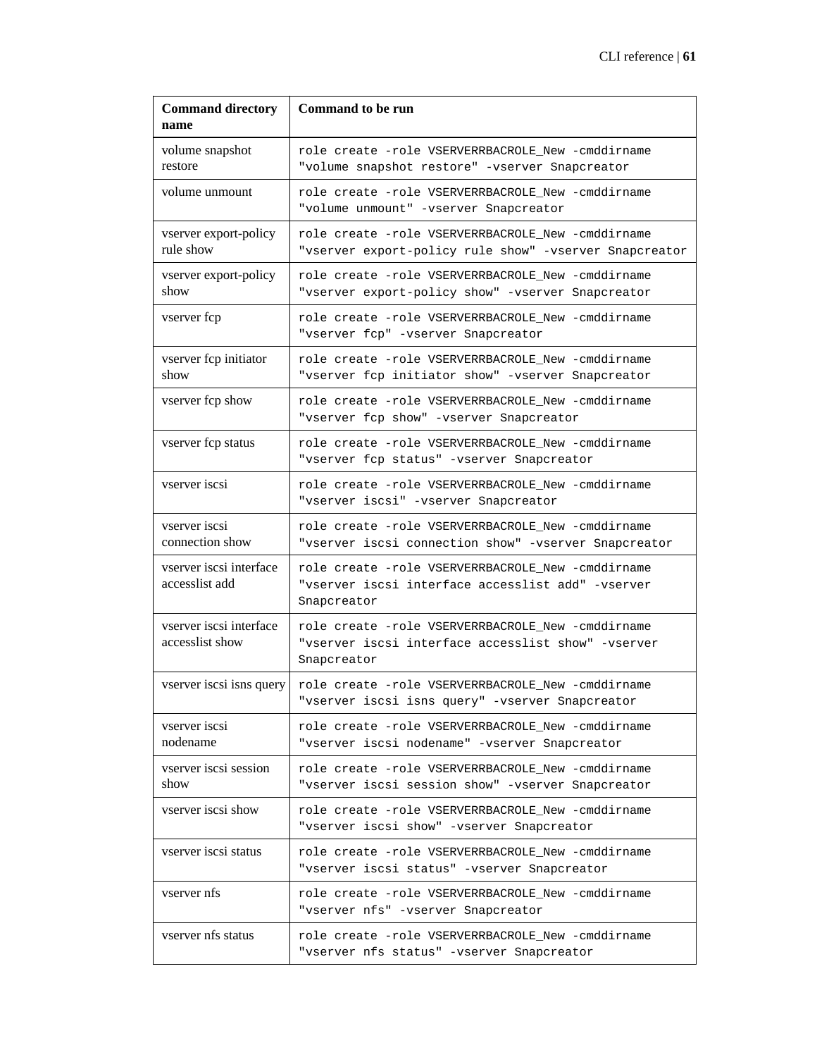| Command directory name | Command to be run |
|---|---|
| volume snapshot restore | `role create -role VSERVERRBACROLE_New -cmddirname "volume snapshot restore" -vserver Snapcreator` |
| volume unmount | `role create -role VSERVERRBACROLE_New -cmddirname "volume unmount" -vserver Snapcreator` |
| vserver export-policy rule show | `role create -role VSERVERRBACROLE_New -cmddirname "vserver export-policy rule show" -vserver Snapcreator` |
| vserver export-policy show | `role create -role VSERVERRBACROLE_New -cmddirname "vserver export-policy show" -vserver Snapcreator` |
| vserver fcp | `role create -role VSERVERRBACROLE_New -cmddirname "vserver fcp" -vserver Snapcreator` |
| vserver fcp initiator show | `role create -role VSERVERRBACROLE_New -cmddirname "vserver fcp initiator show" -vserver Snapcreator` |
| vserver fcp show | `role create -role VSERVERRBACROLE_New -cmddirname "vserver fcp show" -vserver Snapcreator` |
| vserver fcp status | `role create -role VSERVERRBACROLE_New -cmddirname "vserver fcp status" -vserver Snapcreator` |
| vserver iscsi | `role create -role VSERVERRBACROLE_New -cmddirname "vserver iscsi" -vserver Snapcreator` |
| vserver iscsi connection show | `role create -role VSERVERRBACROLE_New -cmddirname "vserver iscsi connection show" -vserver Snapcreator` |
| vserver iscsi interface accesslist add | `role create -role VSERVERRBACROLE_New -cmddirname "vserver iscsi interface accesslist add" -vserver Snapcreator` |
| vserver iscsi interface accesslist show | `role create -role VSERVERRBACROLE_New -cmddirname "vserver iscsi interface accesslist show" -vserver Snapcreator` |
| vserver iscsi isns query | `role create -role VSERVERRBACROLE_New -cmddirname "vserver iscsi isns query" -vserver Snapcreator` |
| vserver iscsi nodename | `role create -role VSERVERRBACROLE_New -cmddirname "vserver iscsi nodename" -vserver Snapcreator` |
| vserver iscsi session show | `role create -role VSERVERRBACROLE_New -cmddirname "vserver iscsi session show" -vserver Snapcreator` |
| vserver iscsi show | `role create -role VSERVERRBACROLE_New -cmddirname "vserver iscsi show" -vserver Snapcreator` |
| vserver iscsi status | `role create -role VSERVERRBACROLE_New -cmddirname "vserver iscsi status" -vserver Snapcreator` |
| vserver nfs | `role create -role VSERVERRBACROLE_New -cmddirname "vserver nfs" -vserver Snapcreator` |
| vserver nfs status | `role create -role VSERVERRBACROLE_New -cmddirname "vserver nfs status" -vserver Snapcreator` |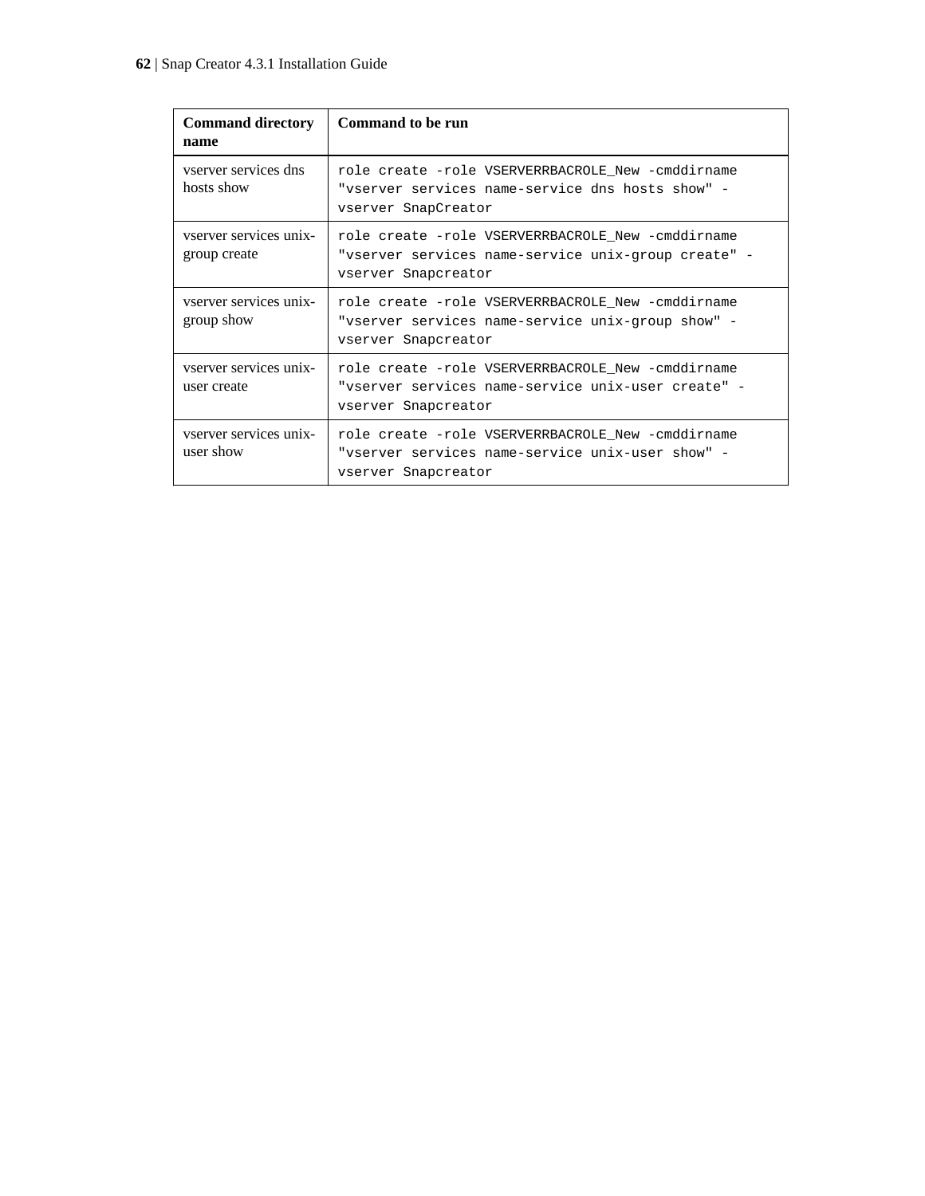| Command directory name | Command to be run |
|---|---|
| vserver services dns hosts show | `role create -role VSERVERRBACROLE_New -cmddirname "vserver services name-service dns hosts show" -vserver SnapCreator` |
| vserver services unix-group create | `role create -role VSERVERRBACROLE_New -cmddirname "vserver services name-service unix-group create" -vserver Snapcreator` |
| vserver services unix-group show | `role create -role VSERVERRBACROLE_New -cmddirname "vserver services name-service unix-group show" -vserver Snapcreator` |
| vserver services unix-user create | `role create -role VSERVERRBACROLE_New -cmddirname "vserver services name-service unix-user create" -vserver Snapcreator` |
| vserver services unix-user show | `role create -role VSERVERRBACROLE_New -cmddirname "vserver services name-service unix-user show" -vserver Snapcreator` |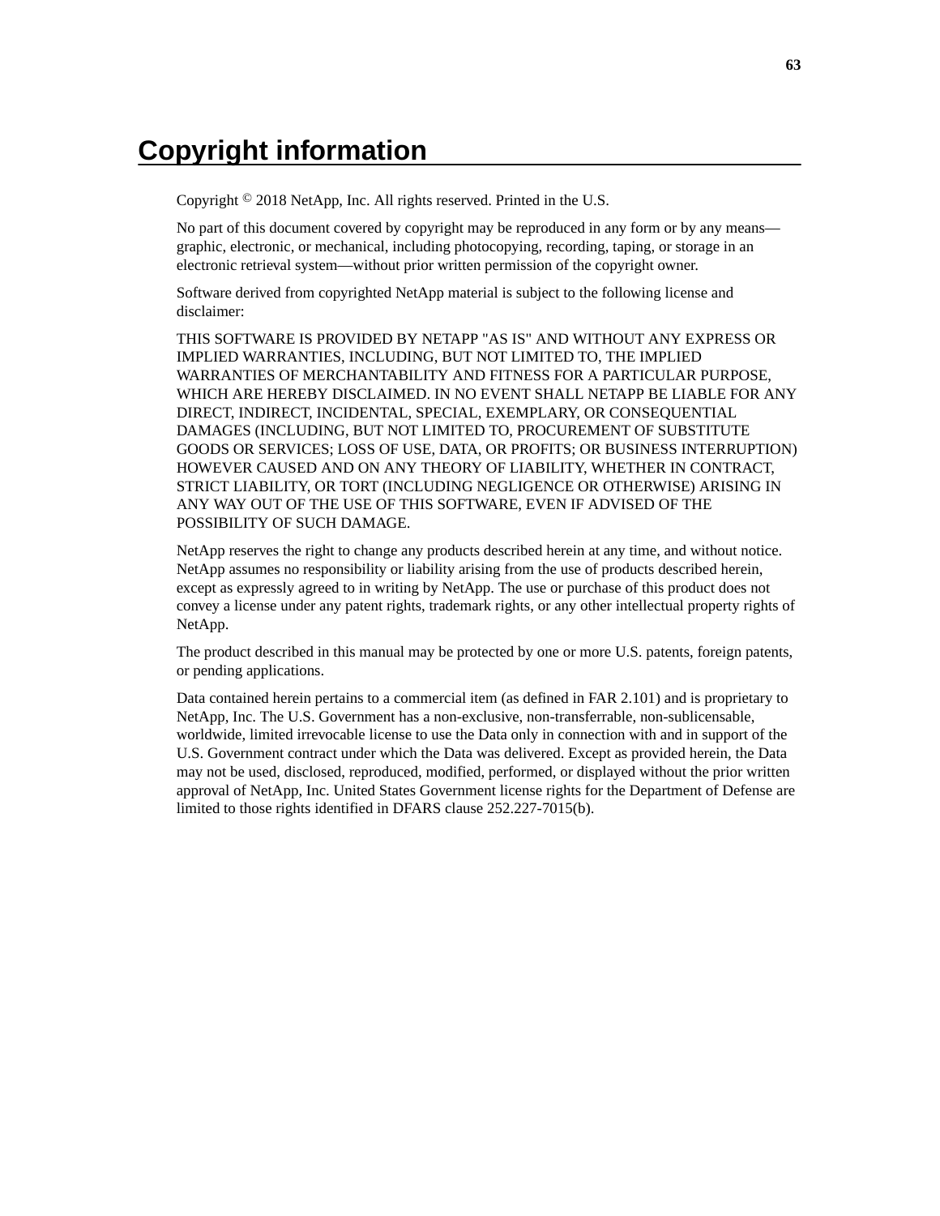# Copyright information

Copyright © 2018 NetApp, Inc. All rights reserved. Printed in the U.S.

No part of this document covered by copyright may be reproduced in any form or by any means—graphic, electronic, or mechanical, including photocopying, recording, taping, or storage in an electronic retrieval system—without prior written permission of the copyright owner.

Software derived from copyrighted NetApp material is subject to the following license and disclaimer:

THIS SOFTWARE IS PROVIDED BY NETAPP "AS IS" AND WITHOUT ANY EXPRESS OR IMPLIED WARRANTIES, INCLUDING, BUT NOT LIMITED TO, THE IMPLIED WARRANTIES OF MERCHANTABILITY AND FITNESS FOR A PARTICULAR PURPOSE, WHICH ARE HEREBY DISCLAIMED. IN NO EVENT SHALL NETAPP BE LIABLE FOR ANY DIRECT, INDIRECT, INCIDENTAL, SPECIAL, EXEMPLARY, OR CONSEQUENTIAL DAMAGES (INCLUDING, BUT NOT LIMITED TO, PROCUREMENT OF SUBSTITUTE GOODS OR SERVICES; LOSS OF USE, DATA, OR PROFITS; OR BUSINESS INTERRUPTION) HOWEVER CAUSED AND ON ANY THEORY OF LIABILITY, WHETHER IN CONTRACT, STRICT LIABILITY, OR TORT (INCLUDING NEGLIGENCE OR OTHERWISE) ARISING IN ANY WAY OUT OF THE USE OF THIS SOFTWARE, EVEN IF ADVISED OF THE POSSIBILITY OF SUCH DAMAGE.

NetApp reserves the right to change any products described herein at any time, and without notice. NetApp assumes no responsibility or liability arising from the use of products described herein, except as expressly agreed to in writing by NetApp. The use or purchase of this product does not convey a license under any patent rights, trademark rights, or any other intellectual property rights of NetApp.

The product described in this manual may be protected by one or more U.S. patents, foreign patents, or pending applications.

Data contained herein pertains to a commercial item (as defined in FAR 2.101) and is proprietary to NetApp, Inc. The U.S. Government has a non-exclusive, non-transferrable, non-sublicensable, worldwide, limited irrevocable license to use the Data only in connection with and in support of the U.S. Government contract under which the Data was delivered. Except as provided herein, the Data may not be used, disclosed, reproduced, modified, performed, or displayed without the prior written approval of NetApp, Inc. United States Government license rights for the Department of Defense are limited to those rights identified in DFARS clause 252.227-7015(b).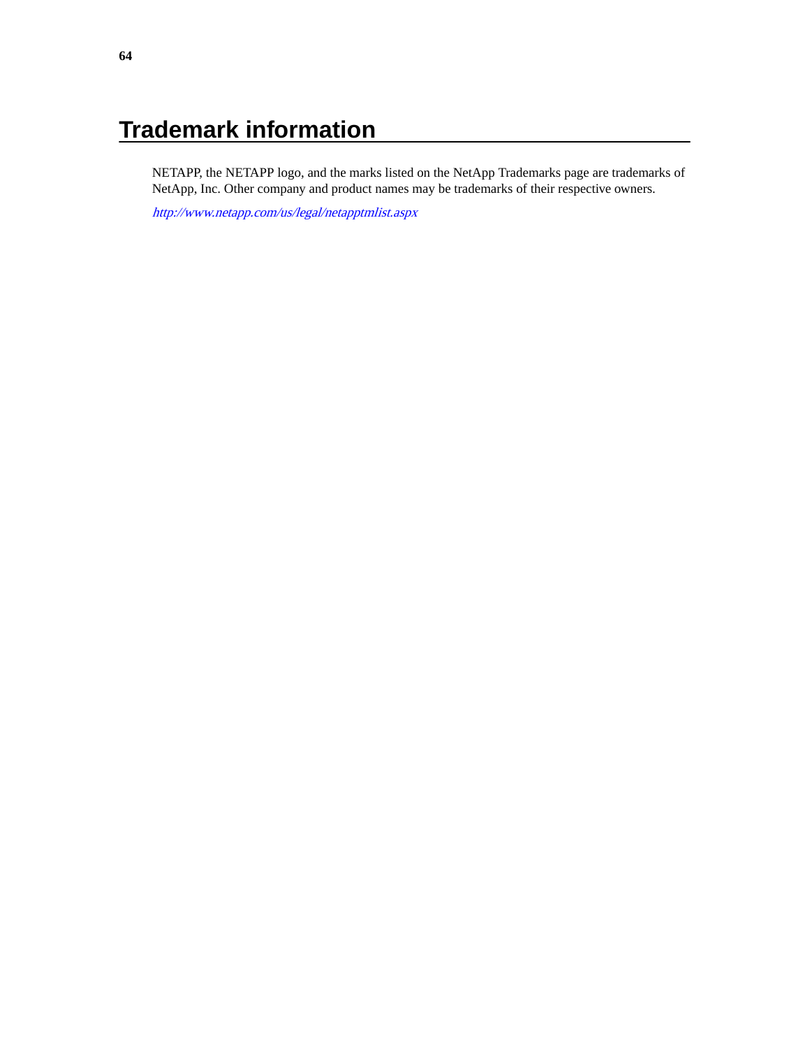# Trademark information

NETAPP, the NETAPP logo, and the marks listed on the NetApp Trademarks page are trademarks of NetApp, Inc. Other company and product names may be trademarks of their respective owners.

*http://www.netapp.com/us/legal/netapptmlist.aspx*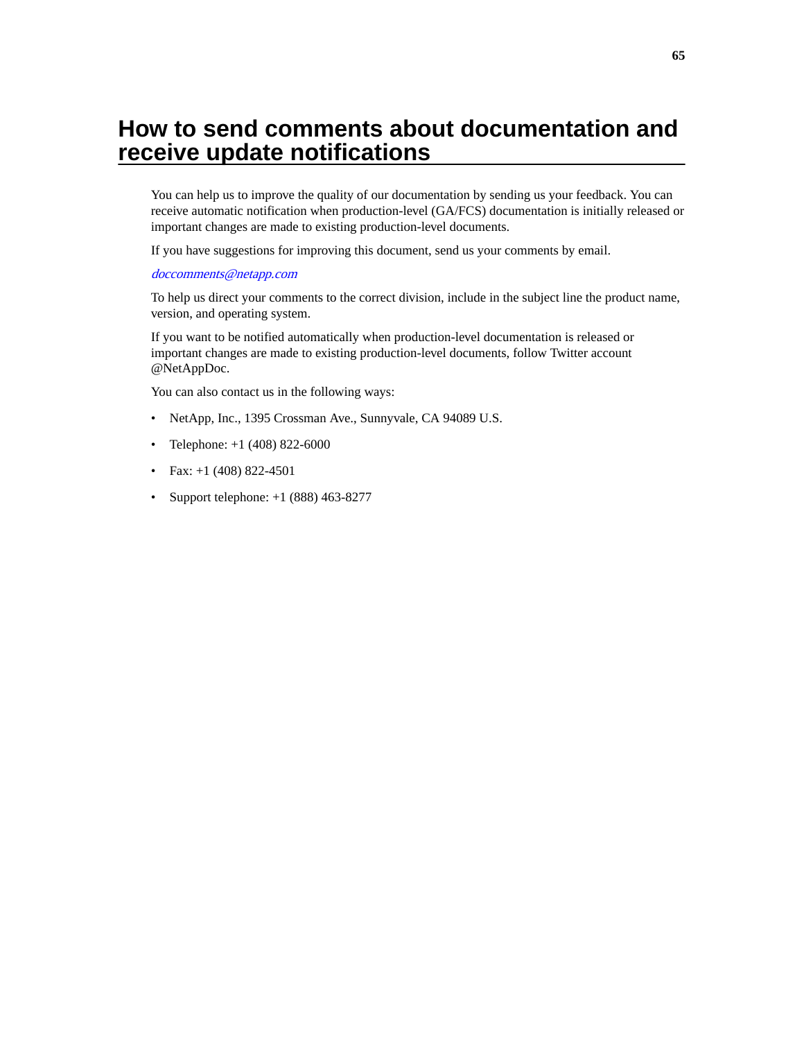# How to send comments about documentation and receive update notifications

You can help us to improve the quality of our documentation by sending us your feedback. You can receive automatic notification when production-level (GA/FCS) documentation is initially released or important changes are made to existing production-level documents.

If you have suggestions for improving this document, send us your comments by email.

*doccomments@netapp.com*

To help us direct your comments to the correct division, include in the subject line the product name, version, and operating system.

If you want to be notified automatically when production-level documentation is released or important changes are made to existing production-level documents, follow Twitter account @NetAppDoc.

You can also contact us in the following ways:

- NetApp, Inc., 1395 Crossman Ave., Sunnyvale, CA 94089 U.S.
- Telephone: +1 (408) 822-6000
- Fax: +1 (408) 822-4501
- Support telephone: +1 (888) 463-8277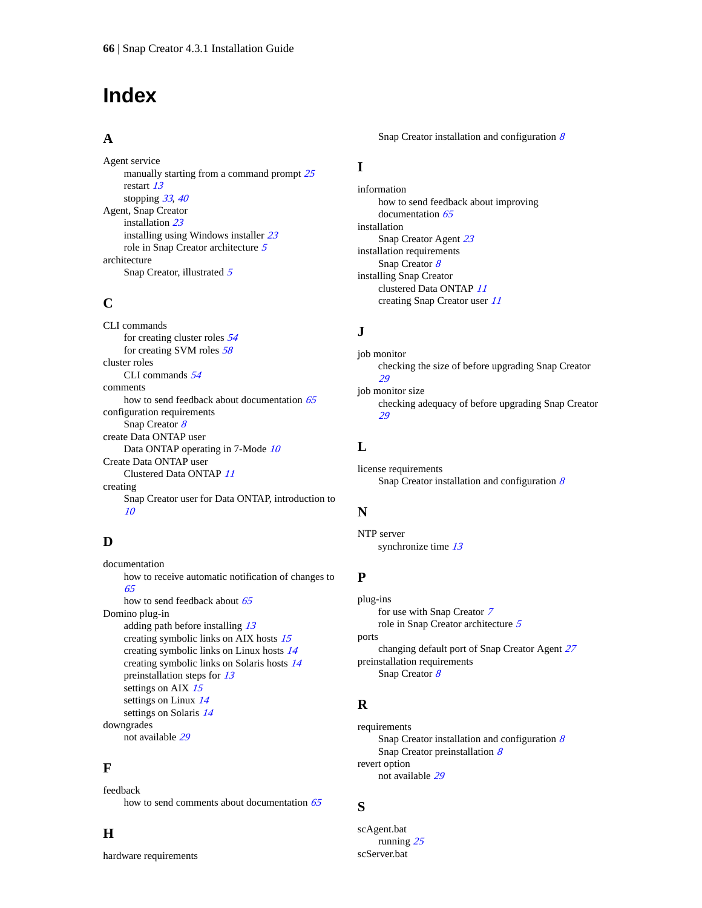# Index

## A

Agent service
- manually starting from a command prompt *25*
- restart *13*
- stopping *33*, *40*

Agent, Snap Creator
- installation *23*
- installing using Windows installer *23*
- role in Snap Creator architecture *5*

architecture
- Snap Creator, illustrated *5*

## C

CLI commands
- for creating cluster roles *54*
- for creating SVM roles *58*

cluster roles
- CLI commands *54*

comments
- how to send feedback about documentation *65*

configuration requirements
- Snap Creator *8*

create Data ONTAP user
- Data ONTAP operating in 7-Mode *10*

Create Data ONTAP user
- Clustered Data ONTAP *11*

creating
- Snap Creator user for Data ONTAP, introduction to *10*

## D

documentation
- how to receive automatic notification of changes to *65*
- how to send feedback about *65*

Domino plug-in
- adding path before installing *13*
- creating symbolic links on AIX hosts *15*
- creating symbolic links on Linux hosts *14*
- creating symbolic links on Solaris hosts *14*
- preinstallation steps for *13*
- settings on AIX *15*
- settings on Linux *14*
- settings on Solaris *14*

downgrades
- not available *29*

## F

feedback
- how to send comments about documentation *65*

## H

hardware requirements
- Snap Creator installation and configuration *8*

## I

information
- how to send feedback about improving documentation *65*

installation
- Snap Creator Agent *23*

installation requirements
- Snap Creator *8*

installing Snap Creator
- clustered Data ONTAP *11*
- creating Snap Creator user *11*

## J

job monitor
- checking the size of before upgrading Snap Creator *29*

job monitor size
- checking adequacy of before upgrading Snap Creator *29*

## L

license requirements
- Snap Creator installation and configuration *8*

## N

NTP server
- synchronize time *13*

## P

plug-ins
- for use with Snap Creator *7*
- role in Snap Creator architecture *5*

ports
- changing default port of Snap Creator Agent *27*

preinstallation requirements
- Snap Creator *8*

## R

requirements
- Snap Creator installation and configuration *8*
- Snap Creator preinstallation *8*

revert option
- not available *29*

## S

scAgent.bat
- running *25*

scServer.bat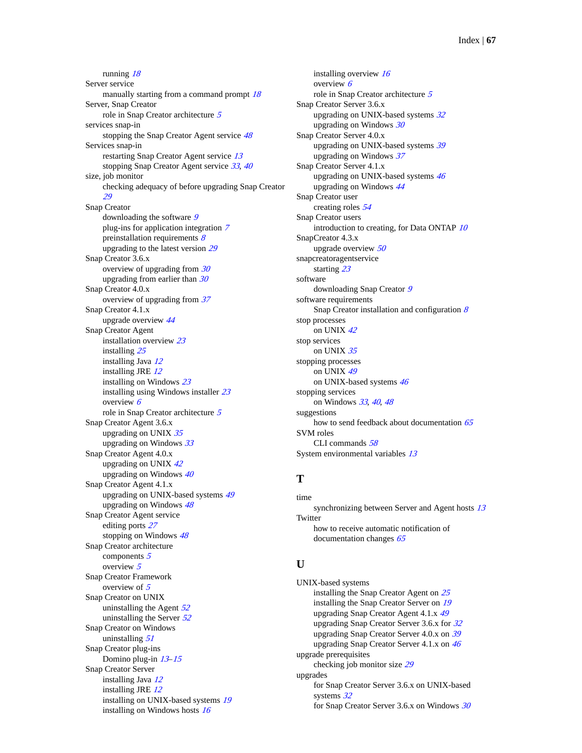running 18

Server service

manually starting from a command prompt 18

Server, Snap Creator

role in Snap Creator architecture 5

services snap-in

stopping the Snap Creator Agent service 48

Services snap-in

restarting Snap Creator Agent service 13

stopping Snap Creator Agent service 33, 40

size, job monitor

checking adequacy of before upgrading Snap Creator 29

Snap Creator

downloading the software 9

plug-ins for application integration 7

preinstallation requirements 8

upgrading to the latest version 29

Snap Creator 3.6.x

overview of upgrading from 30

upgrading from earlier than 30

Snap Creator 4.0.x

overview of upgrading from 37

Snap Creator 4.1.x

upgrade overview 44

Snap Creator Agent

installation overview 23

installing 25

installing Java 12

installing JRE 12

installing on Windows 23

installing using Windows installer 23

overview 6

role in Snap Creator architecture 5

Snap Creator Agent 3.6.x

upgrading on UNIX 35

upgrading on Windows 33

Snap Creator Agent 4.0.x

upgrading on UNIX 42

upgrading on Windows 40

Snap Creator Agent 4.1.x

upgrading on UNIX-based systems 49

upgrading on Windows 48

Snap Creator Agent service

editing ports 27

stopping on Windows 48

Snap Creator architecture

components 5

overview 5

Snap Creator Framework

overview of 5

Snap Creator on UNIX

uninstalling the Agent 52

uninstalling the Server 52

Snap Creator on Windows

uninstalling 51

Snap Creator plug-ins

Domino plug-in 13–15

Snap Creator Server

installing Java 12

installing JRE 12

installing on UNIX-based systems 19

installing on Windows hosts 16

installing overview 16

overview 6

role in Snap Creator architecture 5

Snap Creator Server 3.6.x

upgrading on UNIX-based systems 32

upgrading on Windows 30

Snap Creator Server 4.0.x

upgrading on UNIX-based systems 39

upgrading on Windows 37

Snap Creator Server 4.1.x

upgrading on UNIX-based systems 46

upgrading on Windows 44

Snap Creator user

creating roles 54

Snap Creator users

introduction to creating, for Data ONTAP 10

SnapCreator 4.3.x

upgrade overview 50

snapcreatoragentservice

starting 23

software

downloading Snap Creator 9

software requirements

Snap Creator installation and configuration 8

stop processes

on UNIX 42

stop services

on UNIX 35

stopping processes

on UNIX 49

on UNIX-based systems 46

stopping services

on Windows 33, 40, 48

suggestions

how to send feedback about documentation 65

SVM roles

CLI commands 58

System environmental variables 13

## T

time

synchronizing between Server and Agent hosts 13

Twitter

how to receive automatic notification of documentation changes 65

## U

UNIX-based systems

installing the Snap Creator Agent on 25

installing the Snap Creator Server on 19

upgrading Snap Creator Agent 4.1.x 49

upgrading Snap Creator Server 3.6.x for 32

upgrading Snap Creator Server 4.0.x on 39

upgrading Snap Creator Server 4.1.x on 46

upgrade prerequisites

checking job monitor size 29

upgrades

for Snap Creator Server 3.6.x on UNIX-based systems 32

for Snap Creator Server 3.6.x on Windows 30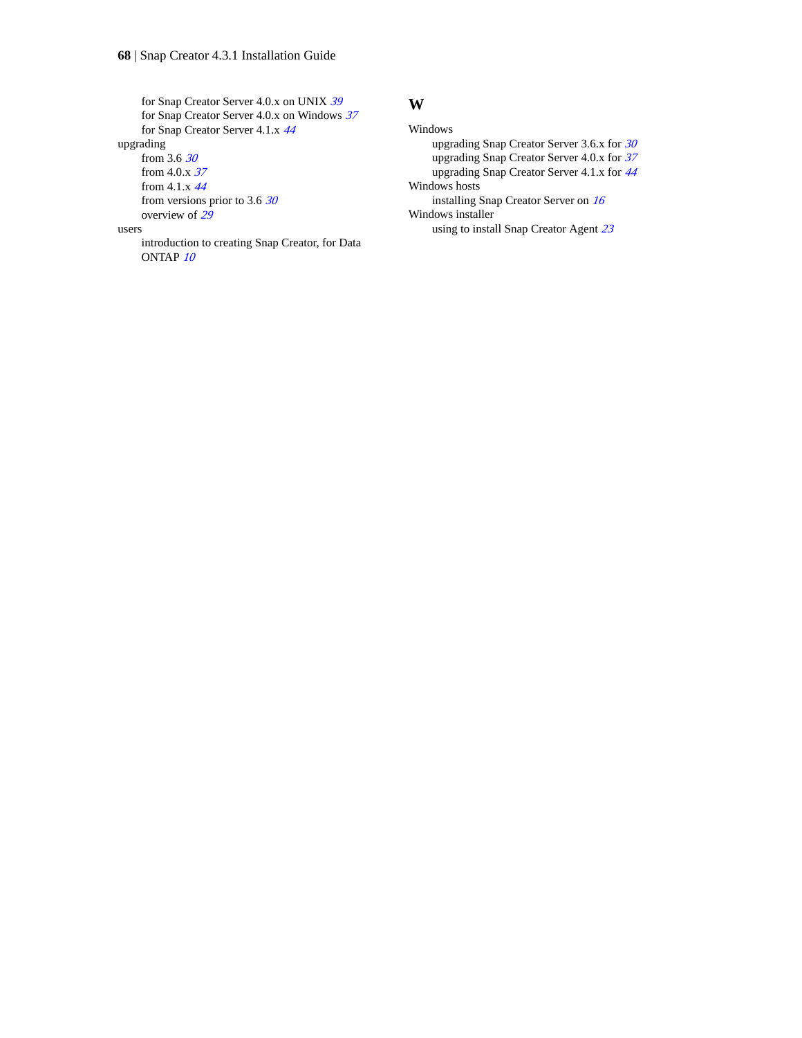for Snap Creator Server 4.0.x on UNIX *39*
for Snap Creator Server 4.0.x on Windows *37*
for Snap Creator Server 4.1.x *44*

upgrading
- from 3.6 *30*
- from 4.0.x *37*
- from 4.1.x *44*
- from versions prior to 3.6 *30*
- overview of *29*

users
- introduction to creating Snap Creator, for Data ONTAP *10*

## W

Windows
- upgrading Snap Creator Server 3.6.x for *30*
- upgrading Snap Creator Server 4.0.x for *37*
- upgrading Snap Creator Server 4.1.x for *44*

Windows hosts
- installing Snap Creator Server on *16*

Windows installer
- using to install Snap Creator Agent *23*